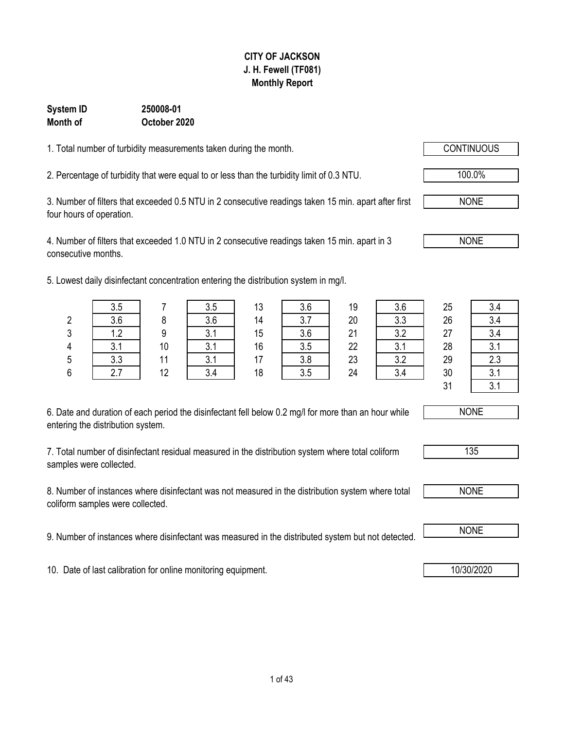**CITY OF JACKSON**
**J. H. Fewell (TF081)**
**Monthly Report**

**System ID** **250008-01**
**Month of** **October 2020**

1. Total number of turbidity measurements taken during the month. CONTINUOUS

2. Percentage of turbidity that were equal to or less than the turbidity limit of 0.3 NTU. 100.0%

3. Number of filters that exceeded 0.5 NTU in 2 consecutive readings taken 15 min. apart after first four hours of operation. NONE

4. Number of filters that exceeded 1.0 NTU in 2 consecutive readings taken 15 min. apart in 3 consecutive months. NONE

5. Lowest daily disinfectant concentration entering the distribution system in mg/l.

| | | | | | | | | | |
|---|---|---|---|---|---|---|---|---|---|
| | 3.5 | 7 | 3.5 | 13 | 3.6 | 19 | 3.6 | 25 | 3.4 |
| 2 | 3.6 | 8 | 3.6 | 14 | 3.7 | 20 | 3.3 | 26 | 3.4 |
| 3 | 1.2 | 9 | 3.1 | 15 | 3.6 | 21 | 3.2 | 27 | 3.4 |
| 4 | 3.1 | 10 | 3.1 | 16 | 3.5 | 22 | 3.1 | 28 | 3.1 |
| 5 | 3.3 | 11 | 3.1 | 17 | 3.8 | 23 | 3.2 | 29 | 2.3 |
| 6 | 2.7 | 12 | 3.4 | 18 | 3.5 | 24 | 3.4 | 30 | 3.1 |
| | | | | | | | | 31 | 3.1 |

6. Date and duration of each period the disinfectant fell below 0.2 mg/l for more than an hour while entering the distribution system. NONE

7. Total number of disinfectant residual measured in the distribution system where total coliform samples were collected. 135

8. Number of instances where disinfectant was not measured in the distribution system where total coliform samples were collected. NONE

9. Number of instances where disinfectant was measured in the distributed system but not detected. NONE

10. Date of last calibration for online monitoring equipment. 10/30/2020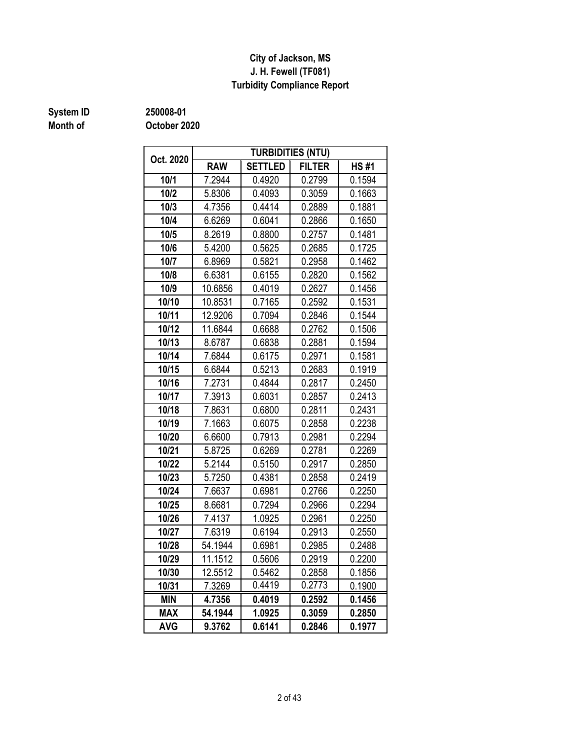**City of Jackson, MS**
**J. H. Fewell (TF081)**
**Turbidity Compliance Report**

**System ID** 250008-01
**Month of** October 2020

| Oct. 2020 | TURBIDITIES (NTU) | | | |
|---|---|---|---|---|
| | **RAW** | **SETTLED** | **FILTER** | **HS #1** |
| **10/1** | 7.2944 | 0.4920 | 0.2799 | 0.1594 |
| **10/2** | 5.8306 | 0.4093 | 0.3059 | 0.1663 |
| **10/3** | 4.7356 | 0.4414 | 0.2889 | 0.1881 |
| **10/4** | 6.6269 | 0.6041 | 0.2866 | 0.1650 |
| **10/5** | 8.2619 | 0.8800 | 0.2757 | 0.1481 |
| **10/6** | 5.4200 | 0.5625 | 0.2685 | 0.1725 |
| **10/7** | 6.8969 | 0.5821 | 0.2958 | 0.1462 |
| **10/8** | 6.6381 | 0.6155 | 0.2820 | 0.1562 |
| **10/9** | 10.6856 | 0.4019 | 0.2627 | 0.1456 |
| **10/10** | 10.8531 | 0.7165 | 0.2592 | 0.1531 |
| **10/11** | 12.9206 | 0.7094 | 0.2846 | 0.1544 |
| **10/12** | 11.6844 | 0.6688 | 0.2762 | 0.1506 |
| **10/13** | 8.6787 | 0.6838 | 0.2881 | 0.1594 |
| **10/14** | 7.6844 | 0.6175 | 0.2971 | 0.1581 |
| **10/15** | 6.6844 | 0.5213 | 0.2683 | 0.1919 |
| **10/16** | 7.2731 | 0.4844 | 0.2817 | 0.2450 |
| **10/17** | 7.3913 | 0.6031 | 0.2857 | 0.2413 |
| **10/18** | 7.8631 | 0.6800 | 0.2811 | 0.2431 |
| **10/19** | 7.1663 | 0.6075 | 0.2858 | 0.2238 |
| **10/20** | 6.6600 | 0.7913 | 0.2981 | 0.2294 |
| **10/21** | 5.8725 | 0.6269 | 0.2781 | 0.2269 |
| **10/22** | 5.2144 | 0.5150 | 0.2917 | 0.2850 |
| **10/23** | 5.7250 | 0.4381 | 0.2858 | 0.2419 |
| **10/24** | 7.6637 | 0.6981 | 0.2766 | 0.2250 |
| **10/25** | 8.6681 | 0.7294 | 0.2966 | 0.2294 |
| **10/26** | 7.4137 | 1.0925 | 0.2961 | 0.2250 |
| **10/27** | 7.6319 | 0.6194 | 0.2913 | 0.2550 |
| **10/28** | 54.1944 | 0.6981 | 0.2985 | 0.2488 |
| **10/29** | 11.1512 | 0.5606 | 0.2919 | 0.2200 |
| **10/30** | 12.5512 | 0.5462 | 0.2858 | 0.1856 |
| **10/31** | 7.3269 | 0.4419 | 0.2773 | 0.1900 |
| **MIN** | **4.7356** | **0.4019** | **0.2592** | **0.1456** |
| **MAX** | **54.1944** | **1.0925** | **0.3059** | **0.2850** |
| **AVG** | **9.3762** | **0.6141** | **0.2846** | **0.1977** |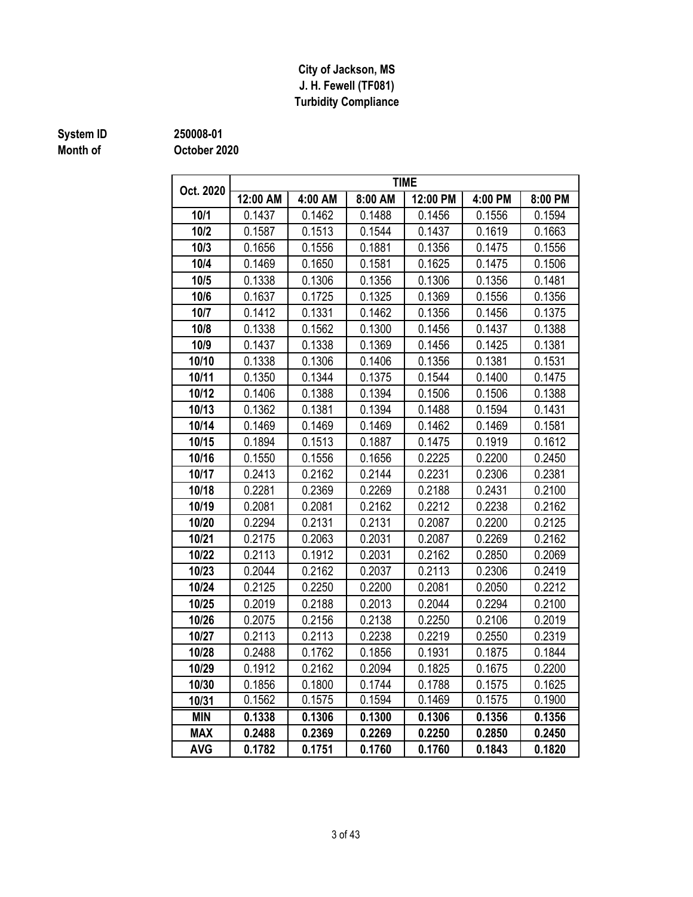**City of Jackson, MS**
**J. H. Fewell (TF081)**
**Turbidity Compliance**

**System ID** 250008-01
**Month of** October 2020

| Oct. 2020 | TIME | | | | | |
|---|---|---|---|---|---|---|
| | 12:00 AM | 4:00 AM | 8:00 AM | 12:00 PM | 4:00 PM | 8:00 PM |
| 10/1 | 0.1437 | 0.1462 | 0.1488 | 0.1456 | 0.1556 | 0.1594 |
| 10/2 | 0.1587 | 0.1513 | 0.1544 | 0.1437 | 0.1619 | 0.1663 |
| 10/3 | 0.1656 | 0.1556 | 0.1881 | 0.1356 | 0.1475 | 0.1556 |
| 10/4 | 0.1469 | 0.1650 | 0.1581 | 0.1625 | 0.1475 | 0.1506 |
| 10/5 | 0.1338 | 0.1306 | 0.1356 | 0.1306 | 0.1356 | 0.1481 |
| 10/6 | 0.1637 | 0.1725 | 0.1325 | 0.1369 | 0.1556 | 0.1356 |
| 10/7 | 0.1412 | 0.1331 | 0.1462 | 0.1356 | 0.1456 | 0.1375 |
| 10/8 | 0.1338 | 0.1562 | 0.1300 | 0.1456 | 0.1437 | 0.1388 |
| 10/9 | 0.1437 | 0.1338 | 0.1369 | 0.1456 | 0.1425 | 0.1381 |
| 10/10 | 0.1338 | 0.1306 | 0.1406 | 0.1356 | 0.1381 | 0.1531 |
| 10/11 | 0.1350 | 0.1344 | 0.1375 | 0.1544 | 0.1400 | 0.1475 |
| 10/12 | 0.1406 | 0.1388 | 0.1394 | 0.1506 | 0.1506 | 0.1388 |
| 10/13 | 0.1362 | 0.1381 | 0.1394 | 0.1488 | 0.1594 | 0.1431 |
| 10/14 | 0.1469 | 0.1469 | 0.1469 | 0.1462 | 0.1469 | 0.1581 |
| 10/15 | 0.1894 | 0.1513 | 0.1887 | 0.1475 | 0.1919 | 0.1612 |
| 10/16 | 0.1550 | 0.1556 | 0.1656 | 0.2225 | 0.2200 | 0.2450 |
| 10/17 | 0.2413 | 0.2162 | 0.2144 | 0.2231 | 0.2306 | 0.2381 |
| 10/18 | 0.2281 | 0.2369 | 0.2269 | 0.2188 | 0.2431 | 0.2100 |
| 10/19 | 0.2081 | 0.2081 | 0.2162 | 0.2212 | 0.2238 | 0.2162 |
| 10/20 | 0.2294 | 0.2131 | 0.2131 | 0.2087 | 0.2200 | 0.2125 |
| 10/21 | 0.2175 | 0.2063 | 0.2031 | 0.2087 | 0.2269 | 0.2162 |
| 10/22 | 0.2113 | 0.1912 | 0.2031 | 0.2162 | 0.2850 | 0.2069 |
| 10/23 | 0.2044 | 0.2162 | 0.2037 | 0.2113 | 0.2306 | 0.2419 |
| 10/24 | 0.2125 | 0.2250 | 0.2200 | 0.2081 | 0.2050 | 0.2212 |
| 10/25 | 0.2019 | 0.2188 | 0.2013 | 0.2044 | 0.2294 | 0.2100 |
| 10/26 | 0.2075 | 0.2156 | 0.2138 | 0.2250 | 0.2106 | 0.2019 |
| 10/27 | 0.2113 | 0.2113 | 0.2238 | 0.2219 | 0.2550 | 0.2319 |
| 10/28 | 0.2488 | 0.1762 | 0.1856 | 0.1931 | 0.1875 | 0.1844 |
| 10/29 | 0.1912 | 0.2162 | 0.2094 | 0.1825 | 0.1675 | 0.2200 |
| 10/30 | 0.1856 | 0.1800 | 0.1744 | 0.1788 | 0.1575 | 0.1625 |
| 10/31 | 0.1562 | 0.1575 | 0.1594 | 0.1469 | 0.1575 | 0.1900 |
| **MIN** | **0.1338** | **0.1306** | **0.1300** | **0.1306** | **0.1356** | **0.1356** |
| **MAX** | **0.2488** | **0.2369** | **0.2269** | **0.2250** | **0.2850** | **0.2450** |
| **AVG** | **0.1782** | **0.1751** | **0.1760** | **0.1760** | **0.1843** | **0.1820** |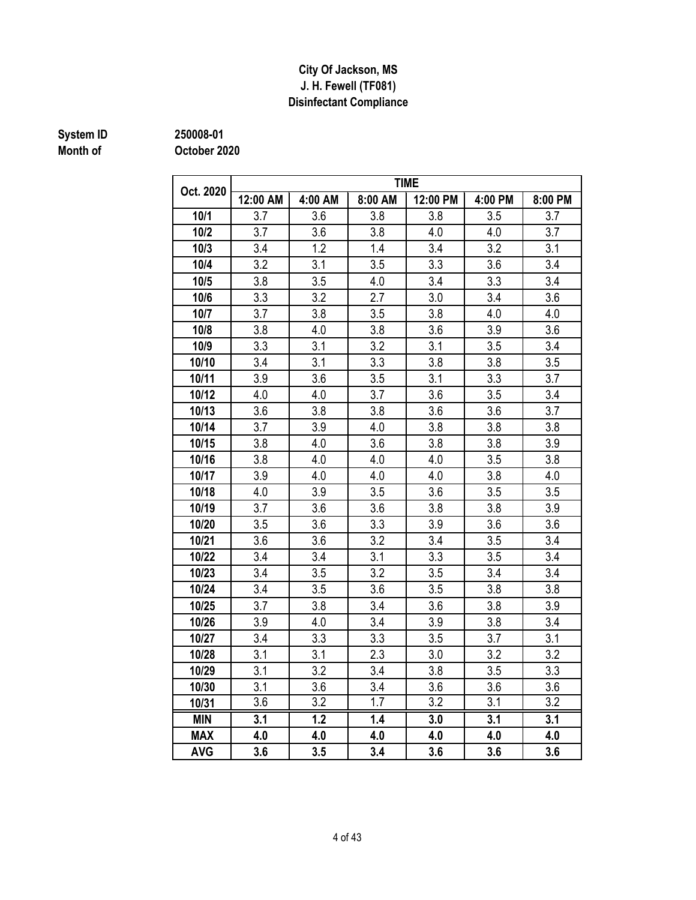**City Of Jackson, MS**
**J. H. Fewell (TF081)**
**Disinfectant Compliance**

**System ID** 250008-01
**Month of** October 2020

| Oct. 2020 | TIME | | | | | |
|---|---|---|---|---|---|---|
| | 12:00 AM | 4:00 AM | 8:00 AM | 12:00 PM | 4:00 PM | 8:00 PM |
| 10/1 | 3.7 | 3.6 | 3.8 | 3.8 | 3.5 | 3.7 |
| 10/2 | 3.7 | 3.6 | 3.8 | 4.0 | 4.0 | 3.7 |
| 10/3 | 3.4 | 1.2 | 1.4 | 3.4 | 3.2 | 3.1 |
| 10/4 | 3.2 | 3.1 | 3.5 | 3.3 | 3.6 | 3.4 |
| 10/5 | 3.8 | 3.5 | 4.0 | 3.4 | 3.3 | 3.4 |
| 10/6 | 3.3 | 3.2 | 2.7 | 3.0 | 3.4 | 3.6 |
| 10/7 | 3.7 | 3.8 | 3.5 | 3.8 | 4.0 | 4.0 |
| 10/8 | 3.8 | 4.0 | 3.8 | 3.6 | 3.9 | 3.6 |
| 10/9 | 3.3 | 3.1 | 3.2 | 3.1 | 3.5 | 3.4 |
| 10/10 | 3.4 | 3.1 | 3.3 | 3.8 | 3.8 | 3.5 |
| 10/11 | 3.9 | 3.6 | 3.5 | 3.1 | 3.3 | 3.7 |
| 10/12 | 4.0 | 4.0 | 3.7 | 3.6 | 3.5 | 3.4 |
| 10/13 | 3.6 | 3.8 | 3.8 | 3.6 | 3.6 | 3.7 |
| 10/14 | 3.7 | 3.9 | 4.0 | 3.8 | 3.8 | 3.8 |
| 10/15 | 3.8 | 4.0 | 3.6 | 3.8 | 3.8 | 3.9 |
| 10/16 | 3.8 | 4.0 | 4.0 | 4.0 | 3.5 | 3.8 |
| 10/17 | 3.9 | 4.0 | 4.0 | 4.0 | 3.8 | 4.0 |
| 10/18 | 4.0 | 3.9 | 3.5 | 3.6 | 3.5 | 3.5 |
| 10/19 | 3.7 | 3.6 | 3.6 | 3.8 | 3.8 | 3.9 |
| 10/20 | 3.5 | 3.6 | 3.3 | 3.9 | 3.6 | 3.6 |
| 10/21 | 3.6 | 3.6 | 3.2 | 3.4 | 3.5 | 3.4 |
| 10/22 | 3.4 | 3.4 | 3.1 | 3.3 | 3.5 | 3.4 |
| 10/23 | 3.4 | 3.5 | 3.2 | 3.5 | 3.4 | 3.4 |
| 10/24 | 3.4 | 3.5 | 3.6 | 3.5 | 3.8 | 3.8 |
| 10/25 | 3.7 | 3.8 | 3.4 | 3.6 | 3.8 | 3.9 |
| 10/26 | 3.9 | 4.0 | 3.4 | 3.9 | 3.8 | 3.4 |
| 10/27 | 3.4 | 3.3 | 3.3 | 3.5 | 3.7 | 3.1 |
| 10/28 | 3.1 | 3.1 | 2.3 | 3.0 | 3.2 | 3.2 |
| 10/29 | 3.1 | 3.2 | 3.4 | 3.8 | 3.5 | 3.3 |
| 10/30 | 3.1 | 3.6 | 3.4 | 3.6 | 3.6 | 3.6 |
| 10/31 | 3.6 | 3.2 | 1.7 | 3.2 | 3.1 | 3.2 |
| **MIN** | **3.1** | **1.2** | **1.4** | **3.0** | **3.1** | **3.1** |
| **MAX** | **4.0** | **4.0** | **4.0** | **4.0** | **4.0** | **4.0** |
| **AVG** | **3.6** | **3.5** | **3.4** | **3.6** | **3.6** | **3.6** |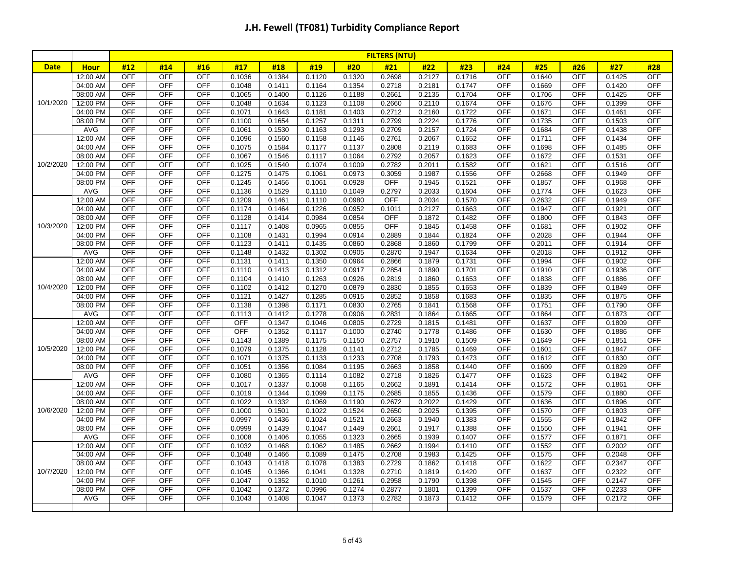# J.H. Fewell (TF081) Turbidity Compliance Report

| | | FILTERS (NTU) | | | | | | | | | | | | | | |
|---|---|---|---|---|---|---|---|---|---|---|---|---|---|---|---|---|
| **Date** | **Hour** | **#12** | **#14** | **#16** | **#17** | **#18** | **#19** | **#20** | **#21** | **#22** | **#23** | **#24** | **#25** | **#26** | **#27** | **#28** |
| 10/1/2020 | 12:00 AM | OFF | OFF | OFF | 0.1036 | 0.1384 | 0.1120 | 0.1320 | 0.2698 | 0.2127 | 0.1716 | OFF | 0.1640 | OFF | 0.1425 | OFF |
| | 04:00 AM | OFF | OFF | OFF | 0.1048 | 0.1411 | 0.1164 | 0.1354 | 0.2718 | 0.2181 | 0.1747 | OFF | 0.1669 | OFF | 0.1420 | OFF |
| | 08:00 AM | OFF | OFF | OFF | 0.1065 | 0.1400 | 0.1126 | 0.1188 | 0.2661 | 0.2135 | 0.1704 | OFF | 0.1706 | OFF | 0.1425 | OFF |
| | 12:00 PM | OFF | OFF | OFF | 0.1048 | 0.1634 | 0.1123 | 0.1108 | 0.2660 | 0.2110 | 0.1674 | OFF | 0.1676 | OFF | 0.1399 | OFF |
| | 04:00 PM | OFF | OFF | OFF | 0.1071 | 0.1643 | 0.1181 | 0.1403 | 0.2712 | 0.2160 | 0.1722 | OFF | 0.1671 | OFF | 0.1461 | OFF |
| | 08:00 PM | OFF | OFF | OFF | 0.1100 | 0.1654 | 0.1257 | 0.1311 | 0.2799 | 0.2224 | 0.1776 | OFF | 0.1735 | OFF | 0.1503 | OFF |
| | AVG | OFF | OFF | OFF | 0.1061 | 0.1530 | 0.1163 | 0.1293 | 0.2709 | 0.2157 | 0.1724 | OFF | 0.1684 | OFF | 0.1438 | OFF |
| 10/2/2020 | 12:00 AM | OFF | OFF | OFF | 0.1096 | 0.1560 | 0.1158 | 0.1146 | 0.2761 | 0.2067 | 0.1652 | OFF | 0.1711 | OFF | 0.1434 | OFF |
| | 04:00 AM | OFF | OFF | OFF | 0.1075 | 0.1584 | 0.1177 | 0.1137 | 0.2808 | 0.2119 | 0.1683 | OFF | 0.1698 | OFF | 0.1485 | OFF |
| | 08:00 AM | OFF | OFF | OFF | 0.1067 | 0.1546 | 0.1117 | 0.1064 | 0.2792 | 0.2057 | 0.1623 | OFF | 0.1672 | OFF | 0.1531 | OFF |
| | 12:00 PM | OFF | OFF | OFF | 0.1025 | 0.1540 | 0.1074 | 0.1009 | 0.2782 | 0.2011 | 0.1582 | OFF | 0.1621 | OFF | 0.1516 | OFF |
| | 04:00 PM | OFF | OFF | OFF | 0.1275 | 0.1475 | 0.1061 | 0.0973 | 0.3059 | 0.1987 | 0.1556 | OFF | 0.2668 | OFF | 0.1949 | OFF |
| | 08:00 PM | OFF | OFF | OFF | 0.1245 | 0.1456 | 0.1061 | 0.0928 | OFF | 0.1945 | 0.1521 | OFF | 0.1857 | OFF | 0.1968 | OFF |
| | AVG | OFF | OFF | OFF | 0.1136 | 0.1529 | 0.1110 | 0.1049 | 0.2797 | 0.2033 | 0.1604 | OFF | 0.1774 | OFF | 0.1623 | OFF |
| 10/3/2020 | 12:00 AM | OFF | OFF | OFF | 0.1209 | 0.1461 | 0.1110 | 0.0980 | OFF | 0.2034 | 0.1570 | OFF | 0.2632 | OFF | 0.1949 | OFF |
| | 04:00 AM | OFF | OFF | OFF | 0.1174 | 0.1464 | 0.1226 | 0.0952 | 0.1011 | 0.2127 | 0.1663 | OFF | 0.1947 | OFF | 0.1921 | OFF |
| | 08:00 AM | OFF | OFF | OFF | 0.1128 | 0.1414 | 0.0984 | 0.0854 | OFF | 0.1872 | 0.1482 | OFF | 0.1800 | OFF | 0.1843 | OFF |
| | 12:00 PM | OFF | OFF | OFF | 0.1117 | 0.1408 | 0.0965 | 0.0855 | OFF | 0.1845 | 0.1458 | OFF | 0.1681 | OFF | 0.1902 | OFF |
| | 04:00 PM | OFF | OFF | OFF | 0.1108 | 0.1431 | 0.1994 | 0.0914 | 0.2889 | 0.1844 | 0.1824 | OFF | 0.2028 | OFF | 0.1944 | OFF |
| | 08:00 PM | OFF | OFF | OFF | 0.1123 | 0.1411 | 0.1435 | 0.0860 | 0.2868 | 0.1860 | 0.1799 | OFF | 0.2011 | OFF | 0.1914 | OFF |
| | AVG | OFF | OFF | OFF | 0.1148 | 0.1432 | 0.1302 | 0.0905 | 0.2870 | 0.1947 | 0.1634 | OFF | 0.2018 | OFF | 0.1912 | OFF |
| 10/4/2020 | 12:00 AM | OFF | OFF | OFF | 0.1131 | 0.1411 | 0.1350 | 0.0964 | 0.2866 | 0.1879 | 0.1731 | OFF | 0.1994 | OFF | 0.1902 | OFF |
| | 04:00 AM | OFF | OFF | OFF | 0.1110 | 0.1413 | 0.1312 | 0.0917 | 0.2854 | 0.1890 | 0.1701 | OFF | 0.1910 | OFF | 0.1936 | OFF |
| | 08:00 AM | OFF | OFF | OFF | 0.1104 | 0.1410 | 0.1263 | 0.0926 | 0.2819 | 0.1860 | 0.1653 | OFF | 0.1838 | OFF | 0.1886 | OFF |
| | 12:00 PM | OFF | OFF | OFF | 0.1102 | 0.1412 | 0.1270 | 0.0879 | 0.2830 | 0.1855 | 0.1653 | OFF | 0.1839 | OFF | 0.1849 | OFF |
| | 04:00 PM | OFF | OFF | OFF | 0.1121 | 0.1427 | 0.1285 | 0.0915 | 0.2852 | 0.1858 | 0.1683 | OFF | 0.1835 | OFF | 0.1875 | OFF |
| | 08:00 PM | OFF | OFF | OFF | 0.1138 | 0.1398 | 0.1171 | 0.0830 | 0.2765 | 0.1841 | 0.1568 | OFF | 0.1751 | OFF | 0.1790 | OFF |
| | AVG | OFF | OFF | OFF | 0.1113 | 0.1412 | 0.1278 | 0.0906 | 0.2831 | 0.1864 | 0.1665 | OFF | 0.1864 | OFF | 0.1873 | OFF |
| 10/5/2020 | 12:00 AM | OFF | OFF | OFF | OFF | 0.1347 | 0.1046 | 0.0805 | 0.2729 | 0.1815 | 0.1481 | OFF | 0.1637 | OFF | 0.1809 | OFF |
| | 04:00 AM | OFF | OFF | OFF | OFF | 0.1352 | 0.1117 | 0.1000 | 0.2740 | 0.1778 | 0.1486 | OFF | 0.1630 | OFF | 0.1886 | OFF |
| | 08:00 AM | OFF | OFF | OFF | 0.1143 | 0.1389 | 0.1175 | 0.1150 | 0.2757 | 0.1910 | 0.1509 | OFF | 0.1649 | OFF | 0.1851 | OFF |
| | 12:00 PM | OFF | OFF | OFF | 0.1079 | 0.1375 | 0.1128 | 0.1141 | 0.2712 | 0.1785 | 0.1469 | OFF | 0.1601 | OFF | 0.1847 | OFF |
| | 04:00 PM | OFF | OFF | OFF | 0.1071 | 0.1375 | 0.1133 | 0.1233 | 0.2708 | 0.1793 | 0.1473 | OFF | 0.1612 | OFF | 0.1830 | OFF |
| | 08:00 PM | OFF | OFF | OFF | 0.1051 | 0.1356 | 0.1084 | 0.1195 | 0.2663 | 0.1858 | 0.1440 | OFF | 0.1609 | OFF | 0.1829 | OFF |
| | AVG | OFF | OFF | OFF | 0.1080 | 0.1365 | 0.1114 | 0.1082 | 0.2718 | 0.1826 | 0.1477 | OFF | 0.1623 | OFF | 0.1842 | OFF |
| 10/6/2020 | 12:00 AM | OFF | OFF | OFF | 0.1017 | 0.1337 | 0.1068 | 0.1165 | 0.2662 | 0.1891 | 0.1414 | OFF | 0.1572 | OFF | 0.1861 | OFF |
| | 04:00 AM | OFF | OFF | OFF | 0.1019 | 0.1344 | 0.1099 | 0.1175 | 0.2685 | 0.1855 | 0.1436 | OFF | 0.1579 | OFF | 0.1880 | OFF |
| | 08:00 AM | OFF | OFF | OFF | 0.1022 | 0.1332 | 0.1069 | 0.1190 | 0.2672 | 0.2022 | 0.1429 | OFF | 0.1636 | OFF | 0.1896 | OFF |
| | 12:00 PM | OFF | OFF | OFF | 0.1000 | 0.1501 | 0.1022 | 0.1524 | 0.2650 | 0.2025 | 0.1395 | OFF | 0.1570 | OFF | 0.1803 | OFF |
| | 04:00 PM | OFF | OFF | OFF | 0.0997 | 0.1436 | 0.1024 | 0.1521 | 0.2663 | 0.1940 | 0.1383 | OFF | 0.1555 | OFF | 0.1842 | OFF |
| | 08:00 PM | OFF | OFF | OFF | 0.0999 | 0.1439 | 0.1047 | 0.1449 | 0.2661 | 0.1917 | 0.1388 | OFF | 0.1550 | OFF | 0.1941 | OFF |
| | AVG | OFF | OFF | OFF | 0.1008 | 0.1406 | 0.1055 | 0.1323 | 0.2665 | 0.1939 | 0.1407 | OFF | 0.1577 | OFF | 0.1871 | OFF |
| 10/7/2020 | 12:00 AM | OFF | OFF | OFF | 0.1032 | 0.1468 | 0.1062 | 0.1485 | 0.2662 | 0.1994 | 0.1410 | OFF | 0.1552 | OFF | 0.2002 | OFF |
| | 04:00 AM | OFF | OFF | OFF | 0.1048 | 0.1466 | 0.1089 | 0.1475 | 0.2708 | 0.1983 | 0.1425 | OFF | 0.1575 | OFF | 0.2048 | OFF |
| | 08:00 AM | OFF | OFF | OFF | 0.1043 | 0.1418 | 0.1078 | 0.1383 | 0.2729 | 0.1862 | 0.1418 | OFF | 0.1622 | OFF | 0.2347 | OFF |
| | 12:00 PM | OFF | OFF | OFF | 0.1045 | 0.1366 | 0.1041 | 0.1328 | 0.2710 | 0.1819 | 0.1420 | OFF | 0.1637 | OFF | 0.2322 | OFF |
| | 04:00 PM | OFF | OFF | OFF | 0.1047 | 0.1352 | 0.1010 | 0.1261 | 0.2958 | 0.1790 | 0.1398 | OFF | 0.1545 | OFF | 0.2147 | OFF |
| | 08:00 PM | OFF | OFF | OFF | 0.1042 | 0.1372 | 0.0996 | 0.1274 | 0.2877 | 0.1801 | 0.1399 | OFF | 0.1537 | OFF | 0.2233 | OFF |
| | AVG | OFF | OFF | OFF | 0.1043 | 0.1408 | 0.1047 | 0.1373 | 0.2782 | 0.1873 | 0.1412 | OFF | 0.1579 | OFF | 0.2172 | OFF |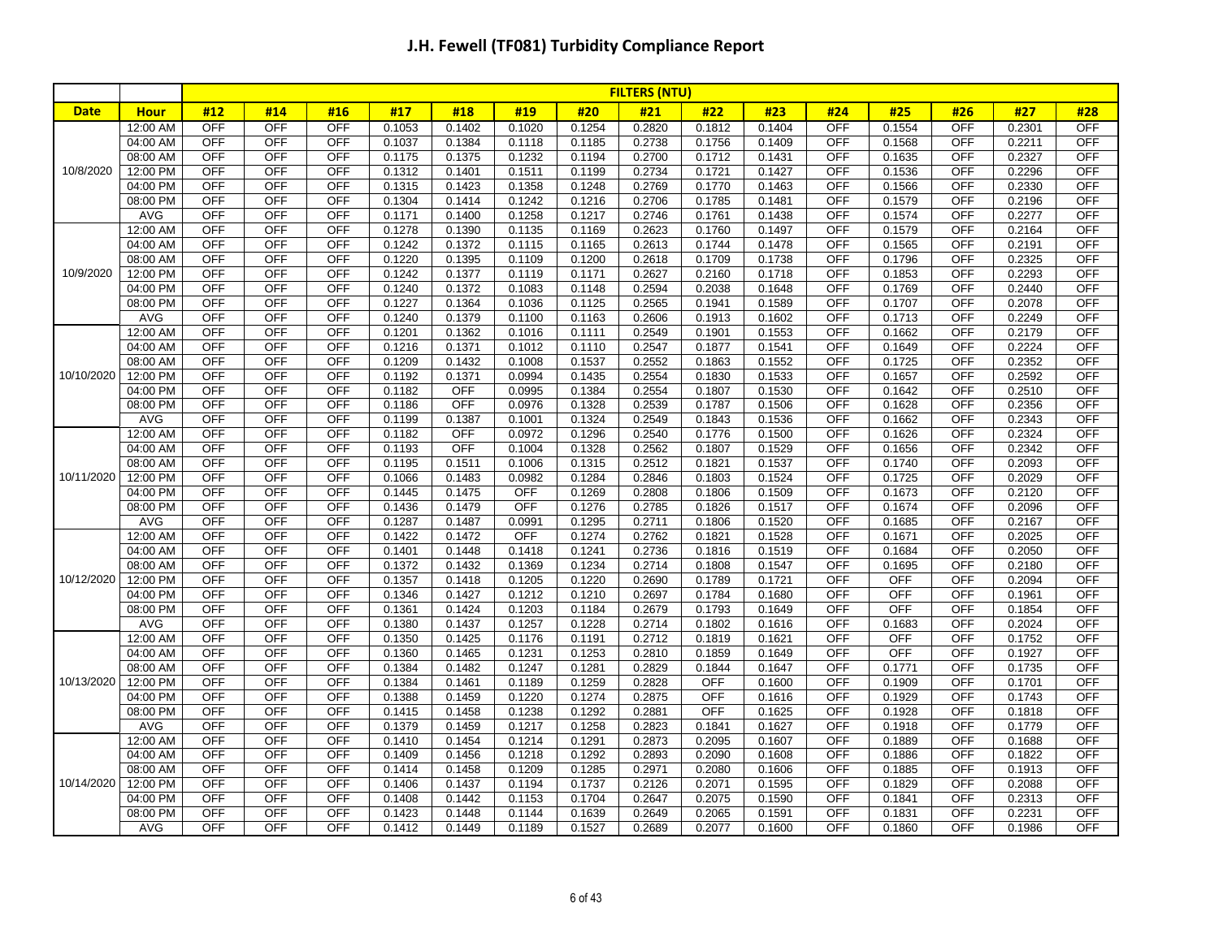# J.H. Fewell (TF081) Turbidity Compliance Report

| | | FILTERS (NTU) | | | | | | | | | | | | | | |
|---|---|---|---|---|---|---|---|---|---|---|---|---|---|---|---|---|
| Date | Hour | #12 | #14 | #16 | #17 | #18 | #19 | #20 | #21 | #22 | #23 | #24 | #25 | #26 | #27 | #28 |
| 10/8/2020 | 12:00 AM | OFF | OFF | OFF | 0.1053 | 0.1402 | 0.1020 | 0.1254 | 0.2820 | 0.1812 | 0.1404 | OFF | 0.1554 | OFF | 0.2301 | OFF |
| | 04:00 AM | OFF | OFF | OFF | 0.1037 | 0.1384 | 0.1118 | 0.1185 | 0.2738 | 0.1756 | 0.1409 | OFF | 0.1568 | OFF | 0.2211 | OFF |
| | 08:00 AM | OFF | OFF | OFF | 0.1175 | 0.1375 | 0.1232 | 0.1194 | 0.2700 | 0.1712 | 0.1431 | OFF | 0.1635 | OFF | 0.2327 | OFF |
| | 12:00 PM | OFF | OFF | OFF | 0.1312 | 0.1401 | 0.1511 | 0.1199 | 0.2734 | 0.1721 | 0.1427 | OFF | 0.1536 | OFF | 0.2296 | OFF |
| | 04:00 PM | OFF | OFF | OFF | 0.1315 | 0.1423 | 0.1358 | 0.1248 | 0.2769 | 0.1770 | 0.1463 | OFF | 0.1566 | OFF | 0.2330 | OFF |
| | 08:00 PM | OFF | OFF | OFF | 0.1304 | 0.1414 | 0.1242 | 0.1216 | 0.2706 | 0.1785 | 0.1481 | OFF | 0.1579 | OFF | 0.2196 | OFF |
| | AVG | OFF | OFF | OFF | 0.1171 | 0.1400 | 0.1258 | 0.1217 | 0.2746 | 0.1761 | 0.1438 | OFF | 0.1574 | OFF | 0.2277 | OFF |
| 10/9/2020 | 12:00 AM | OFF | OFF | OFF | 0.1278 | 0.1390 | 0.1135 | 0.1169 | 0.2623 | 0.1760 | 0.1497 | OFF | 0.1579 | OFF | 0.2164 | OFF |
| | 04:00 AM | OFF | OFF | OFF | 0.1242 | 0.1372 | 0.1115 | 0.1165 | 0.2613 | 0.1744 | 0.1478 | OFF | 0.1565 | OFF | 0.2191 | OFF |
| | 08:00 AM | OFF | OFF | OFF | 0.1220 | 0.1395 | 0.1109 | 0.1200 | 0.2618 | 0.1709 | 0.1738 | OFF | 0.1796 | OFF | 0.2325 | OFF |
| | 12:00 PM | OFF | OFF | OFF | 0.1242 | 0.1377 | 0.1119 | 0.1171 | 0.2627 | 0.2160 | 0.1718 | OFF | 0.1853 | OFF | 0.2293 | OFF |
| | 04:00 PM | OFF | OFF | OFF | 0.1240 | 0.1372 | 0.1083 | 0.1148 | 0.2594 | 0.2038 | 0.1648 | OFF | 0.1769 | OFF | 0.2440 | OFF |
| | 08:00 PM | OFF | OFF | OFF | 0.1227 | 0.1364 | 0.1036 | 0.1125 | 0.2565 | 0.1941 | 0.1589 | OFF | 0.1707 | OFF | 0.2078 | OFF |
| | AVG | OFF | OFF | OFF | 0.1240 | 0.1379 | 0.1100 | 0.1163 | 0.2606 | 0.1913 | 0.1602 | OFF | 0.1713 | OFF | 0.2249 | OFF |
| 10/10/2020 | 12:00 AM | OFF | OFF | OFF | 0.1201 | 0.1362 | 0.1016 | 0.1111 | 0.2549 | 0.1901 | 0.1553 | OFF | 0.1662 | OFF | 0.2179 | OFF |
| | 04:00 AM | OFF | OFF | OFF | 0.1216 | 0.1371 | 0.1012 | 0.1110 | 0.2547 | 0.1877 | 0.1541 | OFF | 0.1649 | OFF | 0.2224 | OFF |
| | 08:00 AM | OFF | OFF | OFF | 0.1209 | 0.1432 | 0.1008 | 0.1537 | 0.2552 | 0.1863 | 0.1552 | OFF | 0.1725 | OFF | 0.2352 | OFF |
| | 12:00 PM | OFF | OFF | OFF | 0.1192 | 0.1371 | 0.0994 | 0.1435 | 0.2554 | 0.1830 | 0.1533 | OFF | 0.1657 | OFF | 0.2592 | OFF |
| | 04:00 PM | OFF | OFF | OFF | 0.1182 | OFF | 0.0995 | 0.1384 | 0.2554 | 0.1807 | 0.1530 | OFF | 0.1642 | OFF | 0.2510 | OFF |
| | 08:00 PM | OFF | OFF | OFF | 0.1186 | OFF | 0.0976 | 0.1328 | 0.2539 | 0.1787 | 0.1506 | OFF | 0.1628 | OFF | 0.2356 | OFF |
| | AVG | OFF | OFF | OFF | 0.1199 | 0.1387 | 0.1001 | 0.1324 | 0.2549 | 0.1843 | 0.1536 | OFF | 0.1662 | OFF | 0.2343 | OFF |
| 10/11/2020 | 12:00 AM | OFF | OFF | OFF | 0.1182 | OFF | 0.0972 | 0.1296 | 0.2540 | 0.1776 | 0.1500 | OFF | 0.1626 | OFF | 0.2324 | OFF |
| | 04:00 AM | OFF | OFF | OFF | 0.1193 | OFF | 0.1004 | 0.1328 | 0.2562 | 0.1807 | 0.1529 | OFF | 0.1656 | OFF | 0.2342 | OFF |
| | 08:00 AM | OFF | OFF | OFF | 0.1195 | 0.1511 | 0.1006 | 0.1315 | 0.2512 | 0.1821 | 0.1537 | OFF | 0.1740 | OFF | 0.2093 | OFF |
| | 12:00 PM | OFF | OFF | OFF | 0.1066 | 0.1483 | 0.0982 | 0.1284 | 0.2846 | 0.1803 | 0.1524 | OFF | 0.1725 | OFF | 0.2029 | OFF |
| | 04:00 PM | OFF | OFF | OFF | 0.1445 | 0.1475 | OFF | 0.1269 | 0.2808 | 0.1806 | 0.1509 | OFF | 0.1673 | OFF | 0.2120 | OFF |
| | 08:00 PM | OFF | OFF | OFF | 0.1436 | 0.1479 | OFF | 0.1276 | 0.2785 | 0.1826 | 0.1517 | OFF | 0.1674 | OFF | 0.2096 | OFF |
| | AVG | OFF | OFF | OFF | 0.1287 | 0.1487 | 0.0991 | 0.1295 | 0.2711 | 0.1806 | 0.1520 | OFF | 0.1685 | OFF | 0.2167 | OFF |
| 10/12/2020 | 12:00 AM | OFF | OFF | OFF | 0.1422 | 0.1472 | OFF | 0.1274 | 0.2762 | 0.1821 | 0.1528 | OFF | 0.1671 | OFF | 0.2025 | OFF |
| | 04:00 AM | OFF | OFF | OFF | 0.1401 | 0.1448 | 0.1418 | 0.1241 | 0.2736 | 0.1816 | 0.1519 | OFF | 0.1684 | OFF | 0.2050 | OFF |
| | 08:00 AM | OFF | OFF | OFF | 0.1372 | 0.1432 | 0.1369 | 0.1234 | 0.2714 | 0.1808 | 0.1547 | OFF | 0.1695 | OFF | 0.2180 | OFF |
| | 12:00 PM | OFF | OFF | OFF | 0.1357 | 0.1418 | 0.1205 | 0.1220 | 0.2690 | 0.1789 | 0.1721 | OFF | OFF | OFF | 0.2094 | OFF |
| | 04:00 PM | OFF | OFF | OFF | 0.1346 | 0.1427 | 0.1212 | 0.1210 | 0.2697 | 0.1784 | 0.1680 | OFF | OFF | OFF | 0.1961 | OFF |
| | 08:00 PM | OFF | OFF | OFF | 0.1361 | 0.1424 | 0.1203 | 0.1184 | 0.2679 | 0.1793 | 0.1649 | OFF | OFF | OFF | 0.1854 | OFF |
| | AVG | OFF | OFF | OFF | 0.1380 | 0.1437 | 0.1257 | 0.1228 | 0.2714 | 0.1802 | 0.1616 | OFF | 0.1683 | OFF | 0.2024 | OFF |
| 10/13/2020 | 12:00 AM | OFF | OFF | OFF | 0.1350 | 0.1425 | 0.1176 | 0.1191 | 0.2712 | 0.1819 | 0.1621 | OFF | OFF | OFF | 0.1752 | OFF |
| | 04:00 AM | OFF | OFF | OFF | 0.1360 | 0.1465 | 0.1231 | 0.1253 | 0.2810 | 0.1859 | 0.1649 | OFF | OFF | OFF | 0.1927 | OFF |
| | 08:00 AM | OFF | OFF | OFF | 0.1384 | 0.1482 | 0.1247 | 0.1281 | 0.2829 | 0.1844 | 0.1647 | OFF | 0.1771 | OFF | 0.1735 | OFF |
| | 12:00 PM | OFF | OFF | OFF | 0.1384 | 0.1461 | 0.1189 | 0.1259 | 0.2828 | OFF | 0.1600 | OFF | 0.1909 | OFF | 0.1701 | OFF |
| | 04:00 PM | OFF | OFF | OFF | 0.1388 | 0.1459 | 0.1220 | 0.1274 | 0.2875 | OFF | 0.1616 | OFF | 0.1929 | OFF | 0.1743 | OFF |
| | 08:00 PM | OFF | OFF | OFF | 0.1415 | 0.1458 | 0.1238 | 0.1292 | 0.2881 | OFF | 0.1625 | OFF | 0.1928 | OFF | 0.1818 | OFF |
| | AVG | OFF | OFF | OFF | 0.1379 | 0.1459 | 0.1217 | 0.1258 | 0.2823 | 0.1841 | 0.1627 | OFF | 0.1918 | OFF | 0.1779 | OFF |
| 10/14/2020 | 12:00 AM | OFF | OFF | OFF | 0.1410 | 0.1454 | 0.1214 | 0.1291 | 0.2873 | 0.2095 | 0.1607 | OFF | 0.1889 | OFF | 0.1688 | OFF |
| | 04:00 AM | OFF | OFF | OFF | 0.1409 | 0.1456 | 0.1218 | 0.1292 | 0.2893 | 0.2090 | 0.1608 | OFF | 0.1886 | OFF | 0.1822 | OFF |
| | 08:00 AM | OFF | OFF | OFF | 0.1414 | 0.1458 | 0.1209 | 0.1285 | 0.2971 | 0.2080 | 0.1606 | OFF | 0.1885 | OFF | 0.1913 | OFF |
| | 12:00 PM | OFF | OFF | OFF | 0.1406 | 0.1437 | 0.1194 | 0.1737 | 0.2126 | 0.2071 | 0.1595 | OFF | 0.1829 | OFF | 0.2088 | OFF |
| | 04:00 PM | OFF | OFF | OFF | 0.1408 | 0.1442 | 0.1153 | 0.1704 | 0.2647 | 0.2075 | 0.1590 | OFF | 0.1841 | OFF | 0.2313 | OFF |
| | 08:00 PM | OFF | OFF | OFF | 0.1423 | 0.1448 | 0.1144 | 0.1639 | 0.2649 | 0.2065 | 0.1591 | OFF | 0.1831 | OFF | 0.2231 | OFF |
| | AVG | OFF | OFF | OFF | 0.1412 | 0.1449 | 0.1189 | 0.1527 | 0.2689 | 0.2077 | 0.1600 | OFF | 0.1860 | OFF | 0.1986 | OFF |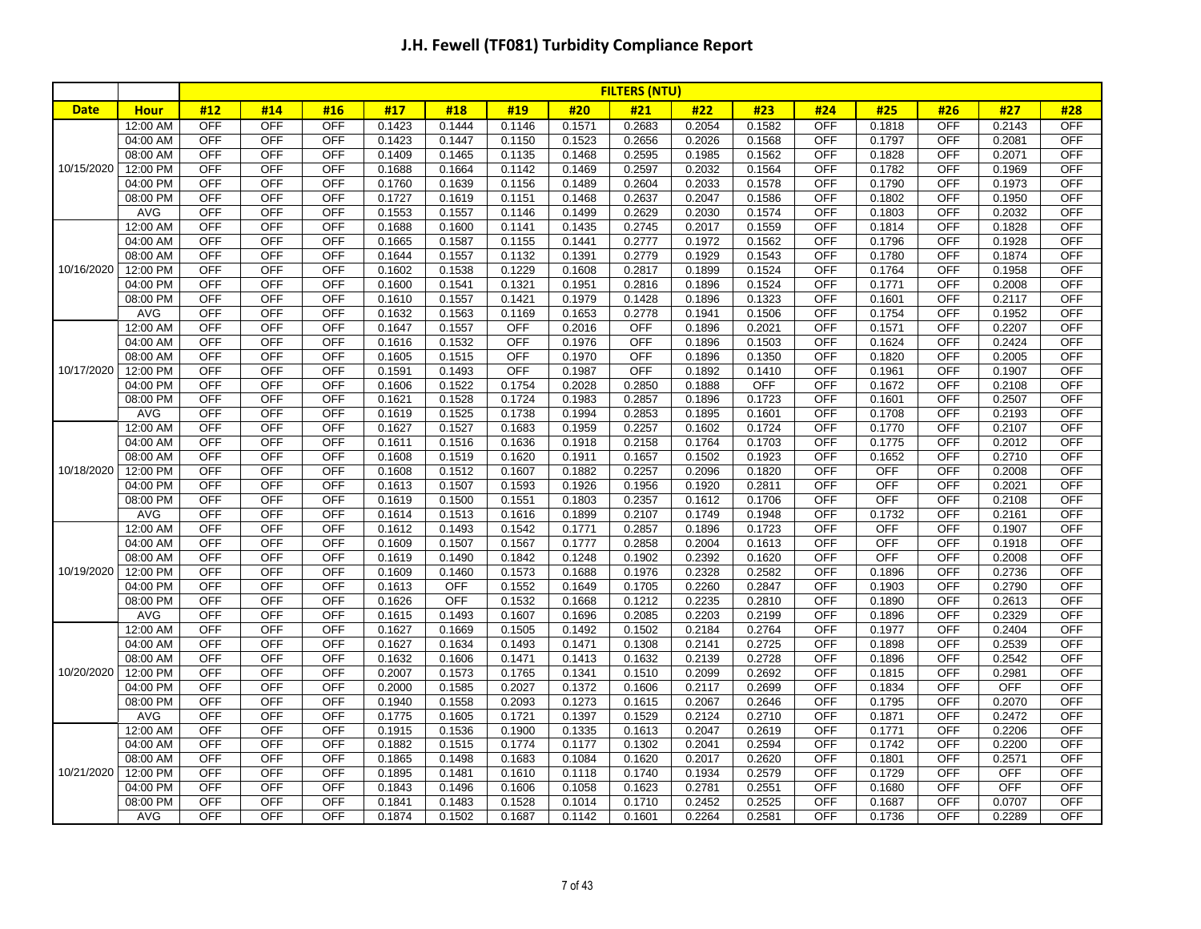# J.H. Fewell (TF081) Turbidity Compliance Report

| | | FILTERS (NTU) | | | | | | | | | | | | | | |
|---|---|---|---|---|---|---|---|---|---|---|---|---|---|---|---|---|
| **Date** | **Hour** | **#12** | **#14** | **#16** | **#17** | **#18** | **#19** | **#20** | **#21** | **#22** | **#23** | **#24** | **#25** | **#26** | **#27** | **#28** |
| 10/15/2020 | 12:00 AM | OFF | OFF | OFF | 0.1423 | 0.1444 | 0.1146 | 0.1571 | 0.2683 | 0.2054 | 0.1582 | OFF | 0.1818 | OFF | 0.2143 | OFF |
| | 04:00 AM | OFF | OFF | OFF | 0.1423 | 0.1447 | 0.1150 | 0.1523 | 0.2656 | 0.2026 | 0.1568 | OFF | 0.1797 | OFF | 0.2081 | OFF |
| | 08:00 AM | OFF | OFF | OFF | 0.1409 | 0.1465 | 0.1135 | 0.1468 | 0.2595 | 0.1985 | 0.1562 | OFF | 0.1828 | OFF | 0.2071 | OFF |
| | 12:00 PM | OFF | OFF | OFF | 0.1688 | 0.1664 | 0.1142 | 0.1469 | 0.2597 | 0.2032 | 0.1564 | OFF | 0.1782 | OFF | 0.1969 | OFF |
| | 04:00 PM | OFF | OFF | OFF | 0.1760 | 0.1639 | 0.1156 | 0.1489 | 0.2604 | 0.2033 | 0.1578 | OFF | 0.1790 | OFF | 0.1973 | OFF |
| | 08:00 PM | OFF | OFF | OFF | 0.1727 | 0.1619 | 0.1151 | 0.1468 | 0.2637 | 0.2047 | 0.1586 | OFF | 0.1802 | OFF | 0.1950 | OFF |
| | AVG | OFF | OFF | OFF | 0.1553 | 0.1557 | 0.1146 | 0.1499 | 0.2629 | 0.2030 | 0.1574 | OFF | 0.1803 | OFF | 0.2032 | OFF |
| 10/16/2020 | 12:00 AM | OFF | OFF | OFF | 0.1688 | 0.1600 | 0.1141 | 0.1435 | 0.2745 | 0.2017 | 0.1559 | OFF | 0.1814 | OFF | 0.1828 | OFF |
| | 04:00 AM | OFF | OFF | OFF | 0.1665 | 0.1587 | 0.1155 | 0.1441 | 0.2777 | 0.1972 | 0.1562 | OFF | 0.1796 | OFF | 0.1928 | OFF |
| | 08:00 AM | OFF | OFF | OFF | 0.1644 | 0.1557 | 0.1132 | 0.1391 | 0.2779 | 0.1929 | 0.1543 | OFF | 0.1780 | OFF | 0.1874 | OFF |
| | 12:00 PM | OFF | OFF | OFF | 0.1602 | 0.1538 | 0.1229 | 0.1608 | 0.2817 | 0.1899 | 0.1524 | OFF | 0.1764 | OFF | 0.1958 | OFF |
| | 04:00 PM | OFF | OFF | OFF | 0.1600 | 0.1541 | 0.1321 | 0.1951 | 0.2816 | 0.1896 | 0.1524 | OFF | 0.1771 | OFF | 0.2008 | OFF |
| | 08:00 PM | OFF | OFF | OFF | 0.1610 | 0.1557 | 0.1421 | 0.1979 | 0.1428 | 0.1896 | 0.1323 | OFF | 0.1601 | OFF | 0.2117 | OFF |
| | AVG | OFF | OFF | OFF | 0.1632 | 0.1563 | 0.1169 | 0.1653 | 0.2778 | 0.1941 | 0.1506 | OFF | 0.1754 | OFF | 0.1952 | OFF |
| 10/17/2020 | 12:00 AM | OFF | OFF | OFF | 0.1647 | 0.1557 | OFF | 0.2016 | OFF | 0.1896 | 0.2021 | OFF | 0.1571 | OFF | 0.2207 | OFF |
| | 04:00 AM | OFF | OFF | OFF | 0.1616 | 0.1532 | OFF | 0.1976 | OFF | 0.1896 | 0.1503 | OFF | 0.1624 | OFF | 0.2424 | OFF |
| | 08:00 AM | OFF | OFF | OFF | 0.1605 | 0.1515 | OFF | 0.1970 | OFF | 0.1896 | 0.1350 | OFF | 0.1820 | OFF | 0.2005 | OFF |
| | 12:00 PM | OFF | OFF | OFF | 0.1591 | 0.1493 | OFF | 0.1987 | OFF | 0.1892 | 0.1410 | OFF | 0.1961 | OFF | 0.1907 | OFF |
| | 04:00 PM | OFF | OFF | OFF | 0.1606 | 0.1522 | 0.1754 | 0.2028 | 0.2850 | 0.1888 | OFF | OFF | 0.1672 | OFF | 0.2108 | OFF |
| | 08:00 PM | OFF | OFF | OFF | 0.1621 | 0.1528 | 0.1724 | 0.1983 | 0.2857 | 0.1896 | 0.1723 | OFF | 0.1601 | OFF | 0.2507 | OFF |
| | AVG | OFF | OFF | OFF | 0.1619 | 0.1525 | 0.1738 | 0.1994 | 0.2853 | 0.1895 | 0.1601 | OFF | 0.1708 | OFF | 0.2193 | OFF |
| 10/18/2020 | 12:00 AM | OFF | OFF | OFF | 0.1627 | 0.1527 | 0.1683 | 0.1959 | 0.2257 | 0.1602 | 0.1724 | OFF | 0.1770 | OFF | 0.2107 | OFF |
| | 04:00 AM | OFF | OFF | OFF | 0.1611 | 0.1516 | 0.1636 | 0.1918 | 0.2158 | 0.1764 | 0.1703 | OFF | 0.1775 | OFF | 0.2012 | OFF |
| | 08:00 AM | OFF | OFF | OFF | 0.1608 | 0.1519 | 0.1620 | 0.1911 | 0.1657 | 0.1502 | 0.1923 | OFF | 0.1652 | OFF | 0.2710 | OFF |
| | 12:00 PM | OFF | OFF | OFF | 0.1608 | 0.1512 | 0.1607 | 0.1882 | 0.2257 | 0.2096 | 0.1820 | OFF | OFF | OFF | 0.2008 | OFF |
| | 04:00 PM | OFF | OFF | OFF | 0.1613 | 0.1507 | 0.1593 | 0.1926 | 0.1956 | 0.1920 | 0.2811 | OFF | OFF | OFF | 0.2021 | OFF |
| | 08:00 PM | OFF | OFF | OFF | 0.1619 | 0.1500 | 0.1551 | 0.1803 | 0.2357 | 0.1612 | 0.1706 | OFF | OFF | OFF | 0.2108 | OFF |
| | AVG | OFF | OFF | OFF | 0.1614 | 0.1513 | 0.1616 | 0.1899 | 0.2107 | 0.1749 | 0.1948 | OFF | 0.1732 | OFF | 0.2161 | OFF |
| 10/19/2020 | 12:00 AM | OFF | OFF | OFF | 0.1612 | 0.1493 | 0.1542 | 0.1771 | 0.2857 | 0.1896 | 0.1723 | OFF | OFF | OFF | 0.1907 | OFF |
| | 04:00 AM | OFF | OFF | OFF | 0.1609 | 0.1507 | 0.1567 | 0.1777 | 0.2858 | 0.2004 | 0.1613 | OFF | OFF | OFF | 0.1918 | OFF |
| | 08:00 AM | OFF | OFF | OFF | 0.1619 | 0.1490 | 0.1842 | 0.1248 | 0.1902 | 0.2392 | 0.1620 | OFF | OFF | OFF | 0.2008 | OFF |
| | 12:00 PM | OFF | OFF | OFF | 0.1609 | 0.1460 | 0.1573 | 0.1688 | 0.1976 | 0.2328 | 0.2582 | OFF | 0.1896 | OFF | 0.2736 | OFF |
| | 04:00 PM | OFF | OFF | OFF | 0.1613 | OFF | 0.1552 | 0.1649 | 0.1705 | 0.2260 | 0.2847 | OFF | 0.1903 | OFF | 0.2790 | OFF |
| | 08:00 PM | OFF | OFF | OFF | 0.1626 | OFF | 0.1532 | 0.1668 | 0.1212 | 0.2235 | 0.2810 | OFF | 0.1890 | OFF | 0.2613 | OFF |
| | AVG | OFF | OFF | OFF | 0.1615 | 0.1493 | 0.1607 | 0.1696 | 0.2085 | 0.2203 | 0.2199 | OFF | 0.1896 | OFF | 0.2329 | OFF |
| 10/20/2020 | 12:00 AM | OFF | OFF | OFF | 0.1627 | 0.1669 | 0.1505 | 0.1492 | 0.1502 | 0.2184 | 0.2764 | OFF | 0.1977 | OFF | 0.2404 | OFF |
| | 04:00 AM | OFF | OFF | OFF | 0.1627 | 0.1634 | 0.1493 | 0.1471 | 0.1308 | 0.2141 | 0.2725 | OFF | 0.1898 | OFF | 0.2539 | OFF |
| | 08:00 AM | OFF | OFF | OFF | 0.1632 | 0.1606 | 0.1471 | 0.1413 | 0.1632 | 0.2139 | 0.2728 | OFF | 0.1896 | OFF | 0.2542 | OFF |
| | 12:00 PM | OFF | OFF | OFF | 0.2007 | 0.1573 | 0.1765 | 0.1341 | 0.1510 | 0.2099 | 0.2692 | OFF | 0.1815 | OFF | 0.2981 | OFF |
| | 04:00 PM | OFF | OFF | OFF | 0.2000 | 0.1585 | 0.2027 | 0.1372 | 0.1606 | 0.2117 | 0.2699 | OFF | 0.1834 | OFF | OFF | OFF |
| | 08:00 PM | OFF | OFF | OFF | 0.1940 | 0.1558 | 0.2093 | 0.1273 | 0.1615 | 0.2067 | 0.2646 | OFF | 0.1795 | OFF | 0.2070 | OFF |
| | AVG | OFF | OFF | OFF | 0.1775 | 0.1605 | 0.1721 | 0.1397 | 0.1529 | 0.2124 | 0.2710 | OFF | 0.1871 | OFF | 0.2472 | OFF |
| 10/21/2020 | 12:00 AM | OFF | OFF | OFF | 0.1915 | 0.1536 | 0.1900 | 0.1335 | 0.1613 | 0.2047 | 0.2619 | OFF | 0.1771 | OFF | 0.2206 | OFF |
| | 04:00 AM | OFF | OFF | OFF | 0.1882 | 0.1515 | 0.1774 | 0.1177 | 0.1302 | 0.2041 | 0.2594 | OFF | 0.1742 | OFF | 0.2200 | OFF |
| | 08:00 AM | OFF | OFF | OFF | 0.1865 | 0.1498 | 0.1683 | 0.1084 | 0.1620 | 0.2017 | 0.2620 | OFF | 0.1801 | OFF | 0.2571 | OFF |
| | 12:00 PM | OFF | OFF | OFF | 0.1895 | 0.1481 | 0.1610 | 0.1118 | 0.1740 | 0.1934 | 0.2579 | OFF | 0.1729 | OFF | OFF | OFF |
| | 04:00 PM | OFF | OFF | OFF | 0.1843 | 0.1496 | 0.1606 | 0.1058 | 0.1623 | 0.2781 | 0.2551 | OFF | 0.1680 | OFF | OFF | OFF |
| | 08:00 PM | OFF | OFF | OFF | 0.1841 | 0.1483 | 0.1528 | 0.1014 | 0.1710 | 0.2452 | 0.2525 | OFF | 0.1687 | OFF | 0.0707 | OFF |
| | AVG | OFF | OFF | OFF | 0.1874 | 0.1502 | 0.1687 | 0.1142 | 0.1601 | 0.2264 | 0.2581 | OFF | 0.1736 | OFF | 0.2289 | OFF |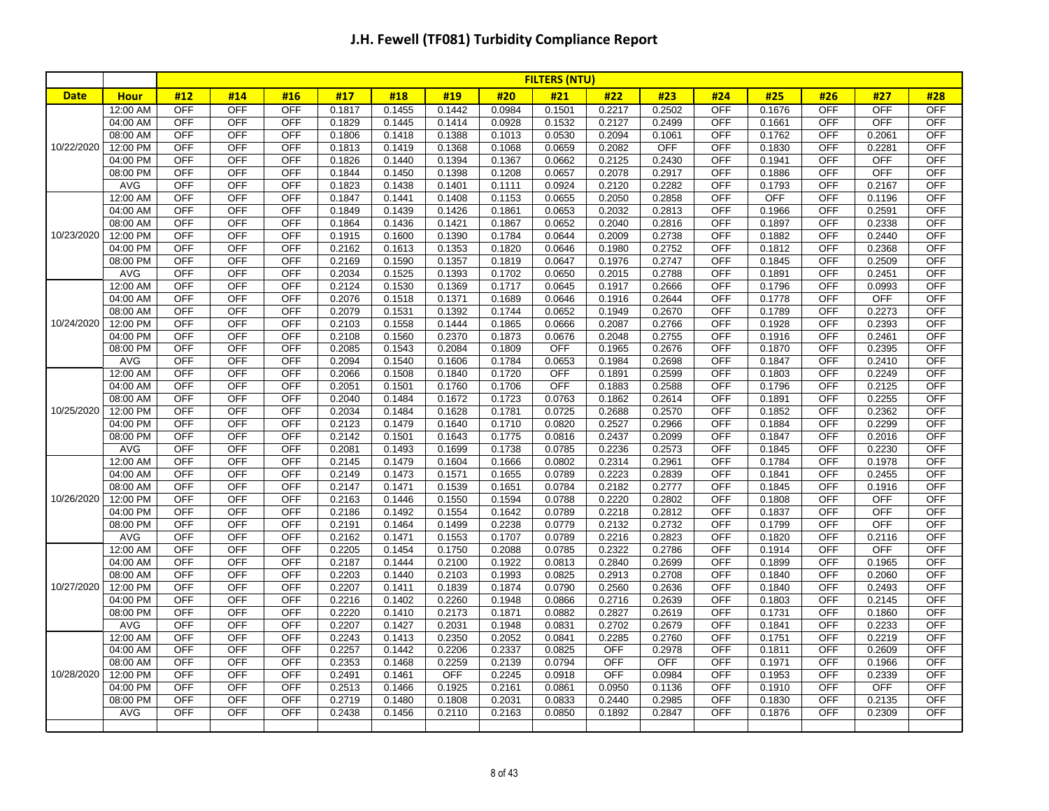# J.H. Fewell (TF081) Turbidity Compliance Report

| | | FILTERS (NTU) | | | | | | | | | | | | | | |
|---|---|---|---|---|---|---|---|---|---|---|---|---|---|---|---|---|
| **Date** | **Hour** | **#12** | **#14** | **#16** | **#17** | **#18** | **#19** | **#20** | **#21** | **#22** | **#23** | **#24** | **#25** | **#26** | **#27** | **#28** |
| 10/22/2020 | 12:00 AM | OFF | OFF | OFF | 0.1817 | 0.1455 | 0.1442 | 0.0984 | 0.1501 | 0.2217 | 0.2502 | OFF | 0.1676 | OFF | OFF | OFF |
| | 04:00 AM | OFF | OFF | OFF | 0.1829 | 0.1445 | 0.1414 | 0.0928 | 0.1532 | 0.2127 | 0.2499 | OFF | 0.1661 | OFF | OFF | OFF |
| | 08:00 AM | OFF | OFF | OFF | 0.1806 | 0.1418 | 0.1388 | 0.1013 | 0.0530 | 0.2094 | 0.1061 | OFF | 0.1762 | OFF | 0.2061 | OFF |
| | 12:00 PM | OFF | OFF | OFF | 0.1813 | 0.1419 | 0.1368 | 0.1068 | 0.0659 | 0.2082 | OFF | OFF | 0.1830 | OFF | 0.2281 | OFF |
| | 04:00 PM | OFF | OFF | OFF | 0.1826 | 0.1440 | 0.1394 | 0.1367 | 0.0662 | 0.2125 | 0.2430 | OFF | 0.1941 | OFF | OFF | OFF |
| | 08:00 PM | OFF | OFF | OFF | 0.1844 | 0.1450 | 0.1398 | 0.1208 | 0.0657 | 0.2078 | 0.2917 | OFF | 0.1886 | OFF | OFF | OFF |
| | AVG | OFF | OFF | OFF | 0.1823 | 0.1438 | 0.1401 | 0.1111 | 0.0924 | 0.2120 | 0.2282 | OFF | 0.1793 | OFF | 0.2167 | OFF |
| 10/23/2020 | 12:00 AM | OFF | OFF | OFF | 0.1847 | 0.1441 | 0.1408 | 0.1153 | 0.0655 | 0.2050 | 0.2858 | OFF | OFF | OFF | 0.1196 | OFF |
| | 04:00 AM | OFF | OFF | OFF | 0.1849 | 0.1439 | 0.1426 | 0.1861 | 0.0653 | 0.2032 | 0.2813 | OFF | 0.1966 | OFF | 0.2591 | OFF |
| | 08:00 AM | OFF | OFF | OFF | 0.1864 | 0.1436 | 0.1421 | 0.1867 | 0.0652 | 0.2040 | 0.2816 | OFF | 0.1897 | OFF | 0.2338 | OFF |
| | 12:00 PM | OFF | OFF | OFF | 0.1915 | 0.1600 | 0.1390 | 0.1784 | 0.0644 | 0.2009 | 0.2738 | OFF | 0.1882 | OFF | 0.2440 | OFF |
| | 04:00 PM | OFF | OFF | OFF | 0.2162 | 0.1613 | 0.1353 | 0.1820 | 0.0646 | 0.1980 | 0.2752 | OFF | 0.1812 | OFF | 0.2368 | OFF |
| | 08:00 PM | OFF | OFF | OFF | 0.2169 | 0.1590 | 0.1357 | 0.1819 | 0.0647 | 0.1976 | 0.2747 | OFF | 0.1845 | OFF | 0.2509 | OFF |
| | AVG | OFF | OFF | OFF | 0.2034 | 0.1525 | 0.1393 | 0.1702 | 0.0650 | 0.2015 | 0.2788 | OFF | 0.1891 | OFF | 0.2451 | OFF |
| 10/24/2020 | 12:00 AM | OFF | OFF | OFF | 0.2124 | 0.1530 | 0.1369 | 0.1717 | 0.0645 | 0.1917 | 0.2666 | OFF | 0.1796 | OFF | 0.0993 | OFF |
| | 04:00 AM | OFF | OFF | OFF | 0.2076 | 0.1518 | 0.1371 | 0.1689 | 0.0646 | 0.1916 | 0.2644 | OFF | 0.1778 | OFF | OFF | OFF |
| | 08:00 AM | OFF | OFF | OFF | 0.2079 | 0.1531 | 0.1392 | 0.1744 | 0.0652 | 0.1949 | 0.2670 | OFF | 0.1789 | OFF | 0.2273 | OFF |
| | 12:00 PM | OFF | OFF | OFF | 0.2103 | 0.1558 | 0.1444 | 0.1865 | 0.0666 | 0.2087 | 0.2766 | OFF | 0.1928 | OFF | 0.2393 | OFF |
| | 04:00 PM | OFF | OFF | OFF | 0.2108 | 0.1560 | 0.2370 | 0.1873 | 0.0676 | 0.2048 | 0.2755 | OFF | 0.1916 | OFF | 0.2461 | OFF |
| | 08:00 PM | OFF | OFF | OFF | 0.2085 | 0.1543 | 0.2084 | 0.1809 | OFF | 0.1965 | 0.2676 | OFF | 0.1870 | OFF | 0.2395 | OFF |
| | AVG | OFF | OFF | OFF | 0.2094 | 0.1540 | 0.1606 | 0.1784 | 0.0653 | 0.1984 | 0.2698 | OFF | 0.1847 | OFF | 0.2410 | OFF |
| 10/25/2020 | 12:00 AM | OFF | OFF | OFF | 0.2066 | 0.1508 | 0.1840 | 0.1720 | OFF | 0.1891 | 0.2599 | OFF | 0.1803 | OFF | 0.2249 | OFF |
| | 04:00 AM | OFF | OFF | OFF | 0.2051 | 0.1501 | 0.1760 | 0.1706 | OFF | 0.1883 | 0.2588 | OFF | 0.1796 | OFF | 0.2125 | OFF |
| | 08:00 AM | OFF | OFF | OFF | 0.2040 | 0.1484 | 0.1672 | 0.1723 | 0.0763 | 0.1862 | 0.2614 | OFF | 0.1891 | OFF | 0.2255 | OFF |
| | 12:00 PM | OFF | OFF | OFF | 0.2034 | 0.1484 | 0.1628 | 0.1781 | 0.0725 | 0.2688 | 0.2570 | OFF | 0.1852 | OFF | 0.2362 | OFF |
| | 04:00 PM | OFF | OFF | OFF | 0.2123 | 0.1479 | 0.1640 | 0.1710 | 0.0820 | 0.2527 | 0.2966 | OFF | 0.1884 | OFF | 0.2299 | OFF |
| | 08:00 PM | OFF | OFF | OFF | 0.2142 | 0.1501 | 0.1643 | 0.1775 | 0.0816 | 0.2437 | 0.2099 | OFF | 0.1847 | OFF | 0.2016 | OFF |
| | AVG | OFF | OFF | OFF | 0.2081 | 0.1493 | 0.1699 | 0.1738 | 0.0785 | 0.2236 | 0.2573 | OFF | 0.1845 | OFF | 0.2230 | OFF |
| 10/26/2020 | 12:00 AM | OFF | OFF | OFF | 0.2145 | 0.1479 | 0.1604 | 0.1666 | 0.0802 | 0.2314 | 0.2961 | OFF | 0.1784 | OFF | 0.1978 | OFF |
| | 04:00 AM | OFF | OFF | OFF | 0.2149 | 0.1473 | 0.1571 | 0.1655 | 0.0789 | 0.2223 | 0.2839 | OFF | 0.1841 | OFF | 0.2455 | OFF |
| | 08:00 AM | OFF | OFF | OFF | 0.2147 | 0.1471 | 0.1539 | 0.1651 | 0.0784 | 0.2182 | 0.2777 | OFF | 0.1845 | OFF | 0.1916 | OFF |
| | 12:00 PM | OFF | OFF | OFF | 0.2163 | 0.1446 | 0.1550 | 0.1594 | 0.0788 | 0.2220 | 0.2802 | OFF | 0.1808 | OFF | OFF | OFF |
| | 04:00 PM | OFF | OFF | OFF | 0.2186 | 0.1492 | 0.1554 | 0.1642 | 0.0789 | 0.2218 | 0.2812 | OFF | 0.1837 | OFF | OFF | OFF |
| | 08:00 PM | OFF | OFF | OFF | 0.2191 | 0.1464 | 0.1499 | 0.2238 | 0.0779 | 0.2132 | 0.2732 | OFF | 0.1799 | OFF | OFF | OFF |
| | AVG | OFF | OFF | OFF | 0.2162 | 0.1471 | 0.1553 | 0.1707 | 0.0789 | 0.2216 | 0.2823 | OFF | 0.1820 | OFF | 0.2116 | OFF |
| 10/27/2020 | 12:00 AM | OFF | OFF | OFF | 0.2205 | 0.1454 | 0.1750 | 0.2088 | 0.0785 | 0.2322 | 0.2786 | OFF | 0.1914 | OFF | OFF | OFF |
| | 04:00 AM | OFF | OFF | OFF | 0.2187 | 0.1444 | 0.2100 | 0.1922 | 0.0813 | 0.2840 | 0.2699 | OFF | 0.1899 | OFF | 0.1965 | OFF |
| | 08:00 AM | OFF | OFF | OFF | 0.2203 | 0.1440 | 0.2103 | 0.1993 | 0.0825 | 0.2913 | 0.2708 | OFF | 0.1840 | OFF | 0.2060 | OFF |
| | 12:00 PM | OFF | OFF | OFF | 0.2207 | 0.1411 | 0.1839 | 0.1874 | 0.0790 | 0.2560 | 0.2636 | OFF | 0.1840 | OFF | 0.2493 | OFF |
| | 04:00 PM | OFF | OFF | OFF | 0.2216 | 0.1402 | 0.2260 | 0.1948 | 0.0866 | 0.2716 | 0.2639 | OFF | 0.1803 | OFF | 0.2145 | OFF |
| | 08:00 PM | OFF | OFF | OFF | 0.2220 | 0.1410 | 0.2173 | 0.1871 | 0.0882 | 0.2827 | 0.2619 | OFF | 0.1731 | OFF | 0.1860 | OFF |
| | AVG | OFF | OFF | OFF | 0.2207 | 0.1427 | 0.2031 | 0.1948 | 0.0831 | 0.2702 | 0.2679 | OFF | 0.1841 | OFF | 0.2233 | OFF |
| 10/28/2020 | 12:00 AM | OFF | OFF | OFF | 0.2243 | 0.1413 | 0.2350 | 0.2052 | 0.0841 | 0.2285 | 0.2760 | OFF | 0.1751 | OFF | 0.2219 | OFF |
| | 04:00 AM | OFF | OFF | OFF | 0.2257 | 0.1442 | 0.2206 | 0.2337 | 0.0825 | OFF | 0.2978 | OFF | 0.1811 | OFF | 0.2609 | OFF |
| | 08:00 AM | OFF | OFF | OFF | 0.2353 | 0.1468 | 0.2259 | 0.2139 | 0.0794 | OFF | OFF | OFF | 0.1971 | OFF | 0.1966 | OFF |
| | 12:00 PM | OFF | OFF | OFF | 0.2491 | 0.1461 | OFF | 0.2245 | 0.0918 | OFF | 0.0984 | OFF | 0.1953 | OFF | 0.2339 | OFF |
| | 04:00 PM | OFF | OFF | OFF | 0.2513 | 0.1466 | 0.1925 | 0.2161 | 0.0861 | 0.0950 | 0.1136 | OFF | 0.1910 | OFF | OFF | OFF |
| | 08:00 PM | OFF | OFF | OFF | 0.2719 | 0.1480 | 0.1808 | 0.2031 | 0.0833 | 0.2440 | 0.2985 | OFF | 0.1830 | OFF | 0.2135 | OFF |
| | AVG | OFF | OFF | OFF | 0.2438 | 0.1456 | 0.2110 | 0.2163 | 0.0850 | 0.1892 | 0.2847 | OFF | 0.1876 | OFF | 0.2309 | OFF |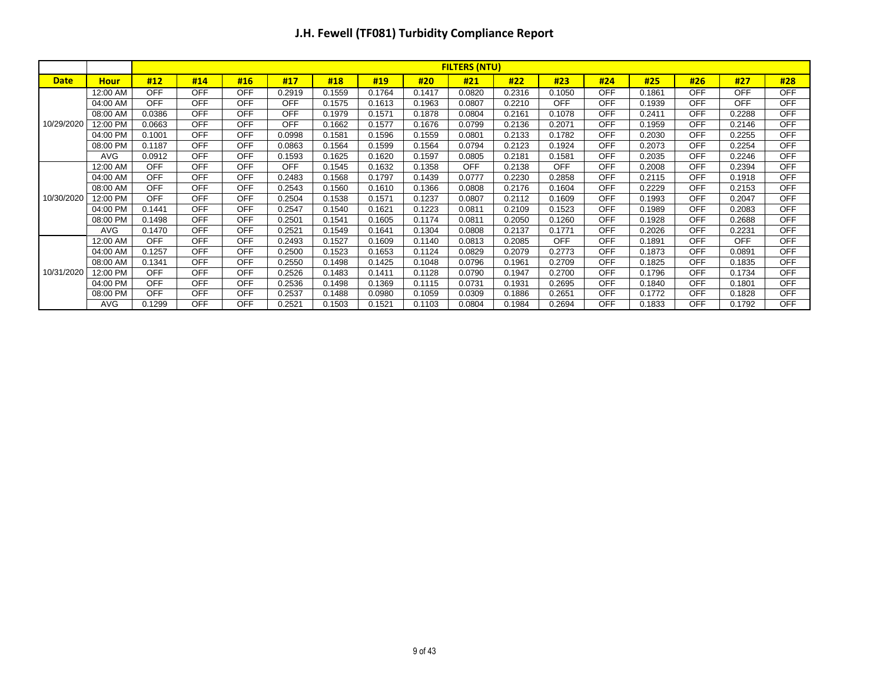# J.H. Fewell (TF081) Turbidity Compliance Report

| | | FILTERS (NTU) | | | | | | | | | | | | | | |
|---|---|---|---|---|---|---|---|---|---|---|---|---|---|---|---|---|
| **Date** | **Hour** | **#12** | **#14** | **#16** | **#17** | **#18** | **#19** | **#20** | **#21** | **#22** | **#23** | **#24** | **#25** | **#26** | **#27** | **#28** |
| 10/29/2020 | 12:00 AM | OFF | OFF | OFF | 0.2919 | 0.1559 | 0.1764 | 0.1417 | 0.0820 | 0.2316 | 0.1050 | OFF | 0.1861 | OFF | OFF | OFF |
| | 04:00 AM | OFF | OFF | OFF | OFF | 0.1575 | 0.1613 | 0.1963 | 0.0807 | 0.2210 | OFF | OFF | 0.1939 | OFF | OFF | OFF |
| | 08:00 AM | 0.0386 | OFF | OFF | OFF | 0.1979 | 0.1571 | 0.1878 | 0.0804 | 0.2161 | 0.1078 | OFF | 0.2411 | OFF | 0.2288 | OFF |
| | 12:00 PM | 0.0663 | OFF | OFF | OFF | 0.1662 | 0.1577 | 0.1676 | 0.0799 | 0.2136 | 0.2071 | OFF | 0.1959 | OFF | 0.2146 | OFF |
| | 04:00 PM | 0.1001 | OFF | OFF | 0.0998 | 0.1581 | 0.1596 | 0.1559 | 0.0801 | 0.2133 | 0.1782 | OFF | 0.2030 | OFF | 0.2255 | OFF |
| | 08:00 PM | 0.1187 | OFF | OFF | 0.0863 | 0.1564 | 0.1599 | 0.1564 | 0.0794 | 0.2123 | 0.1924 | OFF | 0.2073 | OFF | 0.2254 | OFF |
| | AVG | 0.0912 | OFF | OFF | 0.1593 | 0.1625 | 0.1620 | 0.1597 | 0.0805 | 0.2181 | 0.1581 | OFF | 0.2035 | OFF | 0.2246 | OFF |
| 10/30/2020 | 12:00 AM | OFF | OFF | OFF | OFF | 0.1545 | 0.1632 | 0.1358 | OFF | 0.2138 | OFF | OFF | 0.2008 | OFF | 0.2394 | OFF |
| | 04:00 AM | OFF | OFF | OFF | 0.2483 | 0.1568 | 0.1797 | 0.1439 | 0.0777 | 0.2230 | 0.2858 | OFF | 0.2115 | OFF | 0.1918 | OFF |
| | 08:00 AM | OFF | OFF | OFF | 0.2543 | 0.1560 | 0.1610 | 0.1366 | 0.0808 | 0.2176 | 0.1604 | OFF | 0.2229 | OFF | 0.2153 | OFF |
| | 12:00 PM | OFF | OFF | OFF | 0.2504 | 0.1538 | 0.1571 | 0.1237 | 0.0807 | 0.2112 | 0.1609 | OFF | 0.1993 | OFF | 0.2047 | OFF |
| | 04:00 PM | 0.1441 | OFF | OFF | 0.2547 | 0.1540 | 0.1621 | 0.1223 | 0.0811 | 0.2109 | 0.1523 | OFF | 0.1989 | OFF | 0.2083 | OFF |
| | 08:00 PM | 0.1498 | OFF | OFF | 0.2501 | 0.1541 | 0.1605 | 0.1174 | 0.0811 | 0.2050 | 0.1260 | OFF | 0.1928 | OFF | 0.2688 | OFF |
| | AVG | 0.1470 | OFF | OFF | 0.2521 | 0.1549 | 0.1641 | 0.1304 | 0.0808 | 0.2137 | 0.1771 | OFF | 0.2026 | OFF | 0.2231 | OFF |
| 10/31/2020 | 12:00 AM | OFF | OFF | OFF | 0.2493 | 0.1527 | 0.1609 | 0.1140 | 0.0813 | 0.2085 | OFF | OFF | 0.1891 | OFF | OFF | OFF |
| | 04:00 AM | 0.1257 | OFF | OFF | 0.2500 | 0.1523 | 0.1653 | 0.1124 | 0.0829 | 0.2079 | 0.2773 | OFF | 0.1873 | OFF | 0.0891 | OFF |
| | 08:00 AM | 0.1341 | OFF | OFF | 0.2550 | 0.1498 | 0.1425 | 0.1048 | 0.0796 | 0.1961 | 0.2709 | OFF | 0.1825 | OFF | 0.1835 | OFF |
| | 12:00 PM | OFF | OFF | OFF | 0.2526 | 0.1483 | 0.1411 | 0.1128 | 0.0790 | 0.1947 | 0.2700 | OFF | 0.1796 | OFF | 0.1734 | OFF |
| | 04:00 PM | OFF | OFF | OFF | 0.2536 | 0.1498 | 0.1369 | 0.1115 | 0.0731 | 0.1931 | 0.2695 | OFF | 0.1840 | OFF | 0.1801 | OFF |
| | 08:00 PM | OFF | OFF | OFF | 0.2537 | 0.1488 | 0.0980 | 0.1059 | 0.0309 | 0.1886 | 0.2651 | OFF | 0.1772 | OFF | 0.1828 | OFF |
| | AVG | 0.1299 | OFF | OFF | 0.2521 | 0.1503 | 0.1521 | 0.1103 | 0.0804 | 0.1984 | 0.2694 | OFF | 0.1833 | OFF | 0.1792 | OFF |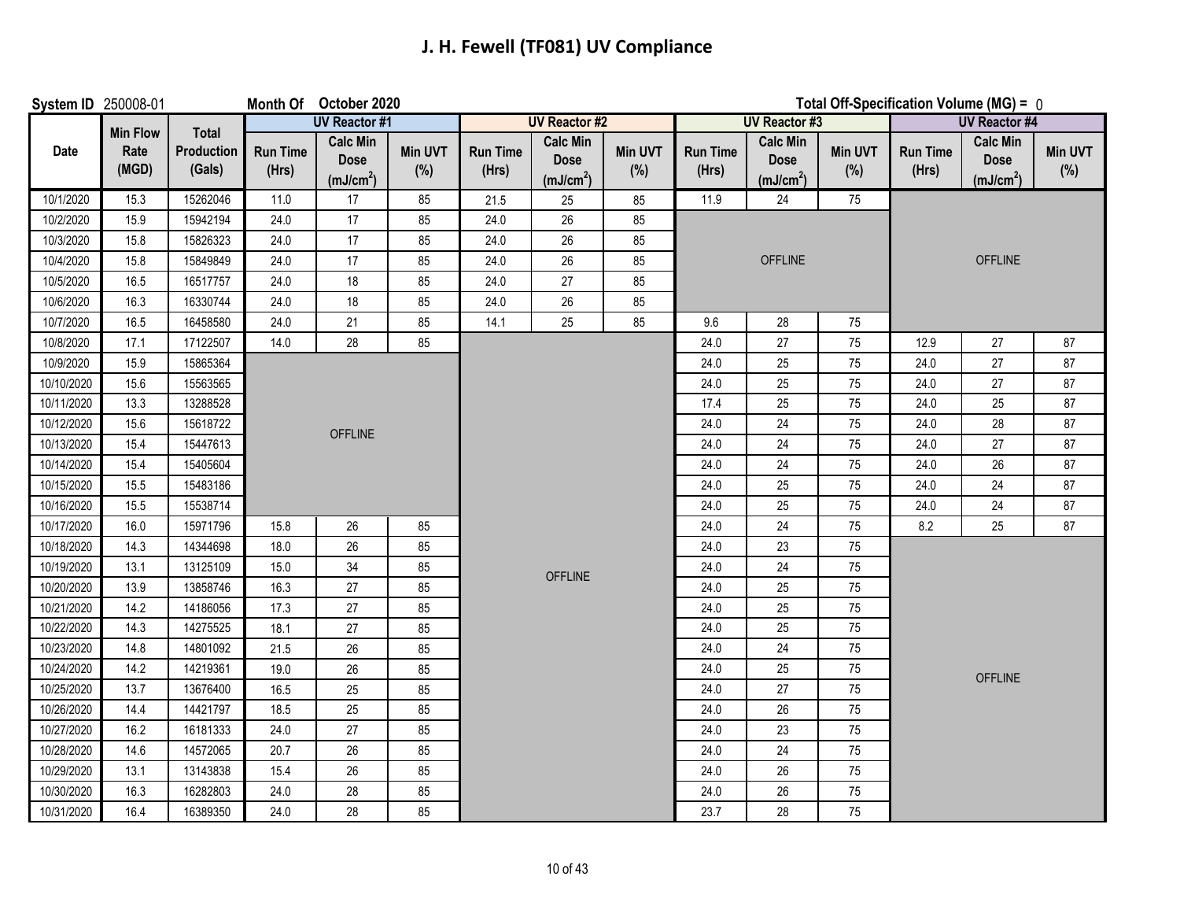# J. H. Fewell (TF081) UV Compliance

**System ID** 250008-01 **Month Of** October 2020 **Total Off-Specification Volume (MG) =** 0

| Date | Min Flow Rate (MGD) | Total Production (Gals) | UV Reactor #1 | | | UV Reactor #2 | | | UV Reactor #3 | | | UV Reactor #4 | | |
|---|---|---|---|---|---|---|---|---|---|---|---|---|---|---|
| | | | Run Time (Hrs) | Calc Min Dose ($mJ/cm^2$) | Min UVT (%) | Run Time (Hrs) | Calc Min Dose ($mJ/cm^2$) | Min UVT (%) | Run Time (Hrs) | Calc Min Dose ($mJ/cm^2$) | Min UVT (%) | Run Time (Hrs) | Calc Min Dose ($mJ/cm^2$) | Min UVT (%) |
| 10/1/2020 | 15.3 | 15262046 | 11.0 | 17 | 85 | 21.5 | 25 | 85 | 11.9 | 24 | 75 | OFFLINE | | |
| 10/2/2020 | 15.9 | 15942194 | 24.0 | 17 | 85 | 24.0 | 26 | 85 | OFFLINE | | | OFFLINE | | |
| 10/3/2020 | 15.8 | 15826323 | 24.0 | 17 | 85 | 24.0 | 26 | 85 | OFFLINE | | | OFFLINE | | |
| 10/4/2020 | 15.8 | 15849849 | 24.0 | 17 | 85 | 24.0 | 26 | 85 | OFFLINE | | | OFFLINE | | |
| 10/5/2020 | 16.5 | 16517757 | 24.0 | 18 | 85 | 24.0 | 27 | 85 | OFFLINE | | | OFFLINE | | |
| 10/6/2020 | 16.3 | 16330744 | 24.0 | 18 | 85 | 24.0 | 26 | 85 | OFFLINE | | | OFFLINE | | |
| 10/7/2020 | 16.5 | 16458580 | 24.0 | 21 | 85 | 14.1 | 25 | 85 | 9.6 | 28 | 75 | OFFLINE | | |
| 10/8/2020 | 17.1 | 17122507 | 14.0 | 28 | 85 | OFFLINE | | | 24.0 | 27 | 75 | 12.9 | 27 | 87 |
| 10/9/2020 | 15.9 | 15865364 | OFFLINE | | | OFFLINE | | | 24.0 | 25 | 75 | 24.0 | 27 | 87 |
| 10/10/2020 | 15.6 | 15563565 | OFFLINE | | | OFFLINE | | | 24.0 | 25 | 75 | 24.0 | 27 | 87 |
| 10/11/2020 | 13.3 | 13288528 | OFFLINE | | | OFFLINE | | | 17.4 | 25 | 75 | 24.0 | 25 | 87 |
| 10/12/2020 | 15.6 | 15618722 | OFFLINE | | | OFFLINE | | | 24.0 | 24 | 75 | 24.0 | 28 | 87 |
| 10/13/2020 | 15.4 | 15447613 | OFFLINE | | | OFFLINE | | | 24.0 | 24 | 75 | 24.0 | 27 | 87 |
| 10/14/2020 | 15.4 | 15405604 | OFFLINE | | | OFFLINE | | | 24.0 | 24 | 75 | 24.0 | 26 | 87 |
| 10/15/2020 | 15.5 | 15483186 | OFFLINE | | | OFFLINE | | | 24.0 | 25 | 75 | 24.0 | 24 | 87 |
| 10/16/2020 | 15.5 | 15538714 | OFFLINE | | | OFFLINE | | | 24.0 | 25 | 75 | 24.0 | 24 | 87 |
| 10/17/2020 | 16.0 | 15971796 | 15.8 | 26 | 85 | OFFLINE | | | 24.0 | 24 | 75 | 8.2 | 25 | 87 |
| 10/18/2020 | 14.3 | 14344698 | 18.0 | 26 | 85 | OFFLINE | | | 24.0 | 23 | 75 | OFFLINE | | |
| 10/19/2020 | 13.1 | 13125109 | 15.0 | 34 | 85 | OFFLINE | | | 24.0 | 24 | 75 | OFFLINE | | |
| 10/20/2020 | 13.9 | 13858746 | 16.3 | 27 | 85 | OFFLINE | | | 24.0 | 25 | 75 | OFFLINE | | |
| 10/21/2020 | 14.2 | 14186056 | 17.3 | 27 | 85 | OFFLINE | | | 24.0 | 25 | 75 | OFFLINE | | |
| 10/22/2020 | 14.3 | 14275525 | 18.1 | 27 | 85 | OFFLINE | | | 24.0 | 25 | 75 | OFFLINE | | |
| 10/23/2020 | 14.8 | 14801092 | 21.5 | 26 | 85 | OFFLINE | | | 24.0 | 24 | 75 | OFFLINE | | |
| 10/24/2020 | 14.2 | 14219361 | 19.0 | 26 | 85 | OFFLINE | | | 24.0 | 25 | 75 | OFFLINE | | |
| 10/25/2020 | 13.7 | 13676400 | 16.5 | 25 | 85 | OFFLINE | | | 24.0 | 27 | 75 | OFFLINE | | |
| 10/26/2020 | 14.4 | 14421797 | 18.5 | 25 | 85 | OFFLINE | | | 24.0 | 26 | 75 | OFFLINE | | |
| 10/27/2020 | 16.2 | 16181333 | 24.0 | 27 | 85 | OFFLINE | | | 24.0 | 23 | 75 | OFFLINE | | |
| 10/28/2020 | 14.6 | 14572065 | 20.7 | 26 | 85 | OFFLINE | | | 24.0 | 24 | 75 | OFFLINE | | |
| 10/29/2020 | 13.1 | 13143838 | 15.4 | 26 | 85 | OFFLINE | | | 24.0 | 26 | 75 | OFFLINE | | |
| 10/30/2020 | 16.3 | 16282803 | 24.0 | 28 | 85 | OFFLINE | | | 24.0 | 26 | 75 | OFFLINE | | |
| 10/31/2020 | 16.4 | 16389350 | 24.0 | 28 | 85 | OFFLINE | | | 23.7 | 28 | 75 | OFFLINE | | |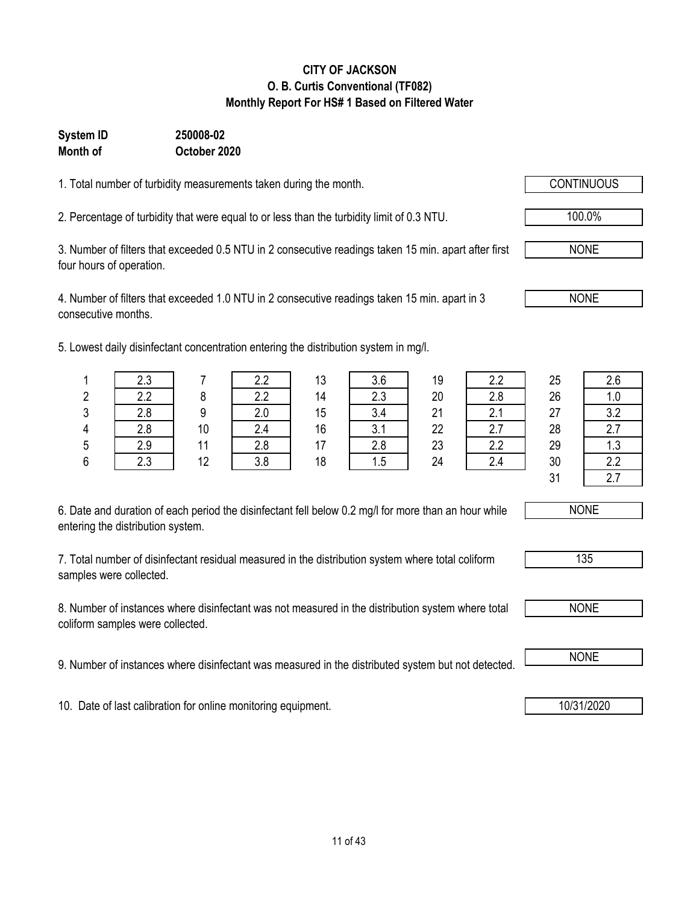**CITY OF JACKSON**
**O. B. Curtis Conventional (TF082)**
**Monthly Report For HS# 1 Based on Filtered Water**

**System ID** 250008-02
**Month of** October 2020

1. Total number of turbidity measurements taken during the month. CONTINUOUS

2. Percentage of turbidity that were equal to or less than the turbidity limit of 0.3 NTU. 100.0%

3. Number of filters that exceeded 0.5 NTU in 2 consecutive readings taken 15 min. apart after first four hours of operation. NONE

4. Number of filters that exceeded 1.0 NTU in 2 consecutive readings taken 15 min. apart in 3 consecutive months. NONE

5. Lowest daily disinfectant concentration entering the distribution system in mg/l.

| Day | mg/l | Day | mg/l | Day | mg/l | Day | mg/l | Day | mg/l |
|---|---|---|---|---|---|---|---|---|---|
| 1 | 2.3 | 7 | 2.2 | 13 | 3.6 | 19 | 2.2 | 25 | 2.6 |
| 2 | 2.2 | 8 | 2.2 | 14 | 2.3 | 20 | 2.8 | 26 | 1.0 |
| 3 | 2.8 | 9 | 2.0 | 15 | 3.4 | 21 | 2.1 | 27 | 3.2 |
| 4 | 2.8 | 10 | 2.4 | 16 | 3.1 | 22 | 2.7 | 28 | 2.7 |
| 5 | 2.9 | 11 | 2.8 | 17 | 2.8 | 23 | 2.2 | 29 | 1.3 |
| 6 | 2.3 | 12 | 3.8 | 18 | 1.5 | 24 | 2.4 | 30 | 2.2 |
| | | | | | | | | 31 | 2.7 |

6. Date and duration of each period the disinfectant fell below 0.2 mg/l for more than an hour while entering the distribution system. NONE

7. Total number of disinfectant residual measured in the distribution system where total coliform samples were collected. 135

8. Number of instances where disinfectant was not measured in the distribution system where total coliform samples were collected. NONE

9. Number of instances where disinfectant was measured in the distributed system but not detected. NONE

10. Date of last calibration for online monitoring equipment. 10/31/2020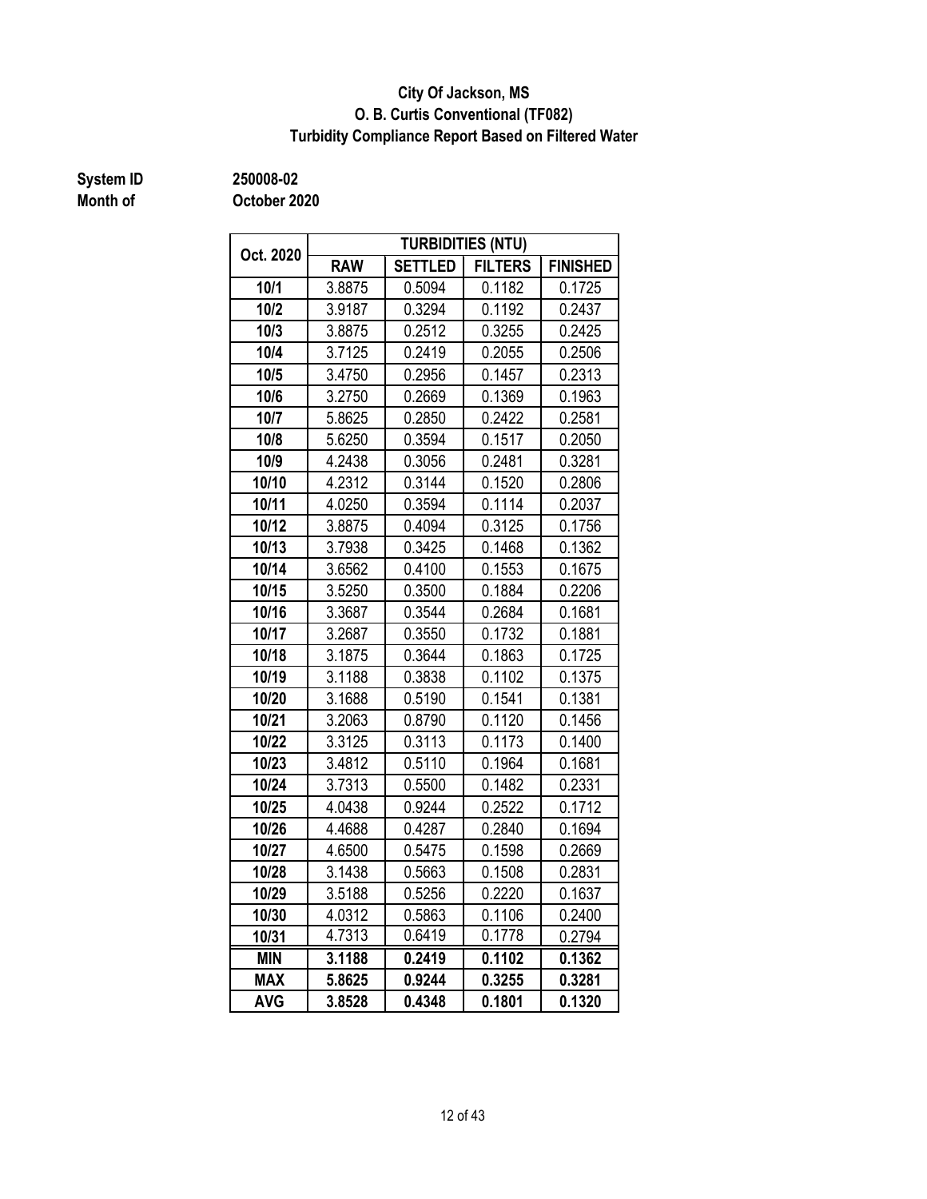**City Of Jackson, MS**
**O. B. Curtis Conventional (TF082)**
**Turbidity Compliance Report Based on Filtered Water**

**System ID** 250008-02
**Month of** October 2020

| Oct. 2020 | TURBIDITIES (NTU) | | | |
|---|---|---|---|---|
| | RAW | SETTLED | FILTERS | FINISHED |
| 10/1 | 3.8875 | 0.5094 | 0.1182 | 0.1725 |
| 10/2 | 3.9187 | 0.3294 | 0.1192 | 0.2437 |
| 10/3 | 3.8875 | 0.2512 | 0.3255 | 0.2425 |
| 10/4 | 3.7125 | 0.2419 | 0.2055 | 0.2506 |
| 10/5 | 3.4750 | 0.2956 | 0.1457 | 0.2313 |
| 10/6 | 3.2750 | 0.2669 | 0.1369 | 0.1963 |
| 10/7 | 5.8625 | 0.2850 | 0.2422 | 0.2581 |
| 10/8 | 5.6250 | 0.3594 | 0.1517 | 0.2050 |
| 10/9 | 4.2438 | 0.3056 | 0.2481 | 0.3281 |
| 10/10 | 4.2312 | 0.3144 | 0.1520 | 0.2806 |
| 10/11 | 4.0250 | 0.3594 | 0.1114 | 0.2037 |
| 10/12 | 3.8875 | 0.4094 | 0.3125 | 0.1756 |
| 10/13 | 3.7938 | 0.3425 | 0.1468 | 0.1362 |
| 10/14 | 3.6562 | 0.4100 | 0.1553 | 0.1675 |
| 10/15 | 3.5250 | 0.3500 | 0.1884 | 0.2206 |
| 10/16 | 3.3687 | 0.3544 | 0.2684 | 0.1681 |
| 10/17 | 3.2687 | 0.3550 | 0.1732 | 0.1881 |
| 10/18 | 3.1875 | 0.3644 | 0.1863 | 0.1725 |
| 10/19 | 3.1188 | 0.3838 | 0.1102 | 0.1375 |
| 10/20 | 3.1688 | 0.5190 | 0.1541 | 0.1381 |
| 10/21 | 3.2063 | 0.8790 | 0.1120 | 0.1456 |
| 10/22 | 3.3125 | 0.3113 | 0.1173 | 0.1400 |
| 10/23 | 3.4812 | 0.5110 | 0.1964 | 0.1681 |
| 10/24 | 3.7313 | 0.5500 | 0.1482 | 0.2331 |
| 10/25 | 4.0438 | 0.9244 | 0.2522 | 0.1712 |
| 10/26 | 4.4688 | 0.4287 | 0.2840 | 0.1694 |
| 10/27 | 4.6500 | 0.5475 | 0.1598 | 0.2669 |
| 10/28 | 3.1438 | 0.5663 | 0.1508 | 0.2831 |
| 10/29 | 3.5188 | 0.5256 | 0.2220 | 0.1637 |
| 10/30 | 4.0312 | 0.5863 | 0.1106 | 0.2400 |
| 10/31 | 4.7313 | 0.6419 | 0.1778 | 0.2794 |
| **MIN** | **3.1188** | **0.2419** | **0.1102** | **0.1362** |
| **MAX** | **5.8625** | **0.9244** | **0.3255** | **0.3281** |
| **AVG** | **3.8528** | **0.4348** | **0.1801** | **0.1320** |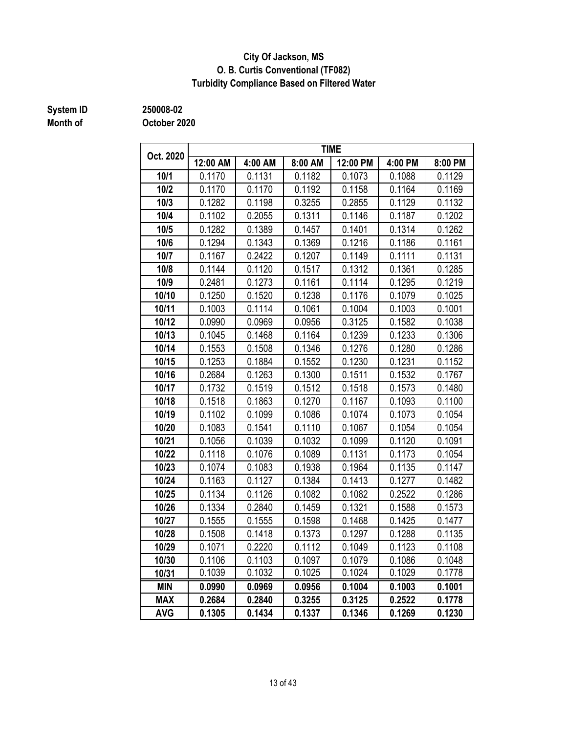**City Of Jackson, MS**
**O. B. Curtis Conventional (TF082)**
**Turbidity Compliance Based on Filtered Water**

**System ID** 250008-02
**Month of** October 2020

| Oct. 2020 | TIME | | | | | |
|---|---|---|---|---|---|---|
| | 12:00 AM | 4:00 AM | 8:00 AM | 12:00 PM | 4:00 PM | 8:00 PM |
| 10/1 | 0.1170 | 0.1131 | 0.1182 | 0.1073 | 0.1088 | 0.1129 |
| 10/2 | 0.1170 | 0.1170 | 0.1192 | 0.1158 | 0.1164 | 0.1169 |
| 10/3 | 0.1282 | 0.1198 | 0.3255 | 0.2855 | 0.1129 | 0.1132 |
| 10/4 | 0.1102 | 0.2055 | 0.1311 | 0.1146 | 0.1187 | 0.1202 |
| 10/5 | 0.1282 | 0.1389 | 0.1457 | 0.1401 | 0.1314 | 0.1262 |
| 10/6 | 0.1294 | 0.1343 | 0.1369 | 0.1216 | 0.1186 | 0.1161 |
| 10/7 | 0.1167 | 0.2422 | 0.1207 | 0.1149 | 0.1111 | 0.1131 |
| 10/8 | 0.1144 | 0.1120 | 0.1517 | 0.1312 | 0.1361 | 0.1285 |
| 10/9 | 0.2481 | 0.1273 | 0.1161 | 0.1114 | 0.1295 | 0.1219 |
| 10/10 | 0.1250 | 0.1520 | 0.1238 | 0.1176 | 0.1079 | 0.1025 |
| 10/11 | 0.1003 | 0.1114 | 0.1061 | 0.1004 | 0.1003 | 0.1001 |
| 10/12 | 0.0990 | 0.0969 | 0.0956 | 0.3125 | 0.1582 | 0.1038 |
| 10/13 | 0.1045 | 0.1468 | 0.1164 | 0.1239 | 0.1233 | 0.1306 |
| 10/14 | 0.1553 | 0.1508 | 0.1346 | 0.1276 | 0.1280 | 0.1286 |
| 10/15 | 0.1253 | 0.1884 | 0.1552 | 0.1230 | 0.1231 | 0.1152 |
| 10/16 | 0.2684 | 0.1263 | 0.1300 | 0.1511 | 0.1532 | 0.1767 |
| 10/17 | 0.1732 | 0.1519 | 0.1512 | 0.1518 | 0.1573 | 0.1480 |
| 10/18 | 0.1518 | 0.1863 | 0.1270 | 0.1167 | 0.1093 | 0.1100 |
| 10/19 | 0.1102 | 0.1099 | 0.1086 | 0.1074 | 0.1073 | 0.1054 |
| 10/20 | 0.1083 | 0.1541 | 0.1110 | 0.1067 | 0.1054 | 0.1054 |
| 10/21 | 0.1056 | 0.1039 | 0.1032 | 0.1099 | 0.1120 | 0.1091 |
| 10/22 | 0.1118 | 0.1076 | 0.1089 | 0.1131 | 0.1173 | 0.1054 |
| 10/23 | 0.1074 | 0.1083 | 0.1938 | 0.1964 | 0.1135 | 0.1147 |
| 10/24 | 0.1163 | 0.1127 | 0.1384 | 0.1413 | 0.1277 | 0.1482 |
| 10/25 | 0.1134 | 0.1126 | 0.1082 | 0.1082 | 0.2522 | 0.1286 |
| 10/26 | 0.1334 | 0.2840 | 0.1459 | 0.1321 | 0.1588 | 0.1573 |
| 10/27 | 0.1555 | 0.1555 | 0.1598 | 0.1468 | 0.1425 | 0.1477 |
| 10/28 | 0.1508 | 0.1418 | 0.1373 | 0.1297 | 0.1288 | 0.1135 |
| 10/29 | 0.1071 | 0.2220 | 0.1112 | 0.1049 | 0.1123 | 0.1108 |
| 10/30 | 0.1106 | 0.1103 | 0.1097 | 0.1079 | 0.1086 | 0.1048 |
| 10/31 | 0.1039 | 0.1032 | 0.1025 | 0.1024 | 0.1029 | 0.1778 |
| **MIN** | **0.0990** | **0.0969** | **0.0956** | **0.1004** | **0.1003** | **0.1001** |
| **MAX** | **0.2684** | **0.2840** | **0.3255** | **0.3125** | **0.2522** | **0.1778** |
| **AVG** | **0.1305** | **0.1434** | **0.1337** | **0.1346** | **0.1269** | **0.1230** |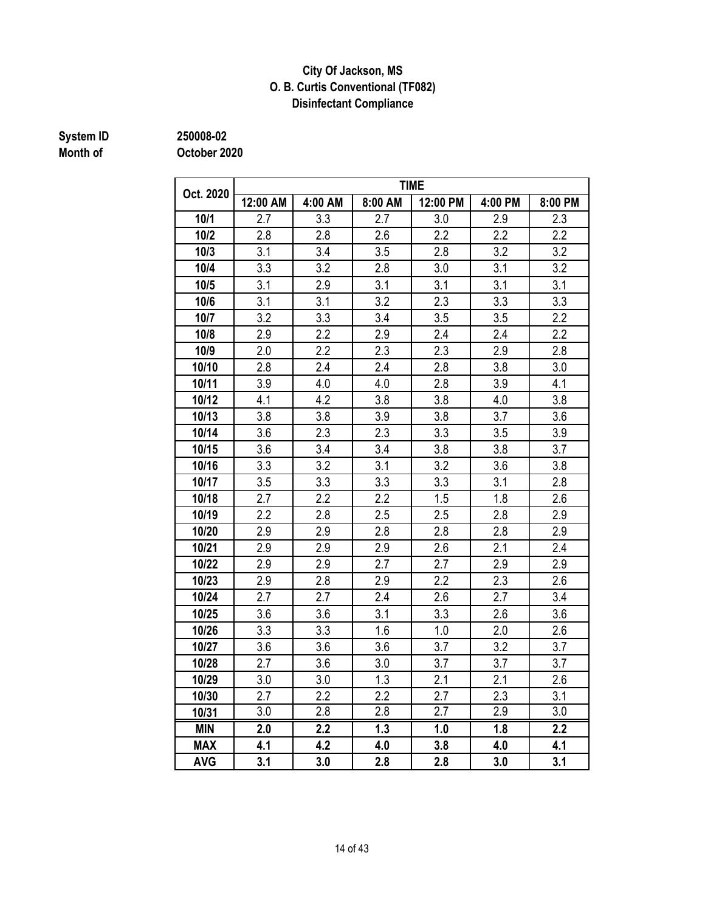**City Of Jackson, MS**
**O. B. Curtis Conventional (TF082)**
**Disinfectant Compliance**

**System ID** 250008-02
**Month of** October 2020

| Oct. 2020 | TIME | | | | | |
|---|---|---|---|---|---|---|
| | 12:00 AM | 4:00 AM | 8:00 AM | 12:00 PM | 4:00 PM | 8:00 PM |
| 10/1 | 2.7 | 3.3 | 2.7 | 3.0 | 2.9 | 2.3 |
| 10/2 | 2.8 | 2.8 | 2.6 | 2.2 | 2.2 | 2.2 |
| 10/3 | 3.1 | 3.4 | 3.5 | 2.8 | 3.2 | 3.2 |
| 10/4 | 3.3 | 3.2 | 2.8 | 3.0 | 3.1 | 3.2 |
| 10/5 | 3.1 | 2.9 | 3.1 | 3.1 | 3.1 | 3.1 |
| 10/6 | 3.1 | 3.1 | 3.2 | 2.3 | 3.3 | 3.3 |
| 10/7 | 3.2 | 3.3 | 3.4 | 3.5 | 3.5 | 2.2 |
| 10/8 | 2.9 | 2.2 | 2.9 | 2.4 | 2.4 | 2.2 |
| 10/9 | 2.0 | 2.2 | 2.3 | 2.3 | 2.9 | 2.8 |
| 10/10 | 2.8 | 2.4 | 2.4 | 2.8 | 3.8 | 3.0 |
| 10/11 | 3.9 | 4.0 | 4.0 | 2.8 | 3.9 | 4.1 |
| 10/12 | 4.1 | 4.2 | 3.8 | 3.8 | 4.0 | 3.8 |
| 10/13 | 3.8 | 3.8 | 3.9 | 3.8 | 3.7 | 3.6 |
| 10/14 | 3.6 | 2.3 | 2.3 | 3.3 | 3.5 | 3.9 |
| 10/15 | 3.6 | 3.4 | 3.4 | 3.8 | 3.8 | 3.7 |
| 10/16 | 3.3 | 3.2 | 3.1 | 3.2 | 3.6 | 3.8 |
| 10/17 | 3.5 | 3.3 | 3.3 | 3.3 | 3.1 | 2.8 |
| 10/18 | 2.7 | 2.2 | 2.2 | 1.5 | 1.8 | 2.6 |
| 10/19 | 2.2 | 2.8 | 2.5 | 2.5 | 2.8 | 2.9 |
| 10/20 | 2.9 | 2.9 | 2.8 | 2.8 | 2.8 | 2.9 |
| 10/21 | 2.9 | 2.9 | 2.9 | 2.6 | 2.1 | 2.4 |
| 10/22 | 2.9 | 2.9 | 2.7 | 2.7 | 2.9 | 2.9 |
| 10/23 | 2.9 | 2.8 | 2.9 | 2.2 | 2.3 | 2.6 |
| 10/24 | 2.7 | 2.7 | 2.4 | 2.6 | 2.7 | 3.4 |
| 10/25 | 3.6 | 3.6 | 3.1 | 3.3 | 2.6 | 3.6 |
| 10/26 | 3.3 | 3.3 | 1.6 | 1.0 | 2.0 | 2.6 |
| 10/27 | 3.6 | 3.6 | 3.6 | 3.7 | 3.2 | 3.7 |
| 10/28 | 2.7 | 3.6 | 3.0 | 3.7 | 3.7 | 3.7 |
| 10/29 | 3.0 | 3.0 | 1.3 | 2.1 | 2.1 | 2.6 |
| 10/30 | 2.7 | 2.2 | 2.2 | 2.7 | 2.3 | 3.1 |
| 10/31 | 3.0 | 2.8 | 2.8 | 2.7 | 2.9 | 3.0 |
| **MIN** | **2.0** | **2.2** | **1.3** | **1.0** | **1.8** | **2.2** |
| **MAX** | **4.1** | **4.2** | **4.0** | **3.8** | **4.0** | **4.1** |
| **AVG** | **3.1** | **3.0** | **2.8** | **2.8** | **3.0** | **3.1** |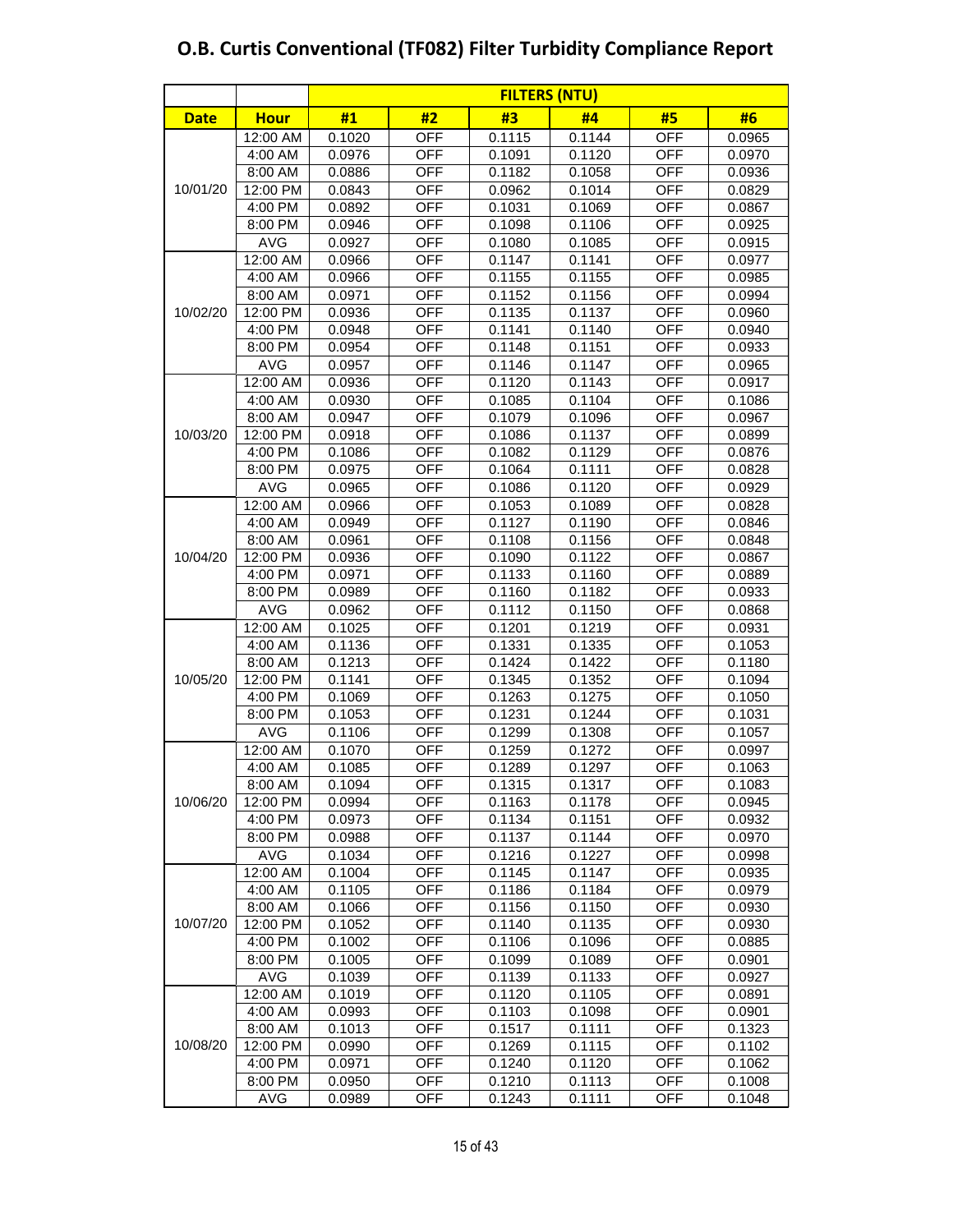# O.B. Curtis Conventional (TF082) Filter Turbidity Compliance Report

| | | FILTERS (NTU) | | | | | |
|---|---|---|---|---|---|---|---|
| **Date** | **Hour** | **#1** | **#2** | **#3** | **#4** | **#5** | **#6** |
| 10/01/20 | 12:00 AM | 0.1020 | OFF | 0.1115 | 0.1144 | OFF | 0.0965 |
| | 4:00 AM | 0.0976 | OFF | 0.1091 | 0.1120 | OFF | 0.0970 |
| | 8:00 AM | 0.0886 | OFF | 0.1182 | 0.1058 | OFF | 0.0936 |
| | 12:00 PM | 0.0843 | OFF | 0.0962 | 0.1014 | OFF | 0.0829 |
| | 4:00 PM | 0.0892 | OFF | 0.1031 | 0.1069 | OFF | 0.0867 |
| | 8:00 PM | 0.0946 | OFF | 0.1098 | 0.1106 | OFF | 0.0925 |
| | AVG | 0.0927 | OFF | 0.1080 | 0.1085 | OFF | 0.0915 |
| 10/02/20 | 12:00 AM | 0.0966 | OFF | 0.1147 | 0.1141 | OFF | 0.0977 |
| | 4:00 AM | 0.0966 | OFF | 0.1155 | 0.1155 | OFF | 0.0985 |
| | 8:00 AM | 0.0971 | OFF | 0.1152 | 0.1156 | OFF | 0.0994 |
| | 12:00 PM | 0.0936 | OFF | 0.1135 | 0.1137 | OFF | 0.0960 |
| | 4:00 PM | 0.0948 | OFF | 0.1141 | 0.1140 | OFF | 0.0940 |
| | 8:00 PM | 0.0954 | OFF | 0.1148 | 0.1151 | OFF | 0.0933 |
| | AVG | 0.0957 | OFF | 0.1146 | 0.1147 | OFF | 0.0965 |
| 10/03/20 | 12:00 AM | 0.0936 | OFF | 0.1120 | 0.1143 | OFF | 0.0917 |
| | 4:00 AM | 0.0930 | OFF | 0.1085 | 0.1104 | OFF | 0.1086 |
| | 8:00 AM | 0.0947 | OFF | 0.1079 | 0.1096 | OFF | 0.0967 |
| | 12:00 PM | 0.0918 | OFF | 0.1086 | 0.1137 | OFF | 0.0899 |
| | 4:00 PM | 0.1086 | OFF | 0.1082 | 0.1129 | OFF | 0.0876 |
| | 8:00 PM | 0.0975 | OFF | 0.1064 | 0.1111 | OFF | 0.0828 |
| | AVG | 0.0965 | OFF | 0.1086 | 0.1120 | OFF | 0.0929 |
| 10/04/20 | 12:00 AM | 0.0966 | OFF | 0.1053 | 0.1089 | OFF | 0.0828 |
| | 4:00 AM | 0.0949 | OFF | 0.1127 | 0.1190 | OFF | 0.0846 |
| | 8:00 AM | 0.0961 | OFF | 0.1108 | 0.1156 | OFF | 0.0848 |
| | 12:00 PM | 0.0936 | OFF | 0.1090 | 0.1122 | OFF | 0.0867 |
| | 4:00 PM | 0.0971 | OFF | 0.1133 | 0.1160 | OFF | 0.0889 |
| | 8:00 PM | 0.0989 | OFF | 0.1160 | 0.1182 | OFF | 0.0933 |
| | AVG | 0.0962 | OFF | 0.1112 | 0.1150 | OFF | 0.0868 |
| 10/05/20 | 12:00 AM | 0.1025 | OFF | 0.1201 | 0.1219 | OFF | 0.0931 |
| | 4:00 AM | 0.1136 | OFF | 0.1331 | 0.1335 | OFF | 0.1053 |
| | 8:00 AM | 0.1213 | OFF | 0.1424 | 0.1422 | OFF | 0.1180 |
| | 12:00 PM | 0.1141 | OFF | 0.1345 | 0.1352 | OFF | 0.1094 |
| | 4:00 PM | 0.1069 | OFF | 0.1263 | 0.1275 | OFF | 0.1050 |
| | 8:00 PM | 0.1053 | OFF | 0.1231 | 0.1244 | OFF | 0.1031 |
| | AVG | 0.1106 | OFF | 0.1299 | 0.1308 | OFF | 0.1057 |
| 10/06/20 | 12:00 AM | 0.1070 | OFF | 0.1259 | 0.1272 | OFF | 0.0997 |
| | 4:00 AM | 0.1085 | OFF | 0.1289 | 0.1297 | OFF | 0.1063 |
| | 8:00 AM | 0.1094 | OFF | 0.1315 | 0.1317 | OFF | 0.1083 |
| | 12:00 PM | 0.0994 | OFF | 0.1163 | 0.1178 | OFF | 0.0945 |
| | 4:00 PM | 0.0973 | OFF | 0.1134 | 0.1151 | OFF | 0.0932 |
| | 8:00 PM | 0.0988 | OFF | 0.1137 | 0.1144 | OFF | 0.0970 |
| | AVG | 0.1034 | OFF | 0.1216 | 0.1227 | OFF | 0.0998 |
| 10/07/20 | 12:00 AM | 0.1004 | OFF | 0.1145 | 0.1147 | OFF | 0.0935 |
| | 4:00 AM | 0.1105 | OFF | 0.1186 | 0.1184 | OFF | 0.0979 |
| | 8:00 AM | 0.1066 | OFF | 0.1156 | 0.1150 | OFF | 0.0930 |
| | 12:00 PM | 0.1052 | OFF | 0.1140 | 0.1135 | OFF | 0.0930 |
| | 4:00 PM | 0.1002 | OFF | 0.1106 | 0.1096 | OFF | 0.0885 |
| | 8:00 PM | 0.1005 | OFF | 0.1099 | 0.1089 | OFF | 0.0901 |
| | AVG | 0.1039 | OFF | 0.1139 | 0.1133 | OFF | 0.0927 |
| 10/08/20 | 12:00 AM | 0.1019 | OFF | 0.1120 | 0.1105 | OFF | 0.0891 |
| | 4:00 AM | 0.0993 | OFF | 0.1103 | 0.1098 | OFF | 0.0901 |
| | 8:00 AM | 0.1013 | OFF | 0.1517 | 0.1111 | OFF | 0.1323 |
| | 12:00 PM | 0.0990 | OFF | 0.1269 | 0.1115 | OFF | 0.1102 |
| | 4:00 PM | 0.0971 | OFF | 0.1240 | 0.1120 | OFF | 0.1062 |
| | 8:00 PM | 0.0950 | OFF | 0.1210 | 0.1113 | OFF | 0.1008 |
| | AVG | 0.0989 | OFF | 0.1243 | 0.1111 | OFF | 0.1048 |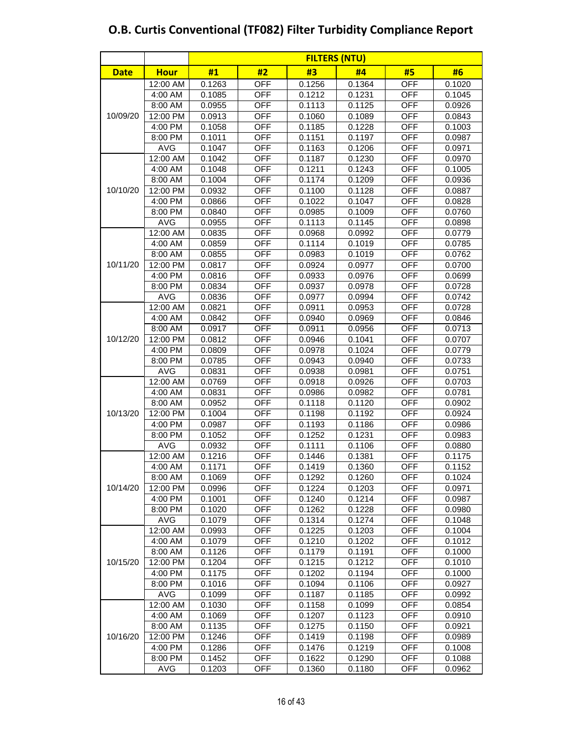# O.B. Curtis Conventional (TF082) Filter Turbidity Compliance Report

| | | FILTERS (NTU) | | | | | |
|---|---|---|---|---|---|---|---|
| **Date** | **Hour** | **#1** | **#2** | **#3** | **#4** | **#5** | **#6** |
| 10/09/20 | 12:00 AM | 0.1263 | OFF | 0.1256 | 0.1364 | OFF | 0.1020 |
| | 4:00 AM | 0.1085 | OFF | 0.1212 | 0.1231 | OFF | 0.1045 |
| | 8:00 AM | 0.0955 | OFF | 0.1113 | 0.1125 | OFF | 0.0926 |
| | 12:00 PM | 0.0913 | OFF | 0.1060 | 0.1089 | OFF | 0.0843 |
| | 4:00 PM | 0.1058 | OFF | 0.1185 | 0.1228 | OFF | 0.1003 |
| | 8:00 PM | 0.1011 | OFF | 0.1151 | 0.1197 | OFF | 0.0987 |
| | AVG | 0.1047 | OFF | 0.1163 | 0.1206 | OFF | 0.0971 |
| 10/10/20 | 12:00 AM | 0.1042 | OFF | 0.1187 | 0.1230 | OFF | 0.0970 |
| | 4:00 AM | 0.1048 | OFF | 0.1211 | 0.1243 | OFF | 0.1005 |
| | 8:00 AM | 0.1004 | OFF | 0.1174 | 0.1209 | OFF | 0.0936 |
| | 12:00 PM | 0.0932 | OFF | 0.1100 | 0.1128 | OFF | 0.0887 |
| | 4:00 PM | 0.0866 | OFF | 0.1022 | 0.1047 | OFF | 0.0828 |
| | 8:00 PM | 0.0840 | OFF | 0.0985 | 0.1009 | OFF | 0.0760 |
| | AVG | 0.0955 | OFF | 0.1113 | 0.1145 | OFF | 0.0898 |
| 10/11/20 | 12:00 AM | 0.0835 | OFF | 0.0968 | 0.0992 | OFF | 0.0779 |
| | 4:00 AM | 0.0859 | OFF | 0.1114 | 0.1019 | OFF | 0.0785 |
| | 8:00 AM | 0.0855 | OFF | 0.0983 | 0.1019 | OFF | 0.0762 |
| | 12:00 PM | 0.0817 | OFF | 0.0924 | 0.0977 | OFF | 0.0700 |
| | 4:00 PM | 0.0816 | OFF | 0.0933 | 0.0976 | OFF | 0.0699 |
| | 8:00 PM | 0.0834 | OFF | 0.0937 | 0.0978 | OFF | 0.0728 |
| | AVG | 0.0836 | OFF | 0.0977 | 0.0994 | OFF | 0.0742 |
| 10/12/20 | 12:00 AM | 0.0821 | OFF | 0.0911 | 0.0953 | OFF | 0.0728 |
| | 4:00 AM | 0.0842 | OFF | 0.0940 | 0.0969 | OFF | 0.0846 |
| | 8:00 AM | 0.0917 | OFF | 0.0911 | 0.0956 | OFF | 0.0713 |
| | 12:00 PM | 0.0812 | OFF | 0.0946 | 0.1041 | OFF | 0.0707 |
| | 4:00 PM | 0.0809 | OFF | 0.0978 | 0.1024 | OFF | 0.0779 |
| | 8:00 PM | 0.0785 | OFF | 0.0943 | 0.0940 | OFF | 0.0733 |
| | AVG | 0.0831 | OFF | 0.0938 | 0.0981 | OFF | 0.0751 |
| 10/13/20 | 12:00 AM | 0.0769 | OFF | 0.0918 | 0.0926 | OFF | 0.0703 |
| | 4:00 AM | 0.0831 | OFF | 0.0986 | 0.0982 | OFF | 0.0781 |
| | 8:00 AM | 0.0952 | OFF | 0.1118 | 0.1120 | OFF | 0.0902 |
| | 12:00 PM | 0.1004 | OFF | 0.1198 | 0.1192 | OFF | 0.0924 |
| | 4:00 PM | 0.0987 | OFF | 0.1193 | 0.1186 | OFF | 0.0986 |
| | 8:00 PM | 0.1052 | OFF | 0.1252 | 0.1231 | OFF | 0.0983 |
| | AVG | 0.0932 | OFF | 0.1111 | 0.1106 | OFF | 0.0880 |
| 10/14/20 | 12:00 AM | 0.1216 | OFF | 0.1446 | 0.1381 | OFF | 0.1175 |
| | 4:00 AM | 0.1171 | OFF | 0.1419 | 0.1360 | OFF | 0.1152 |
| | 8:00 AM | 0.1069 | OFF | 0.1292 | 0.1260 | OFF | 0.1024 |
| | 12:00 PM | 0.0996 | OFF | 0.1224 | 0.1203 | OFF | 0.0971 |
| | 4:00 PM | 0.1001 | OFF | 0.1240 | 0.1214 | OFF | 0.0987 |
| | 8:00 PM | 0.1020 | OFF | 0.1262 | 0.1228 | OFF | 0.0980 |
| | AVG | 0.1079 | OFF | 0.1314 | 0.1274 | OFF | 0.1048 |
| 10/15/20 | 12:00 AM | 0.0993 | OFF | 0.1225 | 0.1203 | OFF | 0.1004 |
| | 4:00 AM | 0.1079 | OFF | 0.1210 | 0.1202 | OFF | 0.1012 |
| | 8:00 AM | 0.1126 | OFF | 0.1179 | 0.1191 | OFF | 0.1000 |
| | 12:00 PM | 0.1204 | OFF | 0.1215 | 0.1212 | OFF | 0.1010 |
| | 4:00 PM | 0.1175 | OFF | 0.1202 | 0.1194 | OFF | 0.1000 |
| | 8:00 PM | 0.1016 | OFF | 0.1094 | 0.1106 | OFF | 0.0927 |
| | AVG | 0.1099 | OFF | 0.1187 | 0.1185 | OFF | 0.0992 |
| 10/16/20 | 12:00 AM | 0.1030 | OFF | 0.1158 | 0.1099 | OFF | 0.0854 |
| | 4:00 AM | 0.1069 | OFF | 0.1207 | 0.1123 | OFF | 0.0910 |
| | 8:00 AM | 0.1135 | OFF | 0.1275 | 0.1150 | OFF | 0.0921 |
| | 12:00 PM | 0.1246 | OFF | 0.1419 | 0.1198 | OFF | 0.0989 |
| | 4:00 PM | 0.1286 | OFF | 0.1476 | 0.1219 | OFF | 0.1008 |
| | 8:00 PM | 0.1452 | OFF | 0.1622 | 0.1290 | OFF | 0.1088 |
| | AVG | 0.1203 | OFF | 0.1360 | 0.1180 | OFF | 0.0962 |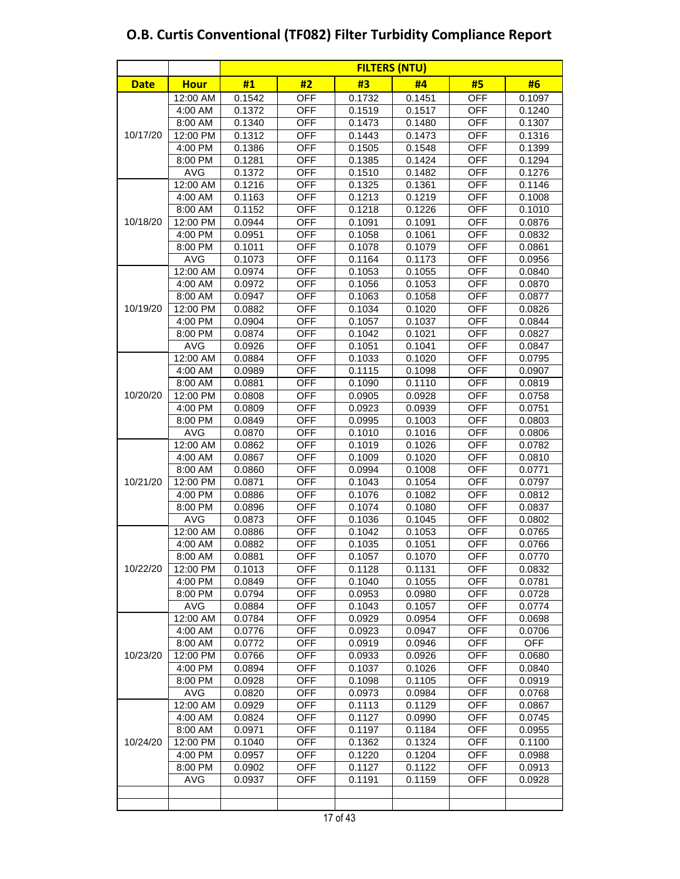# O.B. Curtis Conventional (TF082) Filter Turbidity Compliance Report

| | | FILTERS (NTU) | | | | | |
|---|---|---|---|---|---|---|---|
| **Date** | **Hour** | **#1** | **#2** | **#3** | **#4** | **#5** | **#6** |
| 10/17/20 | 12:00 AM | 0.1542 | OFF | 0.1732 | 0.1451 | OFF | 0.1097 |
| | 4:00 AM | 0.1372 | OFF | 0.1519 | 0.1517 | OFF | 0.1240 |
| | 8:00 AM | 0.1340 | OFF | 0.1473 | 0.1480 | OFF | 0.1307 |
| | 12:00 PM | 0.1312 | OFF | 0.1443 | 0.1473 | OFF | 0.1316 |
| | 4:00 PM | 0.1386 | OFF | 0.1505 | 0.1548 | OFF | 0.1399 |
| | 8:00 PM | 0.1281 | OFF | 0.1385 | 0.1424 | OFF | 0.1294 |
| | AVG | 0.1372 | OFF | 0.1510 | 0.1482 | OFF | 0.1276 |
| 10/18/20 | 12:00 AM | 0.1216 | OFF | 0.1325 | 0.1361 | OFF | 0.1146 |
| | 4:00 AM | 0.1163 | OFF | 0.1213 | 0.1219 | OFF | 0.1008 |
| | 8:00 AM | 0.1152 | OFF | 0.1218 | 0.1226 | OFF | 0.1010 |
| | 12:00 PM | 0.0944 | OFF | 0.1091 | 0.1091 | OFF | 0.0876 |
| | 4:00 PM | 0.0951 | OFF | 0.1058 | 0.1061 | OFF | 0.0832 |
| | 8:00 PM | 0.1011 | OFF | 0.1078 | 0.1079 | OFF | 0.0861 |
| | AVG | 0.1073 | OFF | 0.1164 | 0.1173 | OFF | 0.0956 |
| 10/19/20 | 12:00 AM | 0.0974 | OFF | 0.1053 | 0.1055 | OFF | 0.0840 |
| | 4:00 AM | 0.0972 | OFF | 0.1056 | 0.1053 | OFF | 0.0870 |
| | 8:00 AM | 0.0947 | OFF | 0.1063 | 0.1058 | OFF | 0.0877 |
| | 12:00 PM | 0.0882 | OFF | 0.1034 | 0.1020 | OFF | 0.0826 |
| | 4:00 PM | 0.0904 | OFF | 0.1057 | 0.1037 | OFF | 0.0844 |
| | 8:00 PM | 0.0874 | OFF | 0.1042 | 0.1021 | OFF | 0.0827 |
| | AVG | 0.0926 | OFF | 0.1051 | 0.1041 | OFF | 0.0847 |
| 10/20/20 | 12:00 AM | 0.0884 | OFF | 0.1033 | 0.1020 | OFF | 0.0795 |
| | 4:00 AM | 0.0989 | OFF | 0.1115 | 0.1098 | OFF | 0.0907 |
| | 8:00 AM | 0.0881 | OFF | 0.1090 | 0.1110 | OFF | 0.0819 |
| | 12:00 PM | 0.0808 | OFF | 0.0905 | 0.0928 | OFF | 0.0758 |
| | 4:00 PM | 0.0809 | OFF | 0.0923 | 0.0939 | OFF | 0.0751 |
| | 8:00 PM | 0.0849 | OFF | 0.0995 | 0.1003 | OFF | 0.0803 |
| | AVG | 0.0870 | OFF | 0.1010 | 0.1016 | OFF | 0.0806 |
| 10/21/20 | 12:00 AM | 0.0862 | OFF | 0.1019 | 0.1026 | OFF | 0.0782 |
| | 4:00 AM | 0.0867 | OFF | 0.1009 | 0.1020 | OFF | 0.0810 |
| | 8:00 AM | 0.0860 | OFF | 0.0994 | 0.1008 | OFF | 0.0771 |
| | 12:00 PM | 0.0871 | OFF | 0.1043 | 0.1054 | OFF | 0.0797 |
| | 4:00 PM | 0.0886 | OFF | 0.1076 | 0.1082 | OFF | 0.0812 |
| | 8:00 PM | 0.0896 | OFF | 0.1074 | 0.1080 | OFF | 0.0837 |
| | AVG | 0.0873 | OFF | 0.1036 | 0.1045 | OFF | 0.0802 |
| 10/22/20 | 12:00 AM | 0.0886 | OFF | 0.1042 | 0.1053 | OFF | 0.0765 |
| | 4:00 AM | 0.0882 | OFF | 0.1035 | 0.1051 | OFF | 0.0766 |
| | 8:00 AM | 0.0881 | OFF | 0.1057 | 0.1070 | OFF | 0.0770 |
| | 12:00 PM | 0.1013 | OFF | 0.1128 | 0.1131 | OFF | 0.0832 |
| | 4:00 PM | 0.0849 | OFF | 0.1040 | 0.1055 | OFF | 0.0781 |
| | 8:00 PM | 0.0794 | OFF | 0.0953 | 0.0980 | OFF | 0.0728 |
| | AVG | 0.0884 | OFF | 0.1043 | 0.1057 | OFF | 0.0774 |
| 10/23/20 | 12:00 AM | 0.0784 | OFF | 0.0929 | 0.0954 | OFF | 0.0698 |
| | 4:00 AM | 0.0776 | OFF | 0.0923 | 0.0947 | OFF | 0.0706 |
| | 8:00 AM | 0.0772 | OFF | 0.0919 | 0.0946 | OFF | OFF |
| | 12:00 PM | 0.0766 | OFF | 0.0933 | 0.0926 | OFF | 0.0680 |
| | 4:00 PM | 0.0894 | OFF | 0.1037 | 0.1026 | OFF | 0.0840 |
| | 8:00 PM | 0.0928 | OFF | 0.1098 | 0.1105 | OFF | 0.0919 |
| | AVG | 0.0820 | OFF | 0.0973 | 0.0984 | OFF | 0.0768 |
| 10/24/20 | 12:00 AM | 0.0929 | OFF | 0.1113 | 0.1129 | OFF | 0.0867 |
| | 4:00 AM | 0.0824 | OFF | 0.1127 | 0.0990 | OFF | 0.0745 |
| | 8:00 AM | 0.0971 | OFF | 0.1197 | 0.1184 | OFF | 0.0955 |
| | 12:00 PM | 0.1040 | OFF | 0.1362 | 0.1324 | OFF | 0.1100 |
| | 4:00 PM | 0.0957 | OFF | 0.1220 | 0.1204 | OFF | 0.0988 |
| | 8:00 PM | 0.0902 | OFF | 0.1127 | 0.1122 | OFF | 0.0913 |
| | AVG | 0.0937 | OFF | 0.1191 | 0.1159 | OFF | 0.0928 |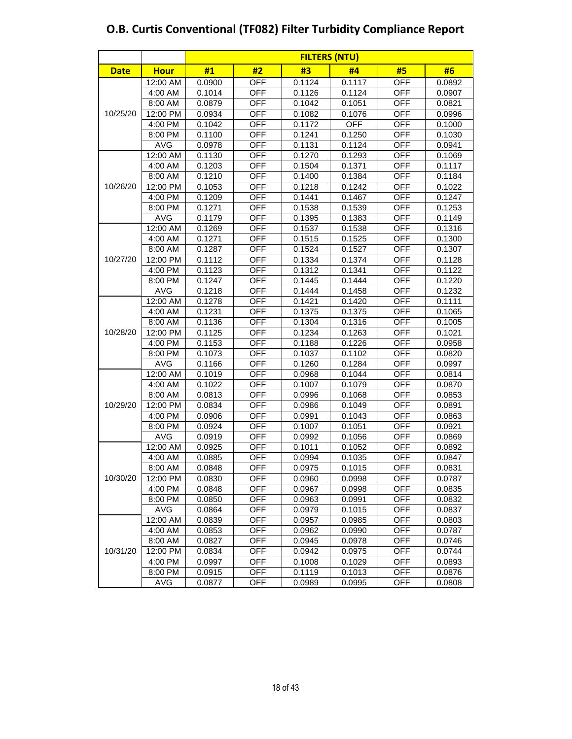# O.B. Curtis Conventional (TF082) Filter Turbidity Compliance Report

| | | FILTERS (NTU) | | | | | |
|---|---|---|---|---|---|---|---|
| Date | Hour | #1 | #2 | #3 | #4 | #5 | #6 |
| 10/25/20 | 12:00 AM | 0.0900 | OFF | 0.1124 | 0.1117 | OFF | 0.0892 |
| | 4:00 AM | 0.1014 | OFF | 0.1126 | 0.1124 | OFF | 0.0907 |
| | 8:00 AM | 0.0879 | OFF | 0.1042 | 0.1051 | OFF | 0.0821 |
| | 12:00 PM | 0.0934 | OFF | 0.1082 | 0.1076 | OFF | 0.0996 |
| | 4:00 PM | 0.1042 | OFF | 0.1172 | OFF | OFF | 0.1000 |
| | 8:00 PM | 0.1100 | OFF | 0.1241 | 0.1250 | OFF | 0.1030 |
| | AVG | 0.0978 | OFF | 0.1131 | 0.1124 | OFF | 0.0941 |
| 10/26/20 | 12:00 AM | 0.1130 | OFF | 0.1270 | 0.1293 | OFF | 0.1069 |
| | 4:00 AM | 0.1203 | OFF | 0.1504 | 0.1371 | OFF | 0.1117 |
| | 8:00 AM | 0.1210 | OFF | 0.1400 | 0.1384 | OFF | 0.1184 |
| | 12:00 PM | 0.1053 | OFF | 0.1218 | 0.1242 | OFF | 0.1022 |
| | 4:00 PM | 0.1209 | OFF | 0.1441 | 0.1467 | OFF | 0.1247 |
| | 8:00 PM | 0.1271 | OFF | 0.1538 | 0.1539 | OFF | 0.1253 |
| | AVG | 0.1179 | OFF | 0.1395 | 0.1383 | OFF | 0.1149 |
| 10/27/20 | 12:00 AM | 0.1269 | OFF | 0.1537 | 0.1538 | OFF | 0.1316 |
| | 4:00 AM | 0.1271 | OFF | 0.1515 | 0.1525 | OFF | 0.1300 |
| | 8:00 AM | 0.1287 | OFF | 0.1524 | 0.1527 | OFF | 0.1307 |
| | 12:00 PM | 0.1112 | OFF | 0.1334 | 0.1374 | OFF | 0.1128 |
| | 4:00 PM | 0.1123 | OFF | 0.1312 | 0.1341 | OFF | 0.1122 |
| | 8:00 PM | 0.1247 | OFF | 0.1445 | 0.1444 | OFF | 0.1220 |
| | AVG | 0.1218 | OFF | 0.1444 | 0.1458 | OFF | 0.1232 |
| 10/28/20 | 12:00 AM | 0.1278 | OFF | 0.1421 | 0.1420 | OFF | 0.1111 |
| | 4:00 AM | 0.1231 | OFF | 0.1375 | 0.1375 | OFF | 0.1065 |
| | 8:00 AM | 0.1136 | OFF | 0.1304 | 0.1316 | OFF | 0.1005 |
| | 12:00 PM | 0.1125 | OFF | 0.1234 | 0.1263 | OFF | 0.1021 |
| | 4:00 PM | 0.1153 | OFF | 0.1188 | 0.1226 | OFF | 0.0958 |
| | 8:00 PM | 0.1073 | OFF | 0.1037 | 0.1102 | OFF | 0.0820 |
| | AVG | 0.1166 | OFF | 0.1260 | 0.1284 | OFF | 0.0997 |
| 10/29/20 | 12:00 AM | 0.1019 | OFF | 0.0968 | 0.1044 | OFF | 0.0814 |
| | 4:00 AM | 0.1022 | OFF | 0.1007 | 0.1079 | OFF | 0.0870 |
| | 8:00 AM | 0.0813 | OFF | 0.0996 | 0.1068 | OFF | 0.0853 |
| | 12:00 PM | 0.0834 | OFF | 0.0986 | 0.1049 | OFF | 0.0891 |
| | 4:00 PM | 0.0906 | OFF | 0.0991 | 0.1043 | OFF | 0.0863 |
| | 8:00 PM | 0.0924 | OFF | 0.1007 | 0.1051 | OFF | 0.0921 |
| | AVG | 0.0919 | OFF | 0.0992 | 0.1056 | OFF | 0.0869 |
| 10/30/20 | 12:00 AM | 0.0925 | OFF | 0.1011 | 0.1052 | OFF | 0.0892 |
| | 4:00 AM | 0.0885 | OFF | 0.0994 | 0.1035 | OFF | 0.0847 |
| | 8:00 AM | 0.0848 | OFF | 0.0975 | 0.1015 | OFF | 0.0831 |
| | 12:00 PM | 0.0830 | OFF | 0.0960 | 0.0998 | OFF | 0.0787 |
| | 4:00 PM | 0.0848 | OFF | 0.0967 | 0.0998 | OFF | 0.0835 |
| | 8:00 PM | 0.0850 | OFF | 0.0963 | 0.0991 | OFF | 0.0832 |
| | AVG | 0.0864 | OFF | 0.0979 | 0.1015 | OFF | 0.0837 |
| 10/31/20 | 12:00 AM | 0.0839 | OFF | 0.0957 | 0.0985 | OFF | 0.0803 |
| | 4:00 AM | 0.0853 | OFF | 0.0962 | 0.0990 | OFF | 0.0787 |
| | 8:00 AM | 0.0827 | OFF | 0.0945 | 0.0978 | OFF | 0.0746 |
| | 12:00 PM | 0.0834 | OFF | 0.0942 | 0.0975 | OFF | 0.0744 |
| | 4:00 PM | 0.0997 | OFF | 0.1008 | 0.1029 | OFF | 0.0893 |
| | 8:00 PM | 0.0915 | OFF | 0.1119 | 0.1013 | OFF | 0.0876 |
| | AVG | 0.0877 | OFF | 0.0989 | 0.0995 | OFF | 0.0808 |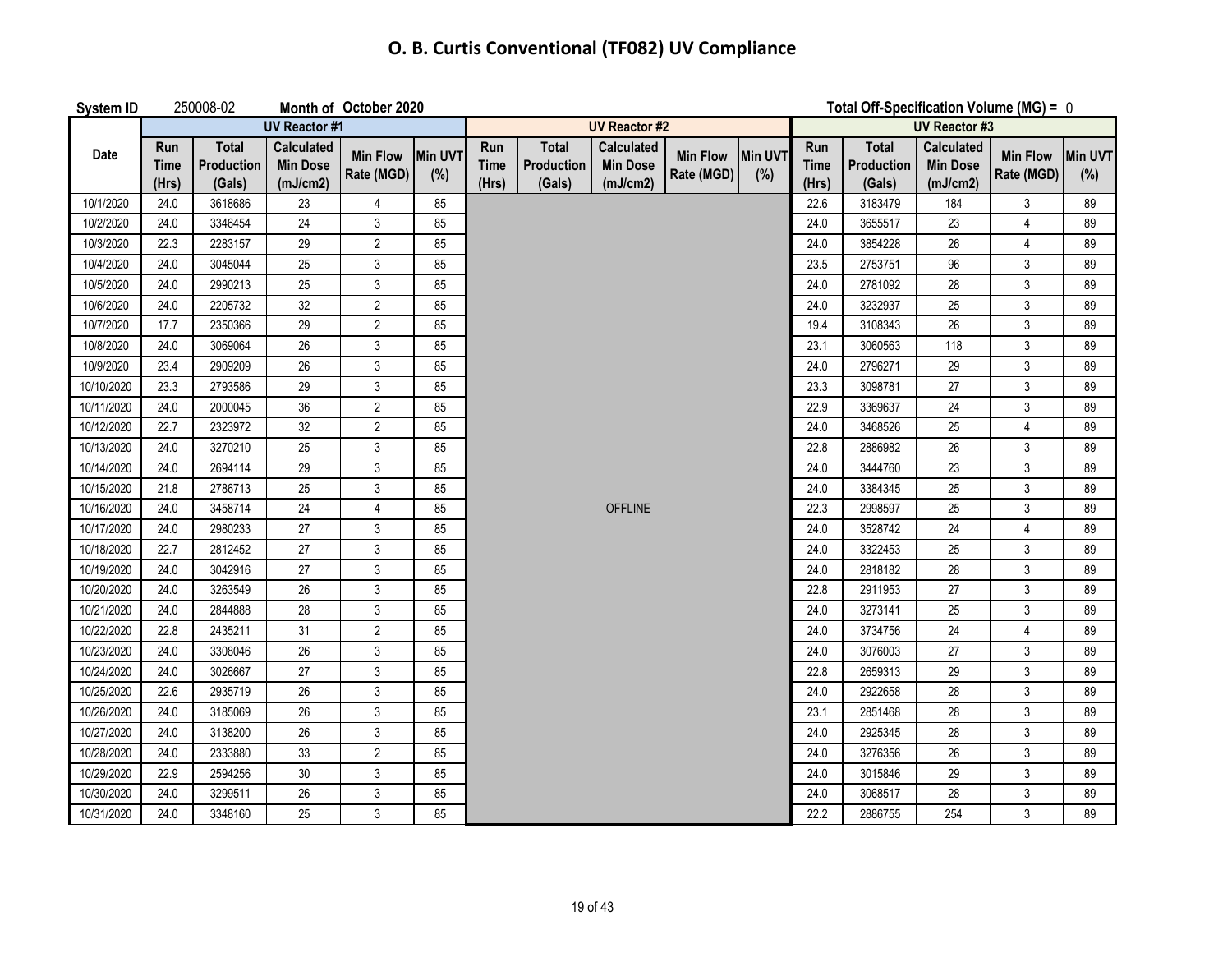# O. B. Curtis Conventional (TF082) UV Compliance

**System ID** 250008-02 **Month of** October 2020

**Total Off-Specification Volume (MG) =** 0

| Date | UV Reactor #1 | | | | | UV Reactor #2 | | | | | UV Reactor #3 | | | | |
|---|---|---|---|---|---|---|---|---|---|---|---|---|---|---|---|
| | Run Time (Hrs) | Total Production (Gals) | Calculated Min Dose (mJ/cm2) | Min Flow Rate (MGD) | Min UVT (%) | Run Time (Hrs) | Total Production (Gals) | Calculated Min Dose (mJ/cm2) | Min Flow Rate (MGD) | Min UVT (%) | Run Time (Hrs) | Total Production (Gals) | Calculated Min Dose (mJ/cm2) | Min Flow Rate (MGD) | Min UVT (%) |
| 10/1/2020 | 24.0 | 3618686 | 23 | 4 | 85 | | | | | | 22.6 | 3183479 | 184 | 3 | 89 |
| 10/2/2020 | 24.0 | 3346454 | 24 | 3 | 85 | | | | | | 24.0 | 3655517 | 23 | 4 | 89 |
| 10/3/2020 | 22.3 | 2283157 | 29 | 2 | 85 | | | | | | 24.0 | 3854228 | 26 | 4 | 89 |
| 10/4/2020 | 24.0 | 3045044 | 25 | 3 | 85 | | | | | | 23.5 | 2753751 | 96 | 3 | 89 |
| 10/5/2020 | 24.0 | 2990213 | 25 | 3 | 85 | | | | | | 24.0 | 2781092 | 28 | 3 | 89 |
| 10/6/2020 | 24.0 | 2205732 | 32 | 2 | 85 | | | | | | 24.0 | 3232937 | 25 | 3 | 89 |
| 10/7/2020 | 17.7 | 2350366 | 29 | 2 | 85 | | | | | | 19.4 | 3108343 | 26 | 3 | 89 |
| 10/8/2020 | 24.0 | 3069064 | 26 | 3 | 85 | | | | | | 23.1 | 3060563 | 118 | 3 | 89 |
| 10/9/2020 | 23.4 | 2909209 | 26 | 3 | 85 | | | | | | 24.0 | 2796271 | 29 | 3 | 89 |
| 10/10/2020 | 23.3 | 2793586 | 29 | 3 | 85 | | | | | | 23.3 | 3098781 | 27 | 3 | 89 |
| 10/11/2020 | 24.0 | 2000045 | 36 | 2 | 85 | | | | | | 22.9 | 3369637 | 24 | 3 | 89 |
| 10/12/2020 | 22.7 | 2323972 | 32 | 2 | 85 | | | | | | 24.0 | 3468526 | 25 | 4 | 89 |
| 10/13/2020 | 24.0 | 3270210 | 25 | 3 | 85 | | | | | | 22.8 | 2886982 | 26 | 3 | 89 |
| 10/14/2020 | 24.0 | 2694114 | 29 | 3 | 85 | | | | | | 24.0 | 3444760 | 23 | 3 | 89 |
| 10/15/2020 | 21.8 | 2786713 | 25 | 3 | 85 | | | | | | 24.0 | 3384345 | 25 | 3 | 89 |
| 10/16/2020 | 24.0 | 3458714 | 24 | 4 | 85 | | | OFFLINE | | | 22.3 | 2998597 | 25 | 3 | 89 |
| 10/17/2020 | 24.0 | 2980233 | 27 | 3 | 85 | | | | | | 24.0 | 3528742 | 24 | 4 | 89 |
| 10/18/2020 | 22.7 | 2812452 | 27 | 3 | 85 | | | | | | 24.0 | 3322453 | 25 | 3 | 89 |
| 10/19/2020 | 24.0 | 3042916 | 27 | 3 | 85 | | | | | | 24.0 | 2818182 | 28 | 3 | 89 |
| 10/20/2020 | 24.0 | 3263549 | 26 | 3 | 85 | | | | | | 22.8 | 2911953 | 27 | 3 | 89 |
| 10/21/2020 | 24.0 | 2844888 | 28 | 3 | 85 | | | | | | 24.0 | 3273141 | 25 | 3 | 89 |
| 10/22/2020 | 22.8 | 2435211 | 31 | 2 | 85 | | | | | | 24.0 | 3734756 | 24 | 4 | 89 |
| 10/23/2020 | 24.0 | 3308046 | 26 | 3 | 85 | | | | | | 24.0 | 3076003 | 27 | 3 | 89 |
| 10/24/2020 | 24.0 | 3026667 | 27 | 3 | 85 | | | | | | 22.8 | 2659313 | 29 | 3 | 89 |
| 10/25/2020 | 22.6 | 2935719 | 26 | 3 | 85 | | | | | | 24.0 | 2922658 | 28 | 3 | 89 |
| 10/26/2020 | 24.0 | 3185069 | 26 | 3 | 85 | | | | | | 23.1 | 2851468 | 28 | 3 | 89 |
| 10/27/2020 | 24.0 | 3138200 | 26 | 3 | 85 | | | | | | 24.0 | 2925345 | 28 | 3 | 89 |
| 10/28/2020 | 24.0 | 2333880 | 33 | 2 | 85 | | | | | | 24.0 | 3276356 | 26 | 3 | 89 |
| 10/29/2020 | 22.9 | 2594256 | 30 | 3 | 85 | | | | | | 24.0 | 3015846 | 29 | 3 | 89 |
| 10/30/2020 | 24.0 | 3299511 | 26 | 3 | 85 | | | | | | 24.0 | 3068517 | 28 | 3 | 89 |
| 10/31/2020 | 24.0 | 3348160 | 25 | 3 | 85 | | | | | | 22.2 | 2886755 | 254 | 3 | 89 |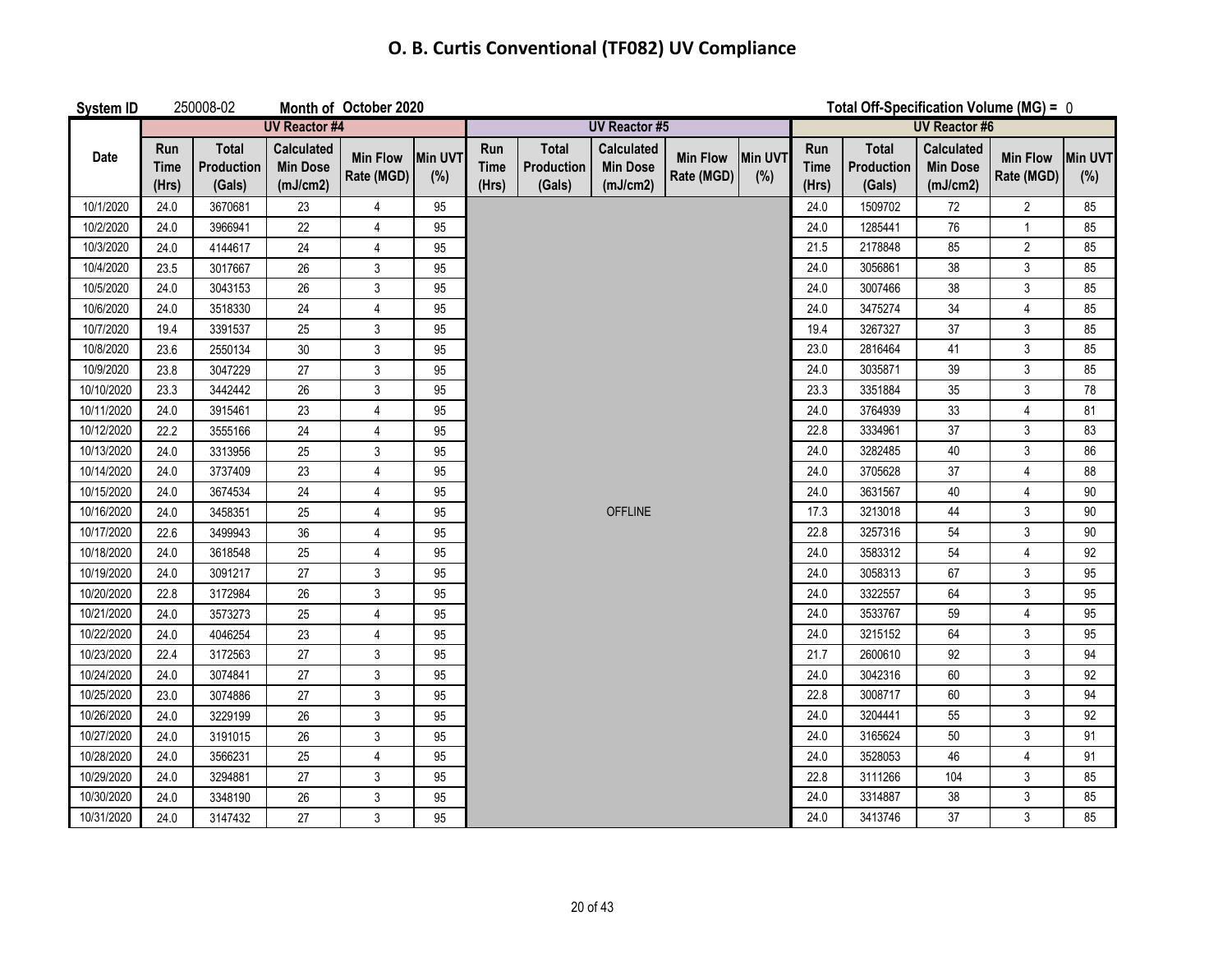# O. B. Curtis Conventional (TF082) UV Compliance

**System ID** 250008-02 **Month of October 2020** **Total Off-Specification Volume (MG) =** 0

| Date | UV Reactor #4 | | | | | UV Reactor #5 | | | | | UV Reactor #6 | | | | |
|---|---|---|---|---|---|---|---|---|---|---|---|---|---|---|---|
| | Run Time (Hrs) | Total Production (Gals) | Calculated Min Dose (mJ/cm2) | Min Flow Rate (MGD) | Min UVT (%) | Run Time (Hrs) | Total Production (Gals) | Calculated Min Dose (mJ/cm2) | Min Flow Rate (MGD) | Min UVT (%) | Run Time (Hrs) | Total Production (Gals) | Calculated Min Dose (mJ/cm2) | Min Flow Rate (MGD) | Min UVT (%) |
| 10/1/2020 | 24.0 | 3670681 | 23 | 4 | 95 | | | | | | 24.0 | 1509702 | 72 | 2 | 85 |
| 10/2/2020 | 24.0 | 3966941 | 22 | 4 | 95 | | | | | | 24.0 | 1285441 | 76 | 1 | 85 |
| 10/3/2020 | 24.0 | 4144617 | 24 | 4 | 95 | | | | | | 21.5 | 2178848 | 85 | 2 | 85 |
| 10/4/2020 | 23.5 | 3017667 | 26 | 3 | 95 | | | | | | 24.0 | 3056861 | 38 | 3 | 85 |
| 10/5/2020 | 24.0 | 3043153 | 26 | 3 | 95 | | | | | | 24.0 | 3007466 | 38 | 3 | 85 |
| 10/6/2020 | 24.0 | 3518330 | 24 | 4 | 95 | | | | | | 24.0 | 3475274 | 34 | 4 | 85 |
| 10/7/2020 | 19.4 | 3391537 | 25 | 3 | 95 | | | | | | 19.4 | 3267327 | 37 | 3 | 85 |
| 10/8/2020 | 23.6 | 2550134 | 30 | 3 | 95 | | | | | | 23.0 | 2816464 | 41 | 3 | 85 |
| 10/9/2020 | 23.8 | 3047229 | 27 | 3 | 95 | | | | | | 24.0 | 3035871 | 39 | 3 | 85 |
| 10/10/2020 | 23.3 | 3442442 | 26 | 3 | 95 | | | | | | 23.3 | 3351884 | 35 | 3 | 78 |
| 10/11/2020 | 24.0 | 3915461 | 23 | 4 | 95 | | | | | | 24.0 | 3764939 | 33 | 4 | 81 |
| 10/12/2020 | 22.2 | 3555166 | 24 | 4 | 95 | | | | | | 22.8 | 3334961 | 37 | 3 | 83 |
| 10/13/2020 | 24.0 | 3313956 | 25 | 3 | 95 | | | | | | 24.0 | 3282485 | 40 | 3 | 86 |
| 10/14/2020 | 24.0 | 3737409 | 23 | 4 | 95 | | | | | | 24.0 | 3705628 | 37 | 4 | 88 |
| 10/15/2020 | 24.0 | 3674534 | 24 | 4 | 95 | | | | | | 24.0 | 3631567 | 40 | 4 | 90 |
| 10/16/2020 | 24.0 | 3458351 | 25 | 4 | 95 | | | OFFLINE | | | 17.3 | 3213018 | 44 | 3 | 90 |
| 10/17/2020 | 22.6 | 3499943 | 36 | 4 | 95 | | | | | | 22.8 | 3257316 | 54 | 3 | 90 |
| 10/18/2020 | 24.0 | 3618548 | 25 | 4 | 95 | | | | | | 24.0 | 3583312 | 54 | 4 | 92 |
| 10/19/2020 | 24.0 | 3091217 | 27 | 3 | 95 | | | | | | 24.0 | 3058313 | 67 | 3 | 95 |
| 10/20/2020 | 22.8 | 3172984 | 26 | 3 | 95 | | | | | | 24.0 | 3322557 | 64 | 3 | 95 |
| 10/21/2020 | 24.0 | 3573273 | 25 | 4 | 95 | | | | | | 24.0 | 3533767 | 59 | 4 | 95 |
| 10/22/2020 | 24.0 | 4046254 | 23 | 4 | 95 | | | | | | 24.0 | 3215152 | 64 | 3 | 95 |
| 10/23/2020 | 22.4 | 3172563 | 27 | 3 | 95 | | | | | | 21.7 | 2600610 | 92 | 3 | 94 |
| 10/24/2020 | 24.0 | 3074841 | 27 | 3 | 95 | | | | | | 24.0 | 3042316 | 60 | 3 | 92 |
| 10/25/2020 | 23.0 | 3074886 | 27 | 3 | 95 | | | | | | 22.8 | 3008717 | 60 | 3 | 94 |
| 10/26/2020 | 24.0 | 3229199 | 26 | 3 | 95 | | | | | | 24.0 | 3204441 | 55 | 3 | 92 |
| 10/27/2020 | 24.0 | 3191015 | 26 | 3 | 95 | | | | | | 24.0 | 3165624 | 50 | 3 | 91 |
| 10/28/2020 | 24.0 | 3566231 | 25 | 4 | 95 | | | | | | 24.0 | 3528053 | 46 | 4 | 91 |
| 10/29/2020 | 24.0 | 3294881 | 27 | 3 | 95 | | | | | | 22.8 | 3111266 | 104 | 3 | 85 |
| 10/30/2020 | 24.0 | 3348190 | 26 | 3 | 95 | | | | | | 24.0 | 3314887 | 38 | 3 | 85 |
| 10/31/2020 | 24.0 | 3147432 | 27 | 3 | 95 | | | | | | 24.0 | 3413746 | 37 | 3 | 85 |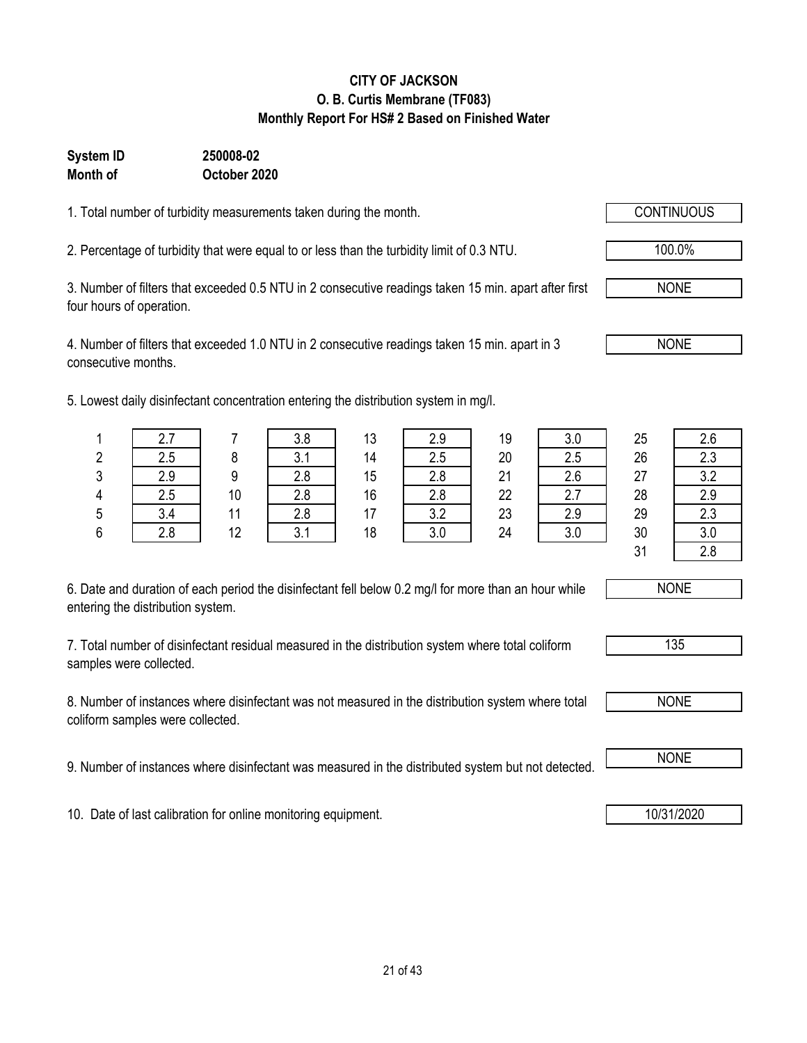# CITY OF JACKSON
## O. B. Curtis Membrane (TF083)
## Monthly Report For HS# 2 Based on Finished Water

**System ID** 250008-02
**Month of** October 2020

1. Total number of turbidity measurements taken during the month. **CONTINUOUS**

2. Percentage of turbidity that were equal to or less than the turbidity limit of 0.3 NTU. **100.0%**

3. Number of filters that exceeded 0.5 NTU in 2 consecutive readings taken 15 min. apart after first four hours of operation. **NONE**

4. Number of filters that exceeded 1.0 NTU in 2 consecutive readings taken 15 min. apart in 3 consecutive months. **NONE**

5. Lowest daily disinfectant concentration entering the distribution system in mg/l.

| Day | mg/l | Day | mg/l | Day | mg/l | Day | mg/l | Day | mg/l |
|---|---|---|---|---|---|---|---|---|---|
| 1 | 2.7 | 7 | 3.8 | 13 | 2.9 | 19 | 3.0 | 25 | 2.6 |
| 2 | 2.5 | 8 | 3.1 | 14 | 2.5 | 20 | 2.5 | 26 | 2.3 |
| 3 | 2.9 | 9 | 2.8 | 15 | 2.8 | 21 | 2.6 | 27 | 3.2 |
| 4 | 2.5 | 10 | 2.8 | 16 | 2.8 | 22 | 2.7 | 28 | 2.9 |
| 5 | 3.4 | 11 | 2.8 | 17 | 3.2 | 23 | 2.9 | 29 | 2.3 |
| 6 | 2.8 | 12 | 3.1 | 18 | 3.0 | 24 | 3.0 | 30 | 3.0 |
| | | | | | | | | 31 | 2.8 |

6. Date and duration of each period the disinfectant fell below 0.2 mg/l for more than an hour while entering the distribution system. **NONE**

7. Total number of disinfectant residual measured in the distribution system where total coliform samples were collected. **135**

8. Number of instances where disinfectant was not measured in the distribution system where total coliform samples were collected. **NONE**

9. Number of instances where disinfectant was measured in the distributed system but not detected. **NONE**

10. Date of last calibration for online monitoring equipment. **10/31/2020**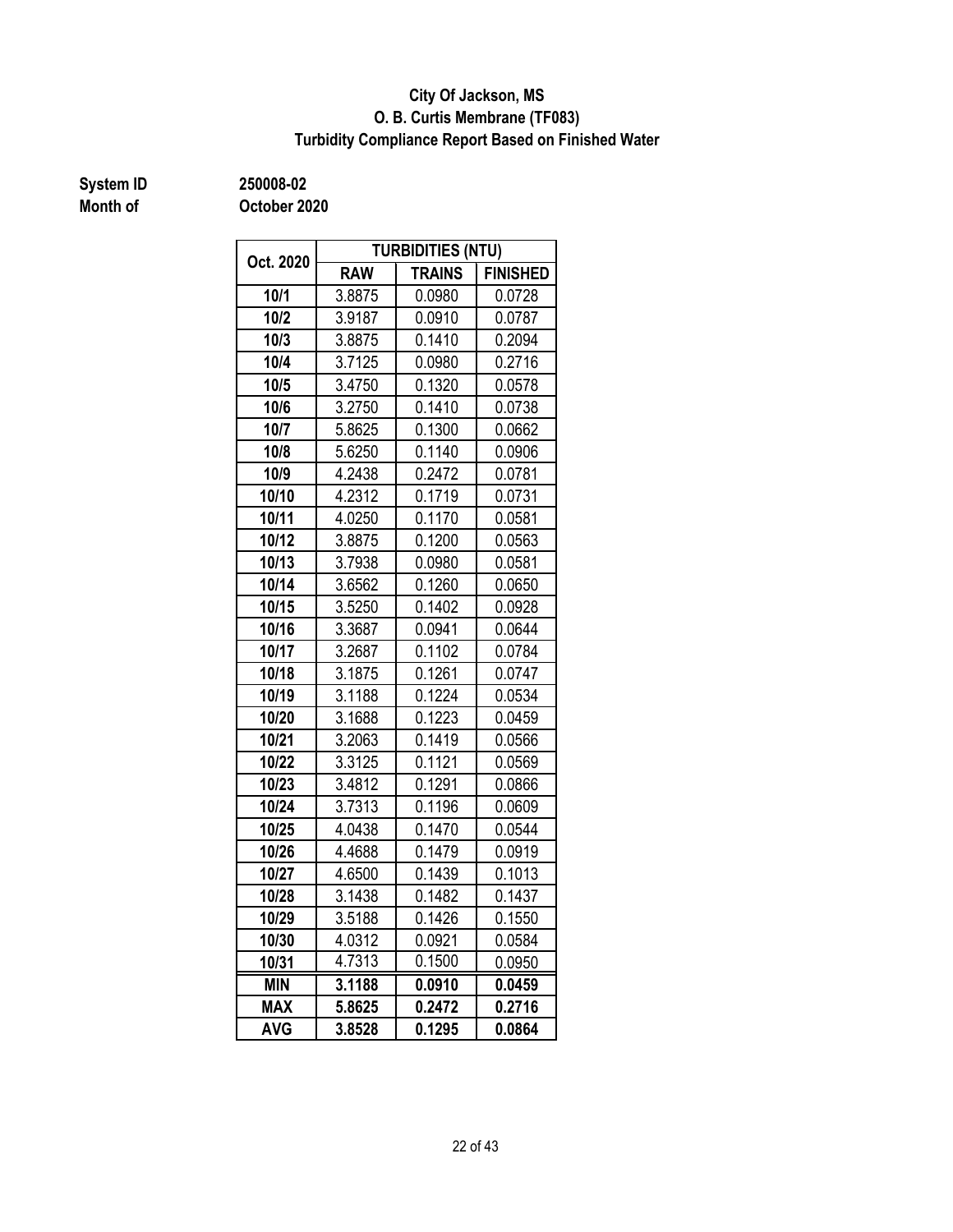**City Of Jackson, MS**
**O. B. Curtis Membrane (TF083)**
**Turbidity Compliance Report Based on Finished Water**

**System ID** 250008-02
**Month of** October 2020

| Oct. 2020 | TURBIDITIES (NTU) | | |
|---|---|---|---|
| | RAW | TRAINS | FINISHED |
| 10/1 | 3.8875 | 0.0980 | 0.0728 |
| 10/2 | 3.9187 | 0.0910 | 0.0787 |
| 10/3 | 3.8875 | 0.1410 | 0.2094 |
| 10/4 | 3.7125 | 0.0980 | 0.2716 |
| 10/5 | 3.4750 | 0.1320 | 0.0578 |
| 10/6 | 3.2750 | 0.1410 | 0.0738 |
| 10/7 | 5.8625 | 0.1300 | 0.0662 |
| 10/8 | 5.6250 | 0.1140 | 0.0906 |
| 10/9 | 4.2438 | 0.2472 | 0.0781 |
| 10/10 | 4.2312 | 0.1719 | 0.0731 |
| 10/11 | 4.0250 | 0.1170 | 0.0581 |
| 10/12 | 3.8875 | 0.1200 | 0.0563 |
| 10/13 | 3.7938 | 0.0980 | 0.0581 |
| 10/14 | 3.6562 | 0.1260 | 0.0650 |
| 10/15 | 3.5250 | 0.1402 | 0.0928 |
| 10/16 | 3.3687 | 0.0941 | 0.0644 |
| 10/17 | 3.2687 | 0.1102 | 0.0784 |
| 10/18 | 3.1875 | 0.1261 | 0.0747 |
| 10/19 | 3.1188 | 0.1224 | 0.0534 |
| 10/20 | 3.1688 | 0.1223 | 0.0459 |
| 10/21 | 3.2063 | 0.1419 | 0.0566 |
| 10/22 | 3.3125 | 0.1121 | 0.0569 |
| 10/23 | 3.4812 | 0.1291 | 0.0866 |
| 10/24 | 3.7313 | 0.1196 | 0.0609 |
| 10/25 | 4.0438 | 0.1470 | 0.0544 |
| 10/26 | 4.4688 | 0.1479 | 0.0919 |
| 10/27 | 4.6500 | 0.1439 | 0.1013 |
| 10/28 | 3.1438 | 0.1482 | 0.1437 |
| 10/29 | 3.5188 | 0.1426 | 0.1550 |
| 10/30 | 4.0312 | 0.0921 | 0.0584 |
| 10/31 | 4.7313 | 0.1500 | 0.0950 |
| **MIN** | **3.1188** | **0.0910** | **0.0459** |
| **MAX** | **5.8625** | **0.2472** | **0.2716** |
| **AVG** | **3.8528** | **0.1295** | **0.0864** |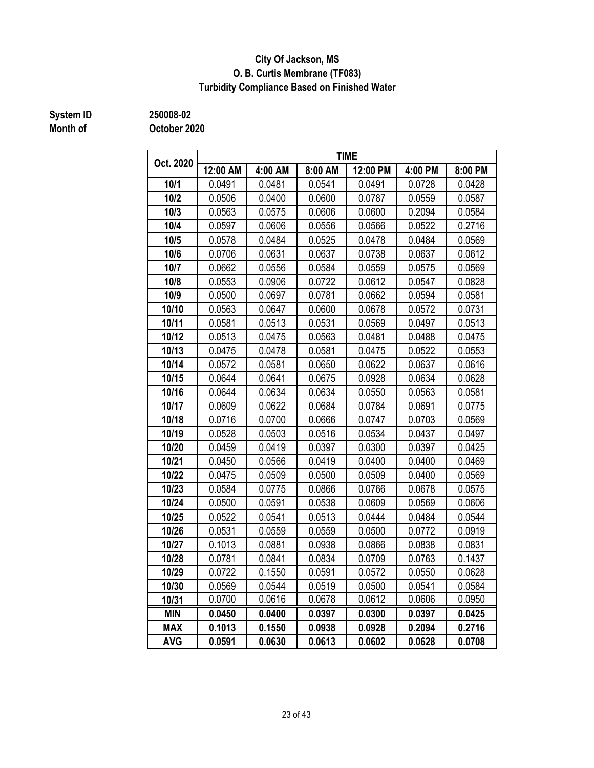**City Of Jackson, MS**
**O. B. Curtis Membrane (TF083)**
**Turbidity Compliance Based on Finished Water**

**System ID** 250008-02
**Month of** October 2020

| Oct. 2020 | TIME | | | | | |
|---|---|---|---|---|---|---|
| | 12:00 AM | 4:00 AM | 8:00 AM | 12:00 PM | 4:00 PM | 8:00 PM |
| 10/1 | 0.0491 | 0.0481 | 0.0541 | 0.0491 | 0.0728 | 0.0428 |
| 10/2 | 0.0506 | 0.0400 | 0.0600 | 0.0787 | 0.0559 | 0.0587 |
| 10/3 | 0.0563 | 0.0575 | 0.0606 | 0.0600 | 0.2094 | 0.0584 |
| 10/4 | 0.0597 | 0.0606 | 0.0556 | 0.0566 | 0.0522 | 0.2716 |
| 10/5 | 0.0578 | 0.0484 | 0.0525 | 0.0478 | 0.0484 | 0.0569 |
| 10/6 | 0.0706 | 0.0631 | 0.0637 | 0.0738 | 0.0637 | 0.0612 |
| 10/7 | 0.0662 | 0.0556 | 0.0584 | 0.0559 | 0.0575 | 0.0569 |
| 10/8 | 0.0553 | 0.0906 | 0.0722 | 0.0612 | 0.0547 | 0.0828 |
| 10/9 | 0.0500 | 0.0697 | 0.0781 | 0.0662 | 0.0594 | 0.0581 |
| 10/10 | 0.0563 | 0.0647 | 0.0600 | 0.0678 | 0.0572 | 0.0731 |
| 10/11 | 0.0581 | 0.0513 | 0.0531 | 0.0569 | 0.0497 | 0.0513 |
| 10/12 | 0.0513 | 0.0475 | 0.0563 | 0.0481 | 0.0488 | 0.0475 |
| 10/13 | 0.0475 | 0.0478 | 0.0581 | 0.0475 | 0.0522 | 0.0553 |
| 10/14 | 0.0572 | 0.0581 | 0.0650 | 0.0622 | 0.0637 | 0.0616 |
| 10/15 | 0.0644 | 0.0641 | 0.0675 | 0.0928 | 0.0634 | 0.0628 |
| 10/16 | 0.0644 | 0.0634 | 0.0634 | 0.0550 | 0.0563 | 0.0581 |
| 10/17 | 0.0609 | 0.0622 | 0.0684 | 0.0784 | 0.0691 | 0.0775 |
| 10/18 | 0.0716 | 0.0700 | 0.0666 | 0.0747 | 0.0703 | 0.0569 |
| 10/19 | 0.0528 | 0.0503 | 0.0516 | 0.0534 | 0.0437 | 0.0497 |
| 10/20 | 0.0459 | 0.0419 | 0.0397 | 0.0300 | 0.0397 | 0.0425 |
| 10/21 | 0.0450 | 0.0566 | 0.0419 | 0.0400 | 0.0400 | 0.0469 |
| 10/22 | 0.0475 | 0.0509 | 0.0500 | 0.0509 | 0.0400 | 0.0569 |
| 10/23 | 0.0584 | 0.0775 | 0.0866 | 0.0766 | 0.0678 | 0.0575 |
| 10/24 | 0.0500 | 0.0591 | 0.0538 | 0.0609 | 0.0569 | 0.0606 |
| 10/25 | 0.0522 | 0.0541 | 0.0513 | 0.0444 | 0.0484 | 0.0544 |
| 10/26 | 0.0531 | 0.0559 | 0.0559 | 0.0500 | 0.0772 | 0.0919 |
| 10/27 | 0.1013 | 0.0881 | 0.0938 | 0.0866 | 0.0838 | 0.0831 |
| 10/28 | 0.0781 | 0.0841 | 0.0834 | 0.0709 | 0.0763 | 0.1437 |
| 10/29 | 0.0722 | 0.1550 | 0.0591 | 0.0572 | 0.0550 | 0.0628 |
| 10/30 | 0.0569 | 0.0544 | 0.0519 | 0.0500 | 0.0541 | 0.0584 |
| 10/31 | 0.0700 | 0.0616 | 0.0678 | 0.0612 | 0.0606 | 0.0950 |
| **MIN** | **0.0450** | **0.0400** | **0.0397** | **0.0300** | **0.0397** | **0.0425** |
| **MAX** | **0.1013** | **0.1550** | **0.0938** | **0.0928** | **0.2094** | **0.2716** |
| **AVG** | **0.0591** | **0.0630** | **0.0613** | **0.0602** | **0.0628** | **0.0708** |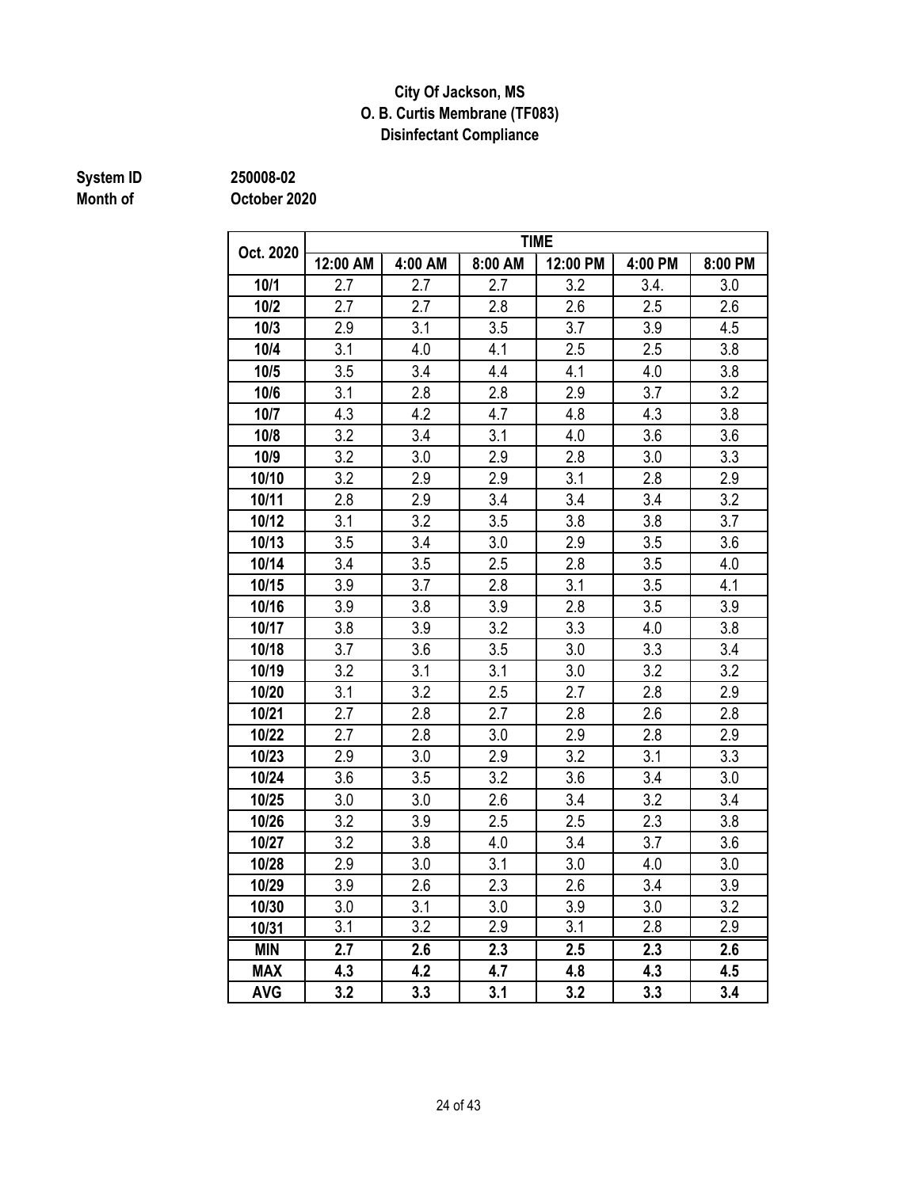**City Of Jackson, MS**
**O. B. Curtis Membrane (TF083)**
**Disinfectant Compliance**

**System ID** 250008-02
**Month of** October 2020

| Oct. 2020 | TIME | | | | | |
|---|---|---|---|---|---|---|
| | 12:00 AM | 4:00 AM | 8:00 AM | 12:00 PM | 4:00 PM | 8:00 PM |
| 10/1 | 2.7 | 2.7 | 2.7 | 3.2 | 3.4. | 3.0 |
| 10/2 | 2.7 | 2.7 | 2.8 | 2.6 | 2.5 | 2.6 |
| 10/3 | 2.9 | 3.1 | 3.5 | 3.7 | 3.9 | 4.5 |
| 10/4 | 3.1 | 4.0 | 4.1 | 2.5 | 2.5 | 3.8 |
| 10/5 | 3.5 | 3.4 | 4.4 | 4.1 | 4.0 | 3.8 |
| 10/6 | 3.1 | 2.8 | 2.8 | 2.9 | 3.7 | 3.2 |
| 10/7 | 4.3 | 4.2 | 4.7 | 4.8 | 4.3 | 3.8 |
| 10/8 | 3.2 | 3.4 | 3.1 | 4.0 | 3.6 | 3.6 |
| 10/9 | 3.2 | 3.0 | 2.9 | 2.8 | 3.0 | 3.3 |
| 10/10 | 3.2 | 2.9 | 2.9 | 3.1 | 2.8 | 2.9 |
| 10/11 | 2.8 | 2.9 | 3.4 | 3.4 | 3.4 | 3.2 |
| 10/12 | 3.1 | 3.2 | 3.5 | 3.8 | 3.8 | 3.7 |
| 10/13 | 3.5 | 3.4 | 3.0 | 2.9 | 3.5 | 3.6 |
| 10/14 | 3.4 | 3.5 | 2.5 | 2.8 | 3.5 | 4.0 |
| 10/15 | 3.9 | 3.7 | 2.8 | 3.1 | 3.5 | 4.1 |
| 10/16 | 3.9 | 3.8 | 3.9 | 2.8 | 3.5 | 3.9 |
| 10/17 | 3.8 | 3.9 | 3.2 | 3.3 | 4.0 | 3.8 |
| 10/18 | 3.7 | 3.6 | 3.5 | 3.0 | 3.3 | 3.4 |
| 10/19 | 3.2 | 3.1 | 3.1 | 3.0 | 3.2 | 3.2 |
| 10/20 | 3.1 | 3.2 | 2.5 | 2.7 | 2.8 | 2.9 |
| 10/21 | 2.7 | 2.8 | 2.7 | 2.8 | 2.6 | 2.8 |
| 10/22 | 2.7 | 2.8 | 3.0 | 2.9 | 2.8 | 2.9 |
| 10/23 | 2.9 | 3.0 | 2.9 | 3.2 | 3.1 | 3.3 |
| 10/24 | 3.6 | 3.5 | 3.2 | 3.6 | 3.4 | 3.0 |
| 10/25 | 3.0 | 3.0 | 2.6 | 3.4 | 3.2 | 3.4 |
| 10/26 | 3.2 | 3.9 | 2.5 | 2.5 | 2.3 | 3.8 |
| 10/27 | 3.2 | 3.8 | 4.0 | 3.4 | 3.7 | 3.6 |
| 10/28 | 2.9 | 3.0 | 3.1 | 3.0 | 4.0 | 3.0 |
| 10/29 | 3.9 | 2.6 | 2.3 | 2.6 | 3.4 | 3.9 |
| 10/30 | 3.0 | 3.1 | 3.0 | 3.9 | 3.0 | 3.2 |
| 10/31 | 3.1 | 3.2 | 2.9 | 3.1 | 2.8 | 2.9 |
| **MIN** | **2.7** | **2.6** | **2.3** | **2.5** | **2.3** | **2.6** |
| **MAX** | **4.3** | **4.2** | **4.7** | **4.8** | **4.3** | **4.5** |
| **AVG** | **3.2** | **3.3** | **3.1** | **3.2** | **3.3** | **3.4** |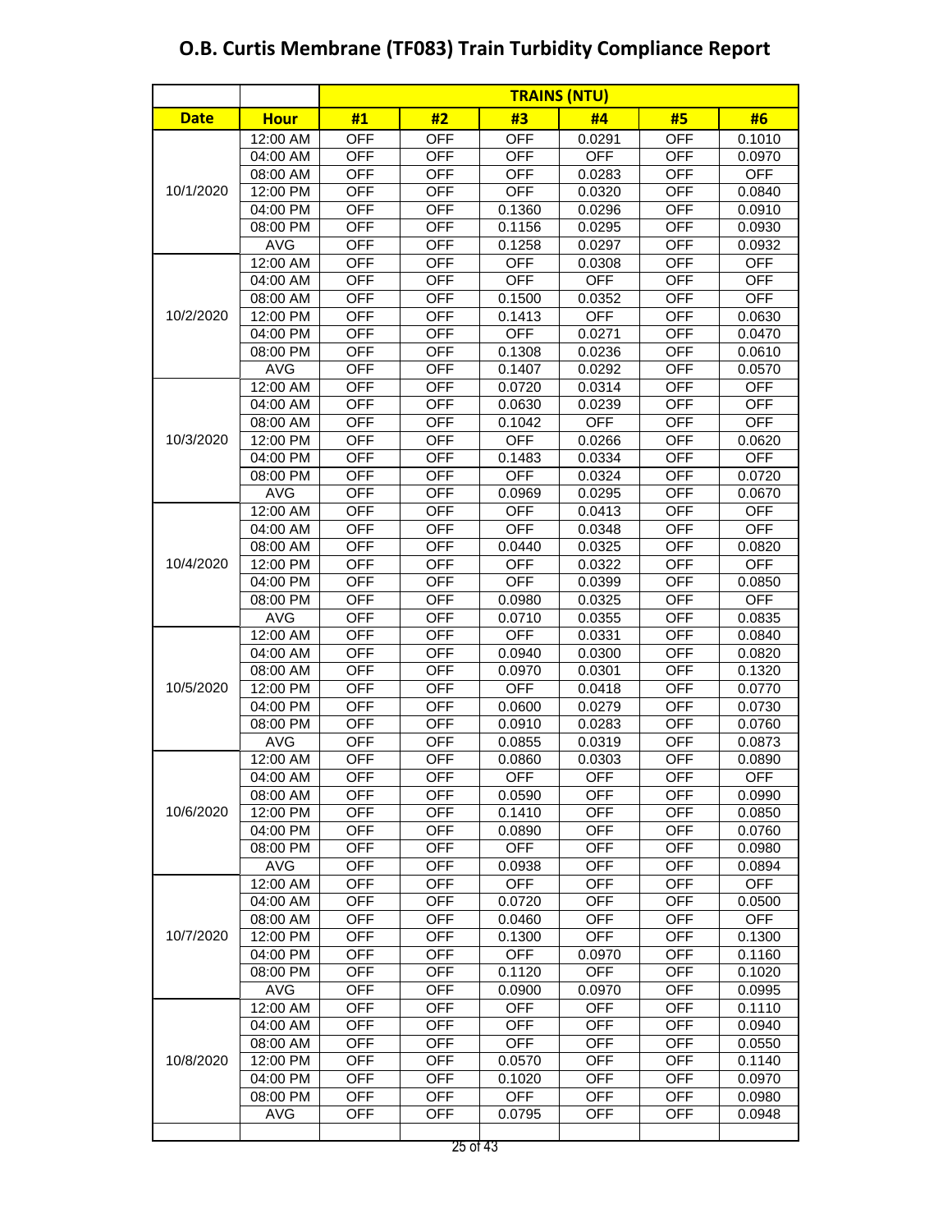# O.B. Curtis Membrane (TF083) Train Turbidity Compliance Report

| | | TRAINS (NTU) | | | | | |
|---|---|---|---|---|---|---|---|
| **Date** | **Hour** | **#1** | **#2** | **#3** | **#4** | **#5** | **#6** |
| 10/1/2020 | 12:00 AM | OFF | OFF | OFF | 0.0291 | OFF | 0.1010 |
| | 04:00 AM | OFF | OFF | OFF | OFF | OFF | 0.0970 |
| | 08:00 AM | OFF | OFF | OFF | 0.0283 | OFF | OFF |
| | 12:00 PM | OFF | OFF | OFF | 0.0320 | OFF | 0.0840 |
| | 04:00 PM | OFF | OFF | 0.1360 | 0.0296 | OFF | 0.0910 |
| | 08:00 PM | OFF | OFF | 0.1156 | 0.0295 | OFF | 0.0930 |
| | AVG | OFF | OFF | 0.1258 | 0.0297 | OFF | 0.0932 |
| 10/2/2020 | 12:00 AM | OFF | OFF | OFF | 0.0308 | OFF | OFF |
| | 04:00 AM | OFF | OFF | OFF | OFF | OFF | OFF |
| | 08:00 AM | OFF | OFF | 0.1500 | 0.0352 | OFF | OFF |
| | 12:00 PM | OFF | OFF | 0.1413 | OFF | OFF | 0.0630 |
| | 04:00 PM | OFF | OFF | OFF | 0.0271 | OFF | 0.0470 |
| | 08:00 PM | OFF | OFF | 0.1308 | 0.0236 | OFF | 0.0610 |
| | AVG | OFF | OFF | 0.1407 | 0.0292 | OFF | 0.0570 |
| 10/3/2020 | 12:00 AM | OFF | OFF | 0.0720 | 0.0314 | OFF | OFF |
| | 04:00 AM | OFF | OFF | 0.0630 | 0.0239 | OFF | OFF |
| | 08:00 AM | OFF | OFF | 0.1042 | OFF | OFF | OFF |
| | 12:00 PM | OFF | OFF | OFF | 0.0266 | OFF | 0.0620 |
| | 04:00 PM | OFF | OFF | 0.1483 | 0.0334 | OFF | OFF |
| | 08:00 PM | OFF | OFF | OFF | 0.0324 | OFF | 0.0720 |
| | AVG | OFF | OFF | 0.0969 | 0.0295 | OFF | 0.0670 |
| 10/4/2020 | 12:00 AM | OFF | OFF | OFF | 0.0413 | OFF | OFF |
| | 04:00 AM | OFF | OFF | OFF | 0.0348 | OFF | OFF |
| | 08:00 AM | OFF | OFF | 0.0440 | 0.0325 | OFF | 0.0820 |
| | 12:00 PM | OFF | OFF | OFF | 0.0322 | OFF | OFF |
| | 04:00 PM | OFF | OFF | OFF | 0.0399 | OFF | 0.0850 |
| | 08:00 PM | OFF | OFF | 0.0980 | 0.0325 | OFF | OFF |
| | AVG | OFF | OFF | 0.0710 | 0.0355 | OFF | 0.0835 |
| 10/5/2020 | 12:00 AM | OFF | OFF | OFF | 0.0331 | OFF | 0.0840 |
| | 04:00 AM | OFF | OFF | 0.0940 | 0.0300 | OFF | 0.0820 |
| | 08:00 AM | OFF | OFF | 0.0970 | 0.0301 | OFF | 0.1320 |
| | 12:00 PM | OFF | OFF | OFF | 0.0418 | OFF | 0.0770 |
| | 04:00 PM | OFF | OFF | 0.0600 | 0.0279 | OFF | 0.0730 |
| | 08:00 PM | OFF | OFF | 0.0910 | 0.0283 | OFF | 0.0760 |
| | AVG | OFF | OFF | 0.0855 | 0.0319 | OFF | 0.0873 |
| 10/6/2020 | 12:00 AM | OFF | OFF | 0.0860 | 0.0303 | OFF | 0.0890 |
| | 04:00 AM | OFF | OFF | OFF | OFF | OFF | OFF |
| | 08:00 AM | OFF | OFF | 0.0590 | OFF | OFF | 0.0990 |
| | 12:00 PM | OFF | OFF | 0.1410 | OFF | OFF | 0.0850 |
| | 04:00 PM | OFF | OFF | 0.0890 | OFF | OFF | 0.0760 |
| | 08:00 PM | OFF | OFF | OFF | OFF | OFF | 0.0980 |
| | AVG | OFF | OFF | 0.0938 | OFF | OFF | 0.0894 |
| 10/7/2020 | 12:00 AM | OFF | OFF | OFF | OFF | OFF | OFF |
| | 04:00 AM | OFF | OFF | 0.0720 | OFF | OFF | 0.0500 |
| | 08:00 AM | OFF | OFF | 0.0460 | OFF | OFF | OFF |
| | 12:00 PM | OFF | OFF | 0.1300 | OFF | OFF | 0.1300 |
| | 04:00 PM | OFF | OFF | OFF | 0.0970 | OFF | 0.1160 |
| | 08:00 PM | OFF | OFF | 0.1120 | OFF | OFF | 0.1020 |
| | AVG | OFF | OFF | 0.0900 | 0.0970 | OFF | 0.0995 |
| 10/8/2020 | 12:00 AM | OFF | OFF | OFF | OFF | OFF | 0.1110 |
| | 04:00 AM | OFF | OFF | OFF | OFF | OFF | 0.0940 |
| | 08:00 AM | OFF | OFF | OFF | OFF | OFF | 0.0550 |
| | 12:00 PM | OFF | OFF | 0.0570 | OFF | OFF | 0.1140 |
| | 04:00 PM | OFF | OFF | 0.1020 | OFF | OFF | 0.0970 |
| | 08:00 PM | OFF | OFF | OFF | OFF | OFF | 0.0980 |
| | AVG | OFF | OFF | 0.0795 | OFF | OFF | 0.0948 |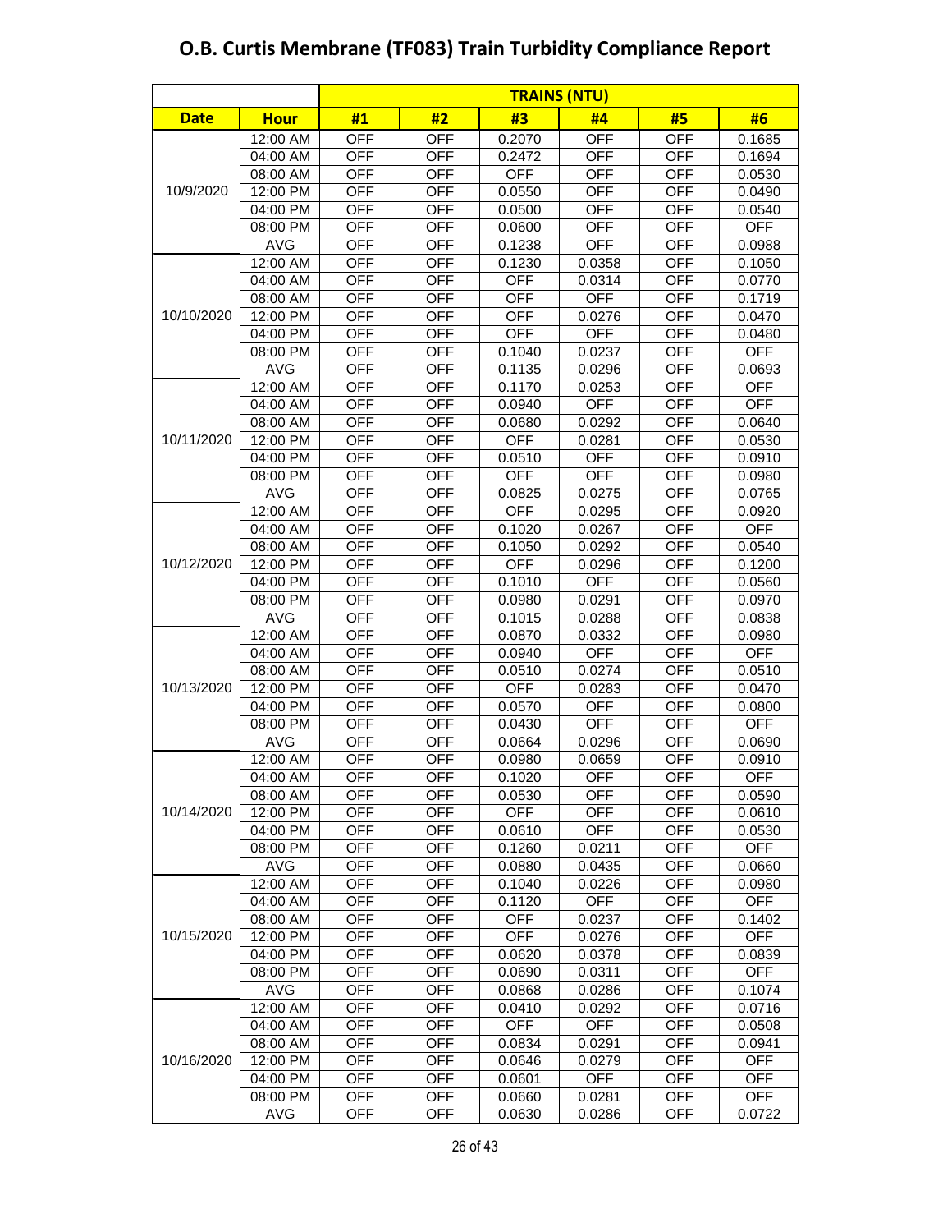# O.B. Curtis Membrane (TF083) Train Turbidity Compliance Report

| | | TRAINS (NTU) | | | | | |
|---|---|---|---|---|---|---|---|
| **Date** | **Hour** | **#1** | **#2** | **#3** | **#4** | **#5** | **#6** |
| 10/9/2020 | 12:00 AM | OFF | OFF | 0.2070 | OFF | OFF | 0.1685 |
| | 04:00 AM | OFF | OFF | 0.2472 | OFF | OFF | 0.1694 |
| | 08:00 AM | OFF | OFF | OFF | OFF | OFF | 0.0530 |
| | 12:00 PM | OFF | OFF | 0.0550 | OFF | OFF | 0.0490 |
| | 04:00 PM | OFF | OFF | 0.0500 | OFF | OFF | 0.0540 |
| | 08:00 PM | OFF | OFF | 0.0600 | OFF | OFF | OFF |
| | AVG | OFF | OFF | 0.1238 | OFF | OFF | 0.0988 |
| 10/10/2020 | 12:00 AM | OFF | OFF | 0.1230 | 0.0358 | OFF | 0.1050 |
| | 04:00 AM | OFF | OFF | OFF | 0.0314 | OFF | 0.0770 |
| | 08:00 AM | OFF | OFF | OFF | OFF | OFF | 0.1719 |
| | 12:00 PM | OFF | OFF | OFF | 0.0276 | OFF | 0.0470 |
| | 04:00 PM | OFF | OFF | OFF | OFF | OFF | 0.0480 |
| | 08:00 PM | OFF | OFF | 0.1040 | 0.0237 | OFF | OFF |
| | AVG | OFF | OFF | 0.1135 | 0.0296 | OFF | 0.0693 |
| 10/11/2020 | 12:00 AM | OFF | OFF | 0.1170 | 0.0253 | OFF | OFF |
| | 04:00 AM | OFF | OFF | 0.0940 | OFF | OFF | OFF |
| | 08:00 AM | OFF | OFF | 0.0680 | 0.0292 | OFF | 0.0640 |
| | 12:00 PM | OFF | OFF | OFF | 0.0281 | OFF | 0.0530 |
| | 04:00 PM | OFF | OFF | 0.0510 | OFF | OFF | 0.0910 |
| | 08:00 PM | OFF | OFF | OFF | OFF | OFF | 0.0980 |
| | AVG | OFF | OFF | 0.0825 | 0.0275 | OFF | 0.0765 |
| 10/12/2020 | 12:00 AM | OFF | OFF | OFF | 0.0295 | OFF | 0.0920 |
| | 04:00 AM | OFF | OFF | 0.1020 | 0.0267 | OFF | OFF |
| | 08:00 AM | OFF | OFF | 0.1050 | 0.0292 | OFF | 0.0540 |
| | 12:00 PM | OFF | OFF | OFF | 0.0296 | OFF | 0.1200 |
| | 04:00 PM | OFF | OFF | 0.1010 | OFF | OFF | 0.0560 |
| | 08:00 PM | OFF | OFF | 0.0980 | 0.0291 | OFF | 0.0970 |
| | AVG | OFF | OFF | 0.1015 | 0.0288 | OFF | 0.0838 |
| 10/13/2020 | 12:00 AM | OFF | OFF | 0.0870 | 0.0332 | OFF | 0.0980 |
| | 04:00 AM | OFF | OFF | 0.0940 | OFF | OFF | OFF |
| | 08:00 AM | OFF | OFF | 0.0510 | 0.0274 | OFF | 0.0510 |
| | 12:00 PM | OFF | OFF | OFF | 0.0283 | OFF | 0.0470 |
| | 04:00 PM | OFF | OFF | 0.0570 | OFF | OFF | 0.0800 |
| | 08:00 PM | OFF | OFF | 0.0430 | OFF | OFF | OFF |
| | AVG | OFF | OFF | 0.0664 | 0.0296 | OFF | 0.0690 |
| 10/14/2020 | 12:00 AM | OFF | OFF | 0.0980 | 0.0659 | OFF | 0.0910 |
| | 04:00 AM | OFF | OFF | 0.1020 | OFF | OFF | OFF |
| | 08:00 AM | OFF | OFF | 0.0530 | OFF | OFF | 0.0590 |
| | 12:00 PM | OFF | OFF | OFF | OFF | OFF | 0.0610 |
| | 04:00 PM | OFF | OFF | 0.0610 | OFF | OFF | 0.0530 |
| | 08:00 PM | OFF | OFF | 0.1260 | 0.0211 | OFF | OFF |
| | AVG | OFF | OFF | 0.0880 | 0.0435 | OFF | 0.0660 |
| 10/15/2020 | 12:00 AM | OFF | OFF | 0.1040 | 0.0226 | OFF | 0.0980 |
| | 04:00 AM | OFF | OFF | 0.1120 | OFF | OFF | OFF |
| | 08:00 AM | OFF | OFF | OFF | 0.0237 | OFF | 0.1402 |
| | 12:00 PM | OFF | OFF | OFF | 0.0276 | OFF | OFF |
| | 04:00 PM | OFF | OFF | 0.0620 | 0.0378 | OFF | 0.0839 |
| | 08:00 PM | OFF | OFF | 0.0690 | 0.0311 | OFF | OFF |
| | AVG | OFF | OFF | 0.0868 | 0.0286 | OFF | 0.1074 |
| 10/16/2020 | 12:00 AM | OFF | OFF | 0.0410 | 0.0292 | OFF | 0.0716 |
| | 04:00 AM | OFF | OFF | OFF | OFF | OFF | 0.0508 |
| | 08:00 AM | OFF | OFF | 0.0834 | 0.0291 | OFF | 0.0941 |
| | 12:00 PM | OFF | OFF | 0.0646 | 0.0279 | OFF | OFF |
| | 04:00 PM | OFF | OFF | 0.0601 | OFF | OFF | OFF |
| | 08:00 PM | OFF | OFF | 0.0660 | 0.0281 | OFF | OFF |
| | AVG | OFF | OFF | 0.0630 | 0.0286 | OFF | 0.0722 |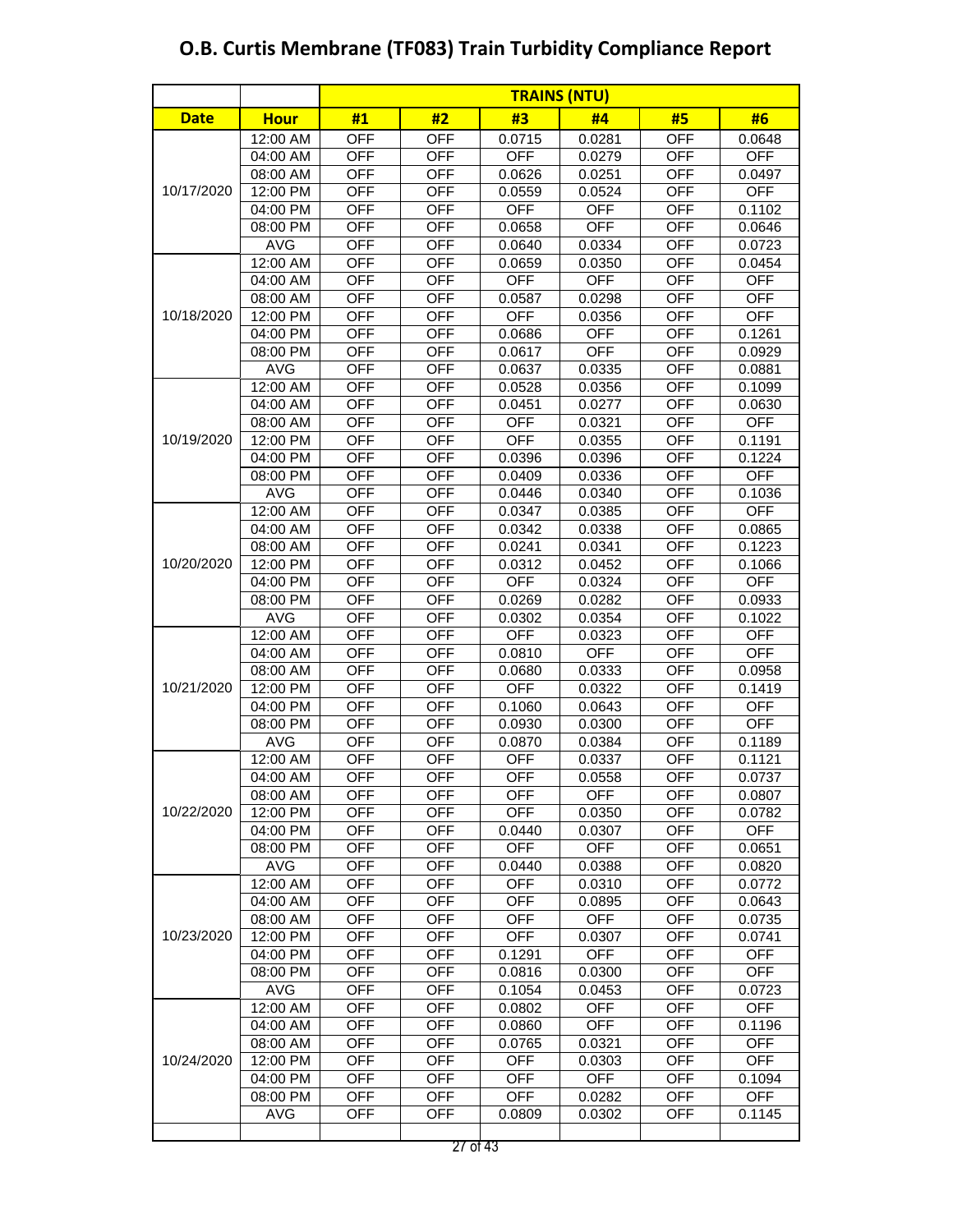# O.B. Curtis Membrane (TF083) Train Turbidity Compliance Report

| | | TRAINS (NTU) | | | | | |
|---|---|---|---|---|---|---|---|
| **Date** | **Hour** | **#1** | **#2** | **#3** | **#4** | **#5** | **#6** |
| 10/17/2020 | 12:00 AM | OFF | OFF | 0.0715 | 0.0281 | OFF | 0.0648 |
| | 04:00 AM | OFF | OFF | OFF | 0.0279 | OFF | OFF |
| | 08:00 AM | OFF | OFF | 0.0626 | 0.0251 | OFF | 0.0497 |
| | 12:00 PM | OFF | OFF | 0.0559 | 0.0524 | OFF | OFF |
| | 04:00 PM | OFF | OFF | OFF | OFF | OFF | 0.1102 |
| | 08:00 PM | OFF | OFF | 0.0658 | OFF | OFF | 0.0646 |
| | AVG | OFF | OFF | 0.0640 | 0.0334 | OFF | 0.0723 |
| 10/18/2020 | 12:00 AM | OFF | OFF | 0.0659 | 0.0350 | OFF | 0.0454 |
| | 04:00 AM | OFF | OFF | OFF | OFF | OFF | OFF |
| | 08:00 AM | OFF | OFF | 0.0587 | 0.0298 | OFF | OFF |
| | 12:00 PM | OFF | OFF | OFF | 0.0356 | OFF | OFF |
| | 04:00 PM | OFF | OFF | 0.0686 | OFF | OFF | 0.1261 |
| | 08:00 PM | OFF | OFF | 0.0617 | OFF | OFF | 0.0929 |
| | AVG | OFF | OFF | 0.0637 | 0.0335 | OFF | 0.0881 |
| 10/19/2020 | 12:00 AM | OFF | OFF | 0.0528 | 0.0356 | OFF | 0.1099 |
| | 04:00 AM | OFF | OFF | 0.0451 | 0.0277 | OFF | 0.0630 |
| | 08:00 AM | OFF | OFF | OFF | 0.0321 | OFF | OFF |
| | 12:00 PM | OFF | OFF | OFF | 0.0355 | OFF | 0.1191 |
| | 04:00 PM | OFF | OFF | 0.0396 | 0.0396 | OFF | 0.1224 |
| | 08:00 PM | OFF | OFF | 0.0409 | 0.0336 | OFF | OFF |
| | AVG | OFF | OFF | 0.0446 | 0.0340 | OFF | 0.1036 |
| 10/20/2020 | 12:00 AM | OFF | OFF | 0.0347 | 0.0385 | OFF | OFF |
| | 04:00 AM | OFF | OFF | 0.0342 | 0.0338 | OFF | 0.0865 |
| | 08:00 AM | OFF | OFF | 0.0241 | 0.0341 | OFF | 0.1223 |
| | 12:00 PM | OFF | OFF | 0.0312 | 0.0452 | OFF | 0.1066 |
| | 04:00 PM | OFF | OFF | OFF | 0.0324 | OFF | OFF |
| | 08:00 PM | OFF | OFF | 0.0269 | 0.0282 | OFF | 0.0933 |
| | AVG | OFF | OFF | 0.0302 | 0.0354 | OFF | 0.1022 |
| 10/21/2020 | 12:00 AM | OFF | OFF | OFF | 0.0323 | OFF | OFF |
| | 04:00 AM | OFF | OFF | 0.0810 | OFF | OFF | OFF |
| | 08:00 AM | OFF | OFF | 0.0680 | 0.0333 | OFF | 0.0958 |
| | 12:00 PM | OFF | OFF | OFF | 0.0322 | OFF | 0.1419 |
| | 04:00 PM | OFF | OFF | 0.1060 | 0.0643 | OFF | OFF |
| | 08:00 PM | OFF | OFF | 0.0930 | 0.0300 | OFF | OFF |
| | AVG | OFF | OFF | 0.0870 | 0.0384 | OFF | 0.1189 |
| 10/22/2020 | 12:00 AM | OFF | OFF | OFF | 0.0337 | OFF | 0.1121 |
| | 04:00 AM | OFF | OFF | OFF | 0.0558 | OFF | 0.0737 |
| | 08:00 AM | OFF | OFF | OFF | OFF | OFF | 0.0807 |
| | 12:00 PM | OFF | OFF | OFF | 0.0350 | OFF | 0.0782 |
| | 04:00 PM | OFF | OFF | 0.0440 | 0.0307 | OFF | OFF |
| | 08:00 PM | OFF | OFF | OFF | OFF | OFF | 0.0651 |
| | AVG | OFF | OFF | 0.0440 | 0.0388 | OFF | 0.0820 |
| 10/23/2020 | 12:00 AM | OFF | OFF | OFF | 0.0310 | OFF | 0.0772 |
| | 04:00 AM | OFF | OFF | OFF | 0.0895 | OFF | 0.0643 |
| | 08:00 AM | OFF | OFF | OFF | OFF | OFF | 0.0735 |
| | 12:00 PM | OFF | OFF | OFF | 0.0307 | OFF | 0.0741 |
| | 04:00 PM | OFF | OFF | 0.1291 | OFF | OFF | OFF |
| | 08:00 PM | OFF | OFF | 0.0816 | 0.0300 | OFF | OFF |
| | AVG | OFF | OFF | 0.1054 | 0.0453 | OFF | 0.0723 |
| 10/24/2020 | 12:00 AM | OFF | OFF | 0.0802 | OFF | OFF | OFF |
| | 04:00 AM | OFF | OFF | 0.0860 | OFF | OFF | 0.1196 |
| | 08:00 AM | OFF | OFF | 0.0765 | 0.0321 | OFF | OFF |
| | 12:00 PM | OFF | OFF | OFF | 0.0303 | OFF | OFF |
| | 04:00 PM | OFF | OFF | OFF | OFF | OFF | 0.1094 |
| | 08:00 PM | OFF | OFF | OFF | 0.0282 | OFF | OFF |
| | AVG | OFF | OFF | 0.0809 | 0.0302 | OFF | 0.1145 |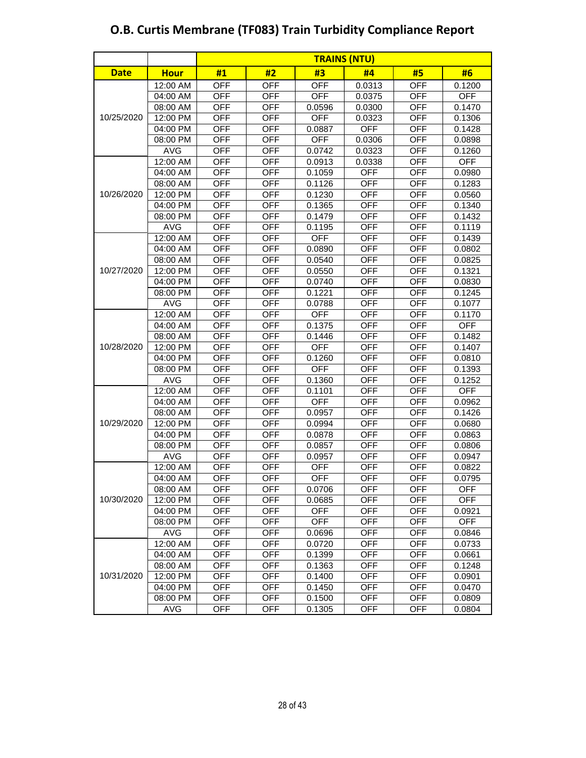# O.B. Curtis Membrane (TF083) Train Turbidity Compliance Report

| | | TRAINS (NTU) | | | | | |
|---|---|---|---|---|---|---|---|
| **Date** | **Hour** | **#1** | **#2** | **#3** | **#4** | **#5** | **#6** |
| 10/25/2020 | 12:00 AM | OFF | OFF | OFF | 0.0313 | OFF | 0.1200 |
| | 04:00 AM | OFF | OFF | OFF | 0.0375 | OFF | OFF |
| | 08:00 AM | OFF | OFF | 0.0596 | 0.0300 | OFF | 0.1470 |
| | 12:00 PM | OFF | OFF | OFF | 0.0323 | OFF | 0.1306 |
| | 04:00 PM | OFF | OFF | 0.0887 | OFF | OFF | 0.1428 |
| | 08:00 PM | OFF | OFF | OFF | 0.0306 | OFF | 0.0898 |
| | AVG | OFF | OFF | 0.0742 | 0.0323 | OFF | 0.1260 |
| 10/26/2020 | 12:00 AM | OFF | OFF | 0.0913 | 0.0338 | OFF | OFF |
| | 04:00 AM | OFF | OFF | 0.1059 | OFF | OFF | 0.0980 |
| | 08:00 AM | OFF | OFF | 0.1126 | OFF | OFF | 0.1283 |
| | 12:00 PM | OFF | OFF | 0.1230 | OFF | OFF | 0.0560 |
| | 04:00 PM | OFF | OFF | 0.1365 | OFF | OFF | 0.1340 |
| | 08:00 PM | OFF | OFF | 0.1479 | OFF | OFF | 0.1432 |
| | AVG | OFF | OFF | 0.1195 | OFF | OFF | 0.1119 |
| 10/27/2020 | 12:00 AM | OFF | OFF | OFF | OFF | OFF | 0.1439 |
| | 04:00 AM | OFF | OFF | 0.0890 | OFF | OFF | 0.0802 |
| | 08:00 AM | OFF | OFF | 0.0540 | OFF | OFF | 0.0825 |
| | 12:00 PM | OFF | OFF | 0.0550 | OFF | OFF | 0.1321 |
| | 04:00 PM | OFF | OFF | 0.0740 | OFF | OFF | 0.0830 |
| | 08:00 PM | OFF | OFF | 0.1221 | OFF | OFF | 0.1245 |
| | AVG | OFF | OFF | 0.0788 | OFF | OFF | 0.1077 |
| 10/28/2020 | 12:00 AM | OFF | OFF | OFF | OFF | OFF | 0.1170 |
| | 04:00 AM | OFF | OFF | 0.1375 | OFF | OFF | OFF |
| | 08:00 AM | OFF | OFF | 0.1446 | OFF | OFF | 0.1482 |
| | 12:00 PM | OFF | OFF | OFF | OFF | OFF | 0.1407 |
| | 04:00 PM | OFF | OFF | 0.1260 | OFF | OFF | 0.0810 |
| | 08:00 PM | OFF | OFF | OFF | OFF | OFF | 0.1393 |
| | AVG | OFF | OFF | 0.1360 | OFF | OFF | 0.1252 |
| 10/29/2020 | 12:00 AM | OFF | OFF | 0.1101 | OFF | OFF | OFF |
| | 04:00 AM | OFF | OFF | OFF | OFF | OFF | 0.0962 |
| | 08:00 AM | OFF | OFF | 0.0957 | OFF | OFF | 0.1426 |
| | 12:00 PM | OFF | OFF | 0.0994 | OFF | OFF | 0.0680 |
| | 04:00 PM | OFF | OFF | 0.0878 | OFF | OFF | 0.0863 |
| | 08:00 PM | OFF | OFF | 0.0857 | OFF | OFF | 0.0806 |
| | AVG | OFF | OFF | 0.0957 | OFF | OFF | 0.0947 |
| 10/30/2020 | 12:00 AM | OFF | OFF | OFF | OFF | OFF | 0.0822 |
| | 04:00 AM | OFF | OFF | OFF | OFF | OFF | 0.0795 |
| | 08:00 AM | OFF | OFF | 0.0706 | OFF | OFF | OFF |
| | 12:00 PM | OFF | OFF | 0.0685 | OFF | OFF | OFF |
| | 04:00 PM | OFF | OFF | OFF | OFF | OFF | 0.0921 |
| | 08:00 PM | OFF | OFF | OFF | OFF | OFF | OFF |
| | AVG | OFF | OFF | 0.0696 | OFF | OFF | 0.0846 |
| 10/31/2020 | 12:00 AM | OFF | OFF | 0.0720 | OFF | OFF | 0.0733 |
| | 04:00 AM | OFF | OFF | 0.1399 | OFF | OFF | 0.0661 |
| | 08:00 AM | OFF | OFF | 0.1363 | OFF | OFF | 0.1248 |
| | 12:00 PM | OFF | OFF | 0.1400 | OFF | OFF | 0.0901 |
| | 04:00 PM | OFF | OFF | 0.1450 | OFF | OFF | 0.0470 |
| | 08:00 PM | OFF | OFF | 0.1500 | OFF | OFF | 0.0809 |
| | AVG | OFF | OFF | 0.1305 | OFF | OFF | 0.0804 |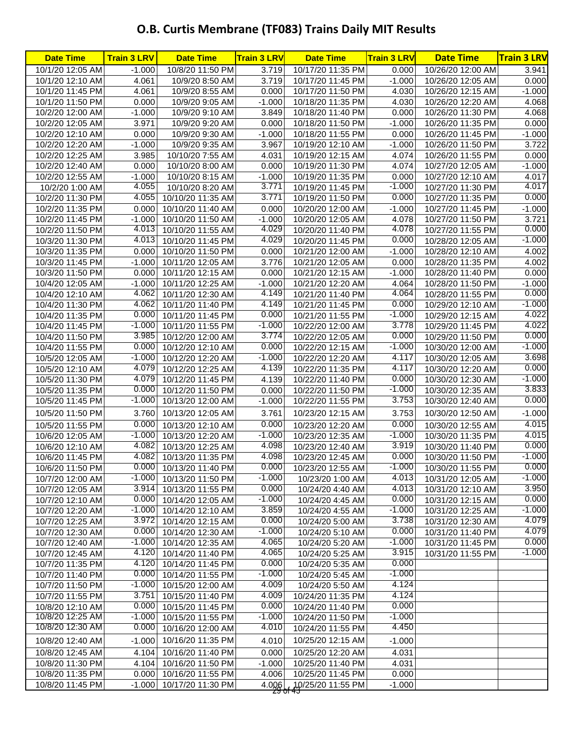# O.B. Curtis Membrane (TF083) Trains Daily MIT Results

| Date Time | Train 3 LRV | Date Time | Train 3 LRV | Date Time | Train 3 LRV | Date Time | Train 3 LRV |
|---|---|---|---|---|---|---|---|
| 10/1/20 12:05 AM | -1.000 | 10/8/20 11:50 PM | 3.719 | 10/17/20 11:35 PM | 0.000 | 10/26/20 12:00 AM | 3.941 |
| 10/1/20 12:10 AM | 4.061 | 10/9/20 8:50 AM | 3.719 | 10/17/20 11:45 PM | -1.000 | 10/26/20 12:05 AM | 0.000 |
| 10/1/20 11:45 PM | 4.061 | 10/9/20 8:55 AM | 0.000 | 10/17/20 11:50 PM | 4.030 | 10/26/20 12:15 AM | -1.000 |
| 10/1/20 11:50 PM | 0.000 | 10/9/20 9:05 AM | -1.000 | 10/18/20 11:35 PM | 4.030 | 10/26/20 12:20 AM | 4.068 |
| 10/2/20 12:00 AM | -1.000 | 10/9/20 9:10 AM | 3.849 | 10/18/20 11:40 PM | 0.000 | 10/26/20 11:30 PM | 4.068 |
| 10/2/20 12:05 AM | 3.971 | 10/9/20 9:20 AM | 0.000 | 10/18/20 11:50 PM | -1.000 | 10/26/20 11:35 PM | 0.000 |
| 10/2/20 12:10 AM | 0.000 | 10/9/20 9:30 AM | -1.000 | 10/18/20 11:55 PM | 0.000 | 10/26/20 11:45 PM | -1.000 |
| 10/2/20 12:20 AM | -1.000 | 10/9/20 9:35 AM | 3.967 | 10/19/20 12:10 AM | -1.000 | 10/26/20 11:50 PM | 3.722 |
| 10/2/20 12:25 AM | 3.985 | 10/10/20 7:55 AM | 4.031 | 10/19/20 12:15 AM | 4.074 | 10/26/20 11:55 PM | 0.000 |
| 10/2/20 12:40 AM | 0.000 | 10/10/20 8:00 AM | 0.000 | 10/19/20 11:30 PM | 4.074 | 10/27/20 12:05 AM | -1.000 |
| 10/2/20 12:55 AM | -1.000 | 10/10/20 8:15 AM | -1.000 | 10/19/20 11:35 PM | 0.000 | 10/27/20 12:10 AM | 4.017 |
| 10/2/20 1:00 AM | 4.055 | 10/10/20 8:20 AM | 3.771 | 10/19/20 11:45 PM | -1.000 | 10/27/20 11:30 PM | 4.017 |
| 10/2/20 11:30 PM | 4.055 | 10/10/20 11:35 AM | 3.771 | 10/19/20 11:50 PM | 0.000 | 10/27/20 11:35 PM | 0.000 |
| 10/2/20 11:35 PM | 0.000 | 10/10/20 11:40 AM | 0.000 | 10/20/20 12:00 AM | -1.000 | 10/27/20 11:45 PM | -1.000 |
| 10/2/20 11:45 PM | -1.000 | 10/10/20 11:50 AM | -1.000 | 10/20/20 12:05 AM | 4.078 | 10/27/20 11:50 PM | 3.721 |
| 10/2/20 11:50 PM | 4.013 | 10/10/20 11:55 AM | 4.029 | 10/20/20 11:40 PM | 4.078 | 10/27/20 11:55 PM | 0.000 |
| 10/3/20 11:30 PM | 4.013 | 10/10/20 11:45 PM | 4.029 | 10/20/20 11:45 PM | 0.000 | 10/28/20 12:05 AM | -1.000 |
| 10/3/20 11:35 PM | 0.000 | 10/10/20 11:50 PM | 0.000 | 10/21/20 12:00 AM | -1.000 | 10/28/20 12:10 AM | 4.002 |
| 10/3/20 11:45 PM | -1.000 | 10/11/20 12:05 AM | 3.776 | 10/21/20 12:05 AM | 0.000 | 10/28/20 11:35 PM | 4.002 |
| 10/3/20 11:50 PM | 0.000 | 10/11/20 12:15 AM | 0.000 | 10/21/20 12:15 AM | -1.000 | 10/28/20 11:40 PM | 0.000 |
| 10/4/20 12:05 AM | -1.000 | 10/11/20 12:25 AM | -1.000 | 10/21/20 12:20 AM | 4.064 | 10/28/20 11:50 PM | -1.000 |
| 10/4/20 12:10 AM | 4.062 | 10/11/20 12:30 AM | 4.149 | 10/21/20 11:40 PM | 4.064 | 10/28/20 11:55 PM | 0.000 |
| 10/4/20 11:30 PM | 4.062 | 10/11/20 11:40 PM | 4.149 | 10/21/20 11:45 PM | 0.000 | 10/29/20 12:10 AM | -1.000 |
| 10/4/20 11:35 PM | 0.000 | 10/11/20 11:45 PM | 0.000 | 10/21/20 11:55 PM | -1.000 | 10/29/20 12:15 AM | 4.022 |
| 10/4/20 11:45 PM | -1.000 | 10/11/20 11:55 PM | -1.000 | 10/22/20 12:00 AM | 3.778 | 10/29/20 11:45 PM | 4.022 |
| 10/4/20 11:50 PM | 3.985 | 10/12/20 12:00 AM | 3.774 | 10/22/20 12:05 AM | 0.000 | 10/29/20 11:50 PM | 0.000 |
| 10/4/20 11:55 PM | 0.000 | 10/12/20 12:10 AM | 0.000 | 10/22/20 12:15 AM | -1.000 | 10/30/20 12:00 AM | -1.000 |
| 10/5/20 12:05 AM | -1.000 | 10/12/20 12:20 AM | -1.000 | 10/22/20 12:20 AM | 4.117 | 10/30/20 12:05 AM | 3.698 |
| 10/5/20 12:10 AM | 4.079 | 10/12/20 12:25 AM | 4.139 | 10/22/20 11:35 PM | 4.117 | 10/30/20 12:20 AM | 0.000 |
| 10/5/20 11:30 PM | 4.079 | 10/12/20 11:45 PM | 4.139 | 10/22/20 11:40 PM | 0.000 | 10/30/20 12:30 AM | -1.000 |
| 10/5/20 11:35 PM | 0.000 | 10/12/20 11:50 PM | 0.000 | 10/22/20 11:50 PM | -1.000 | 10/30/20 12:35 AM | 3.833 |
| 10/5/20 11:45 PM | -1.000 | 10/13/20 12:00 AM | -1.000 | 10/22/20 11:55 PM | 3.753 | 10/30/20 12:40 AM | 0.000 |
| 10/5/20 11:50 PM | 3.760 | 10/13/20 12:05 AM | 3.761 | 10/23/20 12:15 AM | 3.753 | 10/30/20 12:50 AM | -1.000 |
| 10/5/20 11:55 PM | 0.000 | 10/13/20 12:10 AM | 0.000 | 10/23/20 12:20 AM | 0.000 | 10/30/20 12:55 AM | 4.015 |
| 10/6/20 12:05 AM | -1.000 | 10/13/20 12:20 AM | -1.000 | 10/23/20 12:35 AM | -1.000 | 10/30/20 11:35 PM | 4.015 |
| 10/6/20 12:10 AM | 4.082 | 10/13/20 12:25 AM | 4.098 | 10/23/20 12:40 AM | 3.919 | 10/30/20 11:40 PM | 0.000 |
| 10/6/20 11:45 PM | 4.082 | 10/13/20 11:35 PM | 4.098 | 10/23/20 12:45 AM | 0.000 | 10/30/20 11:50 PM | -1.000 |
| 10/6/20 11:50 PM | 0.000 | 10/13/20 11:40 PM | 0.000 | 10/23/20 12:55 AM | -1.000 | 10/30/20 11:55 PM | 0.000 |
| 10/7/20 12:00 AM | -1.000 | 10/13/20 11:50 PM | -1.000 | 10/23/20 1:00 AM | 4.013 | 10/31/20 12:05 AM | -1.000 |
| 10/7/20 12:05 AM | 3.914 | 10/13/20 11:55 PM | 0.000 | 10/24/20 4:40 AM | 4.013 | 10/31/20 12:10 AM | 3.950 |
| 10/7/20 12:10 AM | 0.000 | 10/14/20 12:05 AM | -1.000 | 10/24/20 4:45 AM | 0.000 | 10/31/20 12:15 AM | 0.000 |
| 10/7/20 12:20 AM | -1.000 | 10/14/20 12:10 AM | 3.859 | 10/24/20 4:55 AM | -1.000 | 10/31/20 12:25 AM | -1.000 |
| 10/7/20 12:25 AM | 3.972 | 10/14/20 12:15 AM | 0.000 | 10/24/20 5:00 AM | 3.738 | 10/31/20 12:30 AM | 4.079 |
| 10/7/20 12:30 AM | 0.000 | 10/14/20 12:30 AM | -1.000 | 10/24/20 5:10 AM | 0.000 | 10/31/20 11:40 PM | 4.079 |
| 10/7/20 12:40 AM | -1.000 | 10/14/20 12:35 AM | 4.065 | 10/24/20 5:20 AM | -1.000 | 10/31/20 11:45 PM | 0.000 |
| 10/7/20 12:45 AM | 4.120 | 10/14/20 11:40 PM | 4.065 | 10/24/20 5:25 AM | 3.915 | 10/31/20 11:55 PM | -1.000 |
| 10/7/20 11:35 PM | 4.120 | 10/14/20 11:45 PM | 0.000 | 10/24/20 5:35 AM | 0.000 | | |
| 10/7/20 11:40 PM | 0.000 | 10/14/20 11:55 PM | -1.000 | 10/24/20 5:45 AM | -1.000 | | |
| 10/7/20 11:50 PM | -1.000 | 10/15/20 12:00 AM | 4.009 | 10/24/20 5:50 AM | 4.124 | | |
| 10/7/20 11:55 PM | 3.751 | 10/15/20 11:40 PM | 4.009 | 10/24/20 11:35 PM | 4.124 | | |
| 10/8/20 12:10 AM | 0.000 | 10/15/20 11:45 PM | 0.000 | 10/24/20 11:40 PM | 0.000 | | |
| 10/8/20 12:25 AM | -1.000 | 10/15/20 11:55 PM | -1.000 | 10/24/20 11:50 PM | -1.000 | | |
| 10/8/20 12:30 AM | 0.000 | 10/16/20 12:00 AM | 4.010 | 10/24/20 11:55 PM | 4.450 | | |
| 10/8/20 12:40 AM | -1.000 | 10/16/20 11:35 PM | 4.010 | 10/25/20 12:15 AM | -1.000 | | |
| 10/8/20 12:45 AM | 4.104 | 10/16/20 11:40 PM | 0.000 | 10/25/20 12:20 AM | 4.031 | | |
| 10/8/20 11:30 PM | 4.104 | 10/16/20 11:50 PM | -1.000 | 10/25/20 11:40 PM | 4.031 | | |
| 10/8/20 11:35 PM | 0.000 | 10/16/20 11:55 PM | 4.006 | 10/25/20 11:45 PM | 0.000 | | |
| 10/8/20 11:45 PM | -1.000 | 10/17/20 11:30 PM | 4.006 | 10/25/20 11:55 PM | -1.000 | | |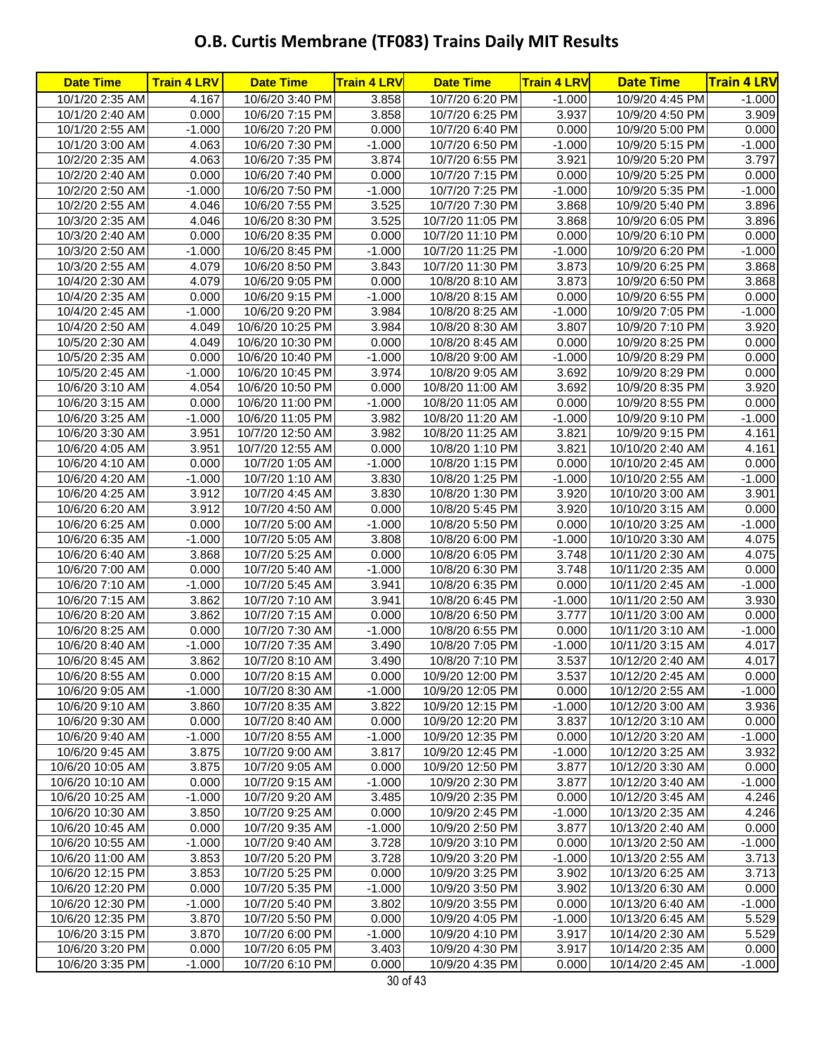# O.B. Curtis Membrane (TF083) Trains Daily MIT Results

| Date Time | Train 4 LRV | Date Time | Train 4 LRV | Date Time | Train 4 LRV | Date Time | Train 4 LRV |
|---|---|---|---|---|---|---|---|
| 10/1/20 2:35 AM | 4.167 | 10/6/20 3:40 PM | 3.858 | 10/7/20 6:20 PM | -1.000 | 10/9/20 4:45 PM | -1.000 |
| 10/1/20 2:40 AM | 0.000 | 10/6/20 7:15 PM | 3.858 | 10/7/20 6:25 PM | 3.937 | 10/9/20 4:50 PM | 3.909 |
| 10/1/20 2:55 AM | -1.000 | 10/6/20 7:20 PM | 0.000 | 10/7/20 6:40 PM | 0.000 | 10/9/20 5:00 PM | 0.000 |
| 10/1/20 3:00 AM | 4.063 | 10/6/20 7:30 PM | -1.000 | 10/7/20 6:50 PM | -1.000 | 10/9/20 5:15 PM | -1.000 |
| 10/2/20 2:35 AM | 4.063 | 10/6/20 7:35 PM | 3.874 | 10/7/20 6:55 PM | 3.921 | 10/9/20 5:20 PM | 3.797 |
| 10/2/20 2:40 AM | 0.000 | 10/6/20 7:40 PM | 0.000 | 10/7/20 7:15 PM | 0.000 | 10/9/20 5:25 PM | 0.000 |
| 10/2/20 2:50 AM | -1.000 | 10/6/20 7:50 PM | -1.000 | 10/7/20 7:25 PM | -1.000 | 10/9/20 5:35 PM | -1.000 |
| 10/2/20 2:55 AM | 4.046 | 10/6/20 7:55 PM | 3.525 | 10/7/20 7:30 PM | 3.868 | 10/9/20 5:40 PM | 3.896 |
| 10/3/20 2:35 AM | 4.046 | 10/6/20 8:30 PM | 3.525 | 10/7/20 11:05 PM | 3.868 | 10/9/20 6:05 PM | 3.896 |
| 10/3/20 2:40 AM | 0.000 | 10/6/20 8:35 PM | 0.000 | 10/7/20 11:10 PM | 0.000 | 10/9/20 6:10 PM | 0.000 |
| 10/3/20 2:50 AM | -1.000 | 10/6/20 8:45 PM | -1.000 | 10/7/20 11:25 PM | -1.000 | 10/9/20 6:20 PM | -1.000 |
| 10/3/20 2:55 AM | 4.079 | 10/6/20 8:50 PM | 3.843 | 10/7/20 11:30 PM | 3.873 | 10/9/20 6:25 PM | 3.868 |
| 10/4/20 2:30 AM | 4.079 | 10/6/20 9:05 PM | 0.000 | 10/8/20 8:10 AM | 3.873 | 10/9/20 6:50 PM | 3.868 |
| 10/4/20 2:35 AM | 0.000 | 10/6/20 9:15 PM | -1.000 | 10/8/20 8:15 AM | 0.000 | 10/9/20 6:55 PM | 0.000 |
| 10/4/20 2:45 AM | -1.000 | 10/6/20 9:20 PM | 3.984 | 10/8/20 8:25 AM | -1.000 | 10/9/20 7:05 PM | -1.000 |
| 10/4/20 2:50 AM | 4.049 | 10/6/20 10:25 PM | 3.984 | 10/8/20 8:30 AM | 3.807 | 10/9/20 7:10 PM | 3.920 |
| 10/5/20 2:30 AM | 4.049 | 10/6/20 10:30 PM | 0.000 | 10/8/20 8:45 AM | 0.000 | 10/9/20 8:25 PM | 0.000 |
| 10/5/20 2:35 AM | 0.000 | 10/6/20 10:40 PM | -1.000 | 10/8/20 9:00 AM | -1.000 | 10/9/20 8:29 PM | 0.000 |
| 10/5/20 2:45 AM | -1.000 | 10/6/20 10:45 PM | 3.974 | 10/8/20 9:05 AM | 3.692 | 10/9/20 8:29 PM | 0.000 |
| 10/6/20 3:10 AM | 4.054 | 10/6/20 10:50 PM | 0.000 | 10/8/20 11:00 AM | 3.692 | 10/9/20 8:35 PM | 3.920 |
| 10/6/20 3:15 AM | 0.000 | 10/6/20 11:00 PM | -1.000 | 10/8/20 11:05 AM | 0.000 | 10/9/20 8:55 PM | 0.000 |
| 10/6/20 3:25 AM | -1.000 | 10/6/20 11:05 PM | 3.982 | 10/8/20 11:20 AM | -1.000 | 10/9/20 9:10 PM | -1.000 |
| 10/6/20 3:30 AM | 3.951 | 10/7/20 12:50 AM | 3.982 | 10/8/20 11:25 AM | 3.821 | 10/9/20 9:15 PM | 4.161 |
| 10/6/20 4:05 AM | 3.951 | 10/7/20 12:55 AM | 0.000 | 10/8/20 1:10 PM | 3.821 | 10/10/20 2:40 AM | 4.161 |
| 10/6/20 4:10 AM | 0.000 | 10/7/20 1:05 AM | -1.000 | 10/8/20 1:15 PM | 0.000 | 10/10/20 2:45 AM | 0.000 |
| 10/6/20 4:20 AM | -1.000 | 10/7/20 1:10 AM | 3.830 | 10/8/20 1:25 PM | -1.000 | 10/10/20 2:55 AM | -1.000 |
| 10/6/20 4:25 AM | 3.912 | 10/7/20 4:45 AM | 3.830 | 10/8/20 1:30 PM | 3.920 | 10/10/20 3:00 AM | 3.901 |
| 10/6/20 6:20 AM | 3.912 | 10/7/20 4:50 AM | 0.000 | 10/8/20 5:45 PM | 3.920 | 10/10/20 3:15 AM | 0.000 |
| 10/6/20 6:25 AM | 0.000 | 10/7/20 5:00 AM | -1.000 | 10/8/20 5:50 PM | 0.000 | 10/10/20 3:25 AM | -1.000 |
| 10/6/20 6:35 AM | -1.000 | 10/7/20 5:05 AM | 3.808 | 10/8/20 6:00 PM | -1.000 | 10/10/20 3:30 AM | 4.075 |
| 10/6/20 6:40 AM | 3.868 | 10/7/20 5:25 AM | 0.000 | 10/8/20 6:05 PM | 3.748 | 10/11/20 2:30 AM | 4.075 |
| 10/6/20 7:00 AM | 0.000 | 10/7/20 5:40 AM | -1.000 | 10/8/20 6:30 PM | 3.748 | 10/11/20 2:35 AM | 0.000 |
| 10/6/20 7:10 AM | -1.000 | 10/7/20 5:45 AM | 3.941 | 10/8/20 6:35 PM | 0.000 | 10/11/20 2:45 AM | -1.000 |
| 10/6/20 7:15 AM | 3.862 | 10/7/20 7:10 AM | 3.941 | 10/8/20 6:45 PM | -1.000 | 10/11/20 2:50 AM | 3.930 |
| 10/6/20 8:20 AM | 3.862 | 10/7/20 7:15 AM | 0.000 | 10/8/20 6:50 PM | 3.777 | 10/11/20 3:00 AM | 0.000 |
| 10/6/20 8:25 AM | 0.000 | 10/7/20 7:30 AM | -1.000 | 10/8/20 6:55 PM | 0.000 | 10/11/20 3:10 AM | -1.000 |
| 10/6/20 8:40 AM | -1.000 | 10/7/20 7:35 AM | 3.490 | 10/8/20 7:05 PM | -1.000 | 10/11/20 3:15 AM | 4.017 |
| 10/6/20 8:45 AM | 3.862 | 10/7/20 8:10 AM | 3.490 | 10/8/20 7:10 PM | 3.537 | 10/12/20 2:40 AM | 4.017 |
| 10/6/20 8:55 AM | 0.000 | 10/7/20 8:15 AM | 0.000 | 10/9/20 12:00 PM | 3.537 | 10/12/20 2:45 AM | 0.000 |
| 10/6/20 9:05 AM | -1.000 | 10/7/20 8:30 AM | -1.000 | 10/9/20 12:05 PM | 0.000 | 10/12/20 2:55 AM | -1.000 |
| 10/6/20 9:10 AM | 3.860 | 10/7/20 8:35 AM | 3.822 | 10/9/20 12:15 PM | -1.000 | 10/12/20 3:00 AM | 3.936 |
| 10/6/20 9:30 AM | 0.000 | 10/7/20 8:40 AM | 0.000 | 10/9/20 12:20 PM | 3.837 | 10/12/20 3:10 AM | 0.000 |
| 10/6/20 9:40 AM | -1.000 | 10/7/20 8:55 AM | -1.000 | 10/9/20 12:35 PM | 0.000 | 10/12/20 3:20 AM | -1.000 |
| 10/6/20 9:45 AM | 3.875 | 10/7/20 9:00 AM | 3.817 | 10/9/20 12:45 PM | -1.000 | 10/12/20 3:25 AM | 3.932 |
| 10/6/20 10:05 AM | 3.875 | 10/7/20 9:05 AM | 0.000 | 10/9/20 12:50 PM | 3.877 | 10/12/20 3:30 AM | 0.000 |
| 10/6/20 10:10 AM | 0.000 | 10/7/20 9:15 AM | -1.000 | 10/9/20 2:30 PM | 3.877 | 10/12/20 3:40 AM | -1.000 |
| 10/6/20 10:25 AM | -1.000 | 10/7/20 9:20 AM | 3.485 | 10/9/20 2:35 PM | 0.000 | 10/12/20 3:45 AM | 4.246 |
| 10/6/20 10:30 AM | 3.850 | 10/7/20 9:25 AM | 0.000 | 10/9/20 2:45 PM | -1.000 | 10/13/20 2:35 AM | 4.246 |
| 10/6/20 10:45 AM | 0.000 | 10/7/20 9:35 AM | -1.000 | 10/9/20 2:50 PM | 3.877 | 10/13/20 2:40 AM | 0.000 |
| 10/6/20 10:55 AM | -1.000 | 10/7/20 9:40 AM | 3.728 | 10/9/20 3:10 PM | 0.000 | 10/13/20 2:50 AM | -1.000 |
| 10/6/20 11:00 AM | 3.853 | 10/7/20 5:20 PM | 3.728 | 10/9/20 3:20 PM | -1.000 | 10/13/20 2:55 AM | 3.713 |
| 10/6/20 12:15 PM | 3.853 | 10/7/20 5:25 PM | 0.000 | 10/9/20 3:25 PM | 3.902 | 10/13/20 6:25 AM | 3.713 |
| 10/6/20 12:20 PM | 0.000 | 10/7/20 5:35 PM | -1.000 | 10/9/20 3:50 PM | 3.902 | 10/13/20 6:30 AM | 0.000 |
| 10/6/20 12:30 PM | -1.000 | 10/7/20 5:40 PM | 3.802 | 10/9/20 3:55 PM | 0.000 | 10/13/20 6:40 AM | -1.000 |
| 10/6/20 12:35 PM | 3.870 | 10/7/20 5:50 PM | 0.000 | 10/9/20 4:05 PM | -1.000 | 10/13/20 6:45 AM | 5.529 |
| 10/6/20 3:15 PM | 3.870 | 10/7/20 6:00 PM | -1.000 | 10/9/20 4:10 PM | 3.917 | 10/14/20 2:30 AM | 5.529 |
| 10/6/20 3:20 PM | 0.000 | 10/7/20 6:05 PM | 3.403 | 10/9/20 4:30 PM | 3.917 | 10/14/20 2:35 AM | 0.000 |
| 10/6/20 3:35 PM | -1.000 | 10/7/20 6:10 PM | 0.000 | 10/9/20 4:35 PM | 0.000 | 10/14/20 2:45 AM | -1.000 |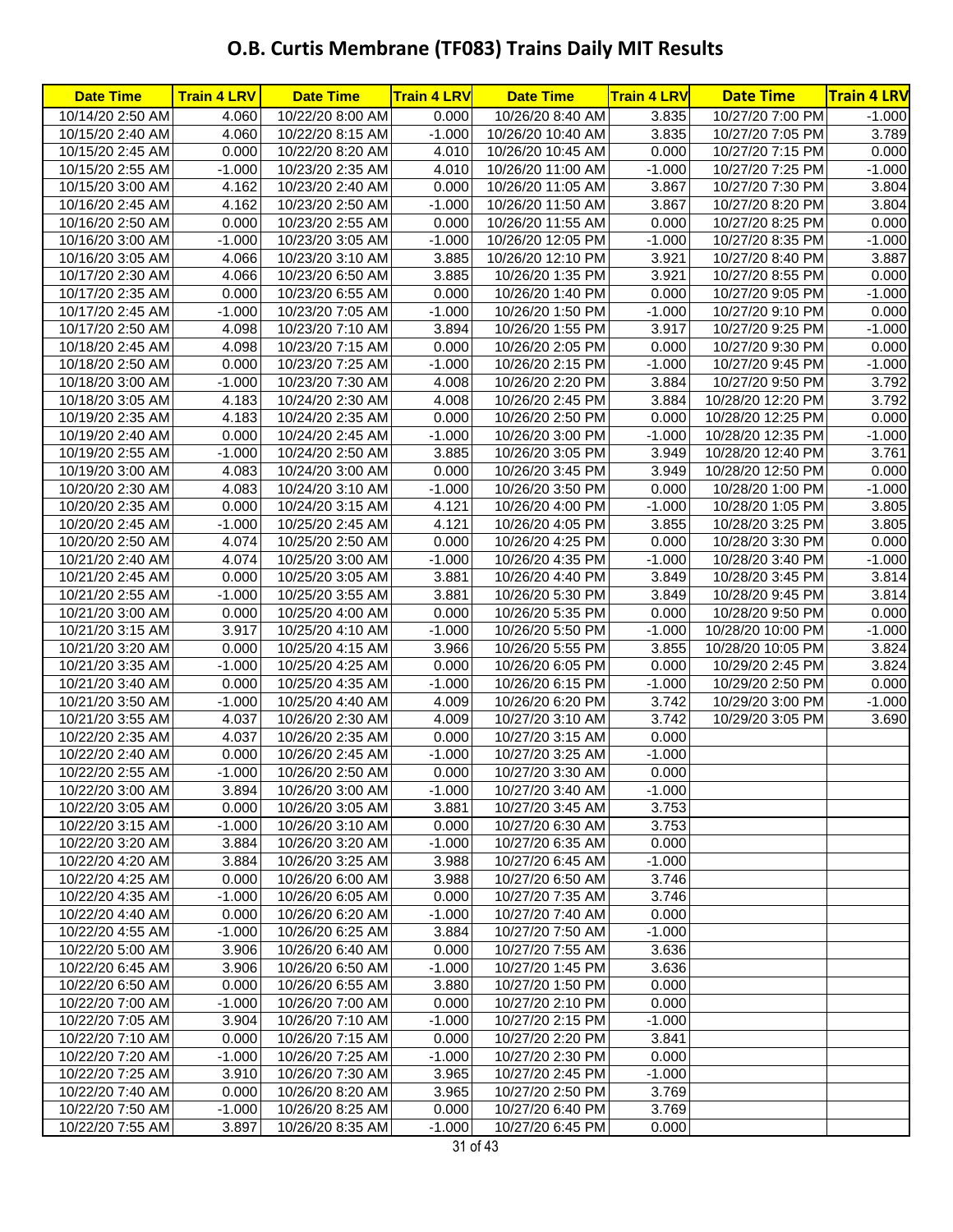# O.B. Curtis Membrane (TF083) Trains Daily MIT Results

| Date Time | Train 4 LRV | Date Time | Train 4 LRV | Date Time | Train 4 LRV | Date Time | Train 4 LRV |
|---|---|---|---|---|---|---|---|
| 10/14/20 2:50 AM | 4.060 | 10/22/20 8:00 AM | 0.000 | 10/26/20 8:40 AM | 3.835 | 10/27/20 7:00 PM | -1.000 |
| 10/15/20 2:40 AM | 4.060 | 10/22/20 8:15 AM | -1.000 | 10/26/20 10:40 AM | 3.835 | 10/27/20 7:05 PM | 3.789 |
| 10/15/20 2:45 AM | 0.000 | 10/22/20 8:20 AM | 4.010 | 10/26/20 10:45 AM | 0.000 | 10/27/20 7:15 PM | 0.000 |
| 10/15/20 2:55 AM | -1.000 | 10/23/20 2:35 AM | 4.010 | 10/26/20 11:00 AM | -1.000 | 10/27/20 7:25 PM | -1.000 |
| 10/15/20 3:00 AM | 4.162 | 10/23/20 2:40 AM | 0.000 | 10/26/20 11:05 AM | 3.867 | 10/27/20 7:30 PM | 3.804 |
| 10/16/20 2:45 AM | 4.162 | 10/23/20 2:50 AM | -1.000 | 10/26/20 11:50 AM | 3.867 | 10/27/20 8:20 PM | 3.804 |
| 10/16/20 2:50 AM | 0.000 | 10/23/20 2:55 AM | 0.000 | 10/26/20 11:55 AM | 0.000 | 10/27/20 8:25 PM | 0.000 |
| 10/16/20 3:00 AM | -1.000 | 10/23/20 3:05 AM | -1.000 | 10/26/20 12:05 PM | -1.000 | 10/27/20 8:35 PM | -1.000 |
| 10/16/20 3:05 AM | 4.066 | 10/23/20 3:10 AM | 3.885 | 10/26/20 12:10 PM | 3.921 | 10/27/20 8:40 PM | 3.887 |
| 10/17/20 2:30 AM | 4.066 | 10/23/20 6:50 AM | 3.885 | 10/26/20 1:35 PM | 3.921 | 10/27/20 8:55 PM | 0.000 |
| 10/17/20 2:35 AM | 0.000 | 10/23/20 6:55 AM | 0.000 | 10/26/20 1:40 PM | 0.000 | 10/27/20 9:05 PM | -1.000 |
| 10/17/20 2:45 AM | -1.000 | 10/23/20 7:05 AM | -1.000 | 10/26/20 1:50 PM | -1.000 | 10/27/20 9:10 PM | 0.000 |
| 10/17/20 2:50 AM | 4.098 | 10/23/20 7:10 AM | 3.894 | 10/26/20 1:55 PM | 3.917 | 10/27/20 9:25 PM | -1.000 |
| 10/18/20 2:45 AM | 4.098 | 10/23/20 7:15 AM | 0.000 | 10/26/20 2:05 PM | 0.000 | 10/27/20 9:30 PM | 0.000 |
| 10/18/20 2:50 AM | 0.000 | 10/23/20 7:25 AM | -1.000 | 10/26/20 2:15 PM | -1.000 | 10/27/20 9:45 PM | -1.000 |
| 10/18/20 3:00 AM | -1.000 | 10/23/20 7:30 AM | 4.008 | 10/26/20 2:20 PM | 3.884 | 10/27/20 9:50 PM | 3.792 |
| 10/18/20 3:05 AM | 4.183 | 10/24/20 2:30 AM | 4.008 | 10/26/20 2:45 PM | 3.884 | 10/28/20 12:20 PM | 3.792 |
| 10/19/20 2:35 AM | 4.183 | 10/24/20 2:35 AM | 0.000 | 10/26/20 2:50 PM | 0.000 | 10/28/20 12:25 PM | 0.000 |
| 10/19/20 2:40 AM | 0.000 | 10/24/20 2:45 AM | -1.000 | 10/26/20 3:00 PM | -1.000 | 10/28/20 12:35 PM | -1.000 |
| 10/19/20 2:55 AM | -1.000 | 10/24/20 2:50 AM | 3.885 | 10/26/20 3:05 PM | 3.949 | 10/28/20 12:40 PM | 3.761 |
| 10/19/20 3:00 AM | 4.083 | 10/24/20 3:00 AM | 0.000 | 10/26/20 3:45 PM | 3.949 | 10/28/20 12:50 PM | 0.000 |
| 10/20/20 2:30 AM | 4.083 | 10/24/20 3:10 AM | -1.000 | 10/26/20 3:50 PM | 0.000 | 10/28/20 1:00 PM | -1.000 |
| 10/20/20 2:35 AM | 0.000 | 10/24/20 3:15 AM | 4.121 | 10/26/20 4:00 PM | -1.000 | 10/28/20 1:05 PM | 3.805 |
| 10/20/20 2:45 AM | -1.000 | 10/25/20 2:45 AM | 4.121 | 10/26/20 4:05 PM | 3.855 | 10/28/20 3:25 PM | 3.805 |
| 10/20/20 2:50 AM | 4.074 | 10/25/20 2:50 AM | 0.000 | 10/26/20 4:25 PM | 0.000 | 10/28/20 3:30 PM | 0.000 |
| 10/21/20 2:40 AM | 4.074 | 10/25/20 3:00 AM | -1.000 | 10/26/20 4:35 PM | -1.000 | 10/28/20 3:40 PM | -1.000 |
| 10/21/20 2:45 AM | 0.000 | 10/25/20 3:05 AM | 3.881 | 10/26/20 4:40 PM | 3.849 | 10/28/20 3:45 PM | 3.814 |
| 10/21/20 2:55 AM | -1.000 | 10/25/20 3:55 AM | 3.881 | 10/26/20 5:30 PM | 3.849 | 10/28/20 9:45 PM | 3.814 |
| 10/21/20 3:00 AM | 0.000 | 10/25/20 4:00 AM | 0.000 | 10/26/20 5:35 PM | 0.000 | 10/28/20 9:50 PM | 0.000 |
| 10/21/20 3:15 AM | 3.917 | 10/25/20 4:10 AM | -1.000 | 10/26/20 5:50 PM | -1.000 | 10/28/20 10:00 PM | -1.000 |
| 10/21/20 3:20 AM | 0.000 | 10/25/20 4:15 AM | 3.966 | 10/26/20 5:55 PM | 3.855 | 10/28/20 10:05 PM | 3.824 |
| 10/21/20 3:35 AM | -1.000 | 10/25/20 4:25 AM | 0.000 | 10/26/20 6:05 PM | 0.000 | 10/29/20 2:45 PM | 3.824 |
| 10/21/20 3:40 AM | 0.000 | 10/25/20 4:35 AM | -1.000 | 10/26/20 6:15 PM | -1.000 | 10/29/20 2:50 PM | 0.000 |
| 10/21/20 3:50 AM | -1.000 | 10/25/20 4:40 AM | 4.009 | 10/26/20 6:20 PM | 3.742 | 10/29/20 3:00 PM | -1.000 |
| 10/21/20 3:55 AM | 4.037 | 10/26/20 2:30 AM | 4.009 | 10/27/20 3:10 AM | 3.742 | 10/29/20 3:05 PM | 3.690 |
| 10/22/20 2:35 AM | 4.037 | 10/26/20 2:35 AM | 0.000 | 10/27/20 3:15 AM | 0.000 | | |
| 10/22/20 2:40 AM | 0.000 | 10/26/20 2:45 AM | -1.000 | 10/27/20 3:25 AM | -1.000 | | |
| 10/22/20 2:55 AM | -1.000 | 10/26/20 2:50 AM | 0.000 | 10/27/20 3:30 AM | 0.000 | | |
| 10/22/20 3:00 AM | 3.894 | 10/26/20 3:00 AM | -1.000 | 10/27/20 3:40 AM | -1.000 | | |
| 10/22/20 3:05 AM | 0.000 | 10/26/20 3:05 AM | 3.881 | 10/27/20 3:45 AM | 3.753 | | |
| 10/22/20 3:15 AM | -1.000 | 10/26/20 3:10 AM | 0.000 | 10/27/20 6:30 AM | 3.753 | | |
| 10/22/20 3:20 AM | 3.884 | 10/26/20 3:20 AM | -1.000 | 10/27/20 6:35 AM | 0.000 | | |
| 10/22/20 4:20 AM | 3.884 | 10/26/20 3:25 AM | 3.988 | 10/27/20 6:45 AM | -1.000 | | |
| 10/22/20 4:25 AM | 0.000 | 10/26/20 6:00 AM | 3.988 | 10/27/20 6:50 AM | 3.746 | | |
| 10/22/20 4:35 AM | -1.000 | 10/26/20 6:05 AM | 0.000 | 10/27/20 7:35 AM | 3.746 | | |
| 10/22/20 4:40 AM | 0.000 | 10/26/20 6:20 AM | -1.000 | 10/27/20 7:40 AM | 0.000 | | |
| 10/22/20 4:55 AM | -1.000 | 10/26/20 6:25 AM | 3.884 | 10/27/20 7:50 AM | -1.000 | | |
| 10/22/20 5:00 AM | 3.906 | 10/26/20 6:40 AM | 0.000 | 10/27/20 7:55 AM | 3.636 | | |
| 10/22/20 6:45 AM | 3.906 | 10/26/20 6:50 AM | -1.000 | 10/27/20 1:45 PM | 3.636 | | |
| 10/22/20 6:50 AM | 0.000 | 10/26/20 6:55 AM | 3.880 | 10/27/20 1:50 PM | 0.000 | | |
| 10/22/20 7:00 AM | -1.000 | 10/26/20 7:00 AM | 0.000 | 10/27/20 2:10 PM | 0.000 | | |
| 10/22/20 7:05 AM | 3.904 | 10/26/20 7:10 AM | -1.000 | 10/27/20 2:15 PM | -1.000 | | |
| 10/22/20 7:10 AM | 0.000 | 10/26/20 7:15 AM | 0.000 | 10/27/20 2:20 PM | 3.841 | | |
| 10/22/20 7:20 AM | -1.000 | 10/26/20 7:25 AM | -1.000 | 10/27/20 2:30 PM | 0.000 | | |
| 10/22/20 7:25 AM | 3.910 | 10/26/20 7:30 AM | 3.965 | 10/27/20 2:45 PM | -1.000 | | |
| 10/22/20 7:40 AM | 0.000 | 10/26/20 8:20 AM | 3.965 | 10/27/20 2:50 PM | 3.769 | | |
| 10/22/20 7:50 AM | -1.000 | 10/26/20 8:25 AM | 0.000 | 10/27/20 6:40 PM | 3.769 | | |
| 10/22/20 7:55 AM | 3.897 | 10/26/20 8:35 AM | -1.000 | 10/27/20 6:45 PM | 0.000 | | |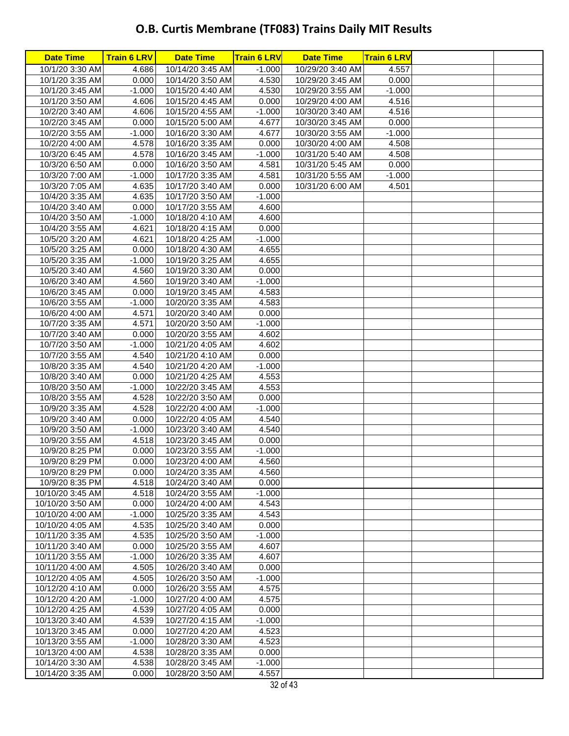# O.B. Curtis Membrane (TF083) Trains Daily MIT Results

| Date Time | Train 6 LRV | Date Time | Train 6 LRV | Date Time | Train 6 LRV | | |
|---|---|---|---|---|---|---|---|
| 10/1/20 3:30 AM | 4.686 | 10/14/20 3:45 AM | -1.000 | 10/29/20 3:40 AM | 4.557 | | |
| 10/1/20 3:35 AM | 0.000 | 10/14/20 3:50 AM | 4.530 | 10/29/20 3:45 AM | 0.000 | | |
| 10/1/20 3:45 AM | -1.000 | 10/15/20 4:40 AM | 4.530 | 10/29/20 3:55 AM | -1.000 | | |
| 10/1/20 3:50 AM | 4.606 | 10/15/20 4:45 AM | 0.000 | 10/29/20 4:00 AM | 4.516 | | |
| 10/2/20 3:40 AM | 4.606 | 10/15/20 4:55 AM | -1.000 | 10/30/20 3:40 AM | 4.516 | | |
| 10/2/20 3:45 AM | 0.000 | 10/15/20 5:00 AM | 4.677 | 10/30/20 3:45 AM | 0.000 | | |
| 10/2/20 3:55 AM | -1.000 | 10/16/20 3:30 AM | 4.677 | 10/30/20 3:55 AM | -1.000 | | |
| 10/2/20 4:00 AM | 4.578 | 10/16/20 3:35 AM | 0.000 | 10/30/20 4:00 AM | 4.508 | | |
| 10/3/20 6:45 AM | 4.578 | 10/16/20 3:45 AM | -1.000 | 10/31/20 5:40 AM | 4.508 | | |
| 10/3/20 6:50 AM | 0.000 | 10/16/20 3:50 AM | 4.581 | 10/31/20 5:45 AM | 0.000 | | |
| 10/3/20 7:00 AM | -1.000 | 10/17/20 3:35 AM | 4.581 | 10/31/20 5:55 AM | -1.000 | | |
| 10/3/20 7:05 AM | 4.635 | 10/17/20 3:40 AM | 0.000 | 10/31/20 6:00 AM | 4.501 | | |
| 10/4/20 3:35 AM | 4.635 | 10/17/20 3:50 AM | -1.000 | | | | |
| 10/4/20 3:40 AM | 0.000 | 10/17/20 3:55 AM | 4.600 | | | | |
| 10/4/20 3:50 AM | -1.000 | 10/18/20 4:10 AM | 4.600 | | | | |
| 10/4/20 3:55 AM | 4.621 | 10/18/20 4:15 AM | 0.000 | | | | |
| 10/5/20 3:20 AM | 4.621 | 10/18/20 4:25 AM | -1.000 | | | | |
| 10/5/20 3:25 AM | 0.000 | 10/18/20 4:30 AM | 4.655 | | | | |
| 10/5/20 3:35 AM | -1.000 | 10/19/20 3:25 AM | 4.655 | | | | |
| 10/5/20 3:40 AM | 4.560 | 10/19/20 3:30 AM | 0.000 | | | | |
| 10/6/20 3:40 AM | 4.560 | 10/19/20 3:40 AM | -1.000 | | | | |
| 10/6/20 3:45 AM | 0.000 | 10/19/20 3:45 AM | 4.583 | | | | |
| 10/6/20 3:55 AM | -1.000 | 10/20/20 3:35 AM | 4.583 | | | | |
| 10/6/20 4:00 AM | 4.571 | 10/20/20 3:40 AM | 0.000 | | | | |
| 10/7/20 3:35 AM | 4.571 | 10/20/20 3:50 AM | -1.000 | | | | |
| 10/7/20 3:40 AM | 0.000 | 10/20/20 3:55 AM | 4.602 | | | | |
| 10/7/20 3:50 AM | -1.000 | 10/21/20 4:05 AM | 4.602 | | | | |
| 10/7/20 3:55 AM | 4.540 | 10/21/20 4:10 AM | 0.000 | | | | |
| 10/8/20 3:35 AM | 4.540 | 10/21/20 4:20 AM | -1.000 | | | | |
| 10/8/20 3:40 AM | 0.000 | 10/21/20 4:25 AM | 4.553 | | | | |
| 10/8/20 3:50 AM | -1.000 | 10/22/20 3:45 AM | 4.553 | | | | |
| 10/8/20 3:55 AM | 4.528 | 10/22/20 3:50 AM | 0.000 | | | | |
| 10/9/20 3:35 AM | 4.528 | 10/22/20 4:00 AM | -1.000 | | | | |
| 10/9/20 3:40 AM | 0.000 | 10/22/20 4:05 AM | 4.540 | | | | |
| 10/9/20 3:50 AM | -1.000 | 10/23/20 3:40 AM | 4.540 | | | | |
| 10/9/20 3:55 AM | 4.518 | 10/23/20 3:45 AM | 0.000 | | | | |
| 10/9/20 8:25 PM | 0.000 | 10/23/20 3:55 AM | -1.000 | | | | |
| 10/9/20 8:29 PM | 0.000 | 10/23/20 4:00 AM | 4.560 | | | | |
| 10/9/20 8:29 PM | 0.000 | 10/24/20 3:35 AM | 4.560 | | | | |
| 10/9/20 8:35 PM | 4.518 | 10/24/20 3:40 AM | 0.000 | | | | |
| 10/10/20 3:45 AM | 4.518 | 10/24/20 3:55 AM | -1.000 | | | | |
| 10/10/20 3:50 AM | 0.000 | 10/24/20 4:00 AM | 4.543 | | | | |
| 10/10/20 4:00 AM | -1.000 | 10/25/20 3:35 AM | 4.543 | | | | |
| 10/10/20 4:05 AM | 4.535 | 10/25/20 3:40 AM | 0.000 | | | | |
| 10/11/20 3:35 AM | 4.535 | 10/25/20 3:50 AM | -1.000 | | | | |
| 10/11/20 3:40 AM | 0.000 | 10/25/20 3:55 AM | 4.607 | | | | |
| 10/11/20 3:55 AM | -1.000 | 10/26/20 3:35 AM | 4.607 | | | | |
| 10/11/20 4:00 AM | 4.505 | 10/26/20 3:40 AM | 0.000 | | | | |
| 10/12/20 4:05 AM | 4.505 | 10/26/20 3:50 AM | -1.000 | | | | |
| 10/12/20 4:10 AM | 0.000 | 10/26/20 3:55 AM | 4.575 | | | | |
| 10/12/20 4:20 AM | -1.000 | 10/27/20 4:00 AM | 4.575 | | | | |
| 10/12/20 4:25 AM | 4.539 | 10/27/20 4:05 AM | 0.000 | | | | |
| 10/13/20 3:40 AM | 4.539 | 10/27/20 4:15 AM | -1.000 | | | | |
| 10/13/20 3:45 AM | 0.000 | 10/27/20 4:20 AM | 4.523 | | | | |
| 10/13/20 3:55 AM | -1.000 | 10/28/20 3:30 AM | 4.523 | | | | |
| 10/13/20 4:00 AM | 4.538 | 10/28/20 3:35 AM | 0.000 | | | | |
| 10/14/20 3:30 AM | 4.538 | 10/28/20 3:45 AM | -1.000 | | | | |
| 10/14/20 3:35 AM | 0.000 | 10/28/20 3:50 AM | 4.557 | | | | |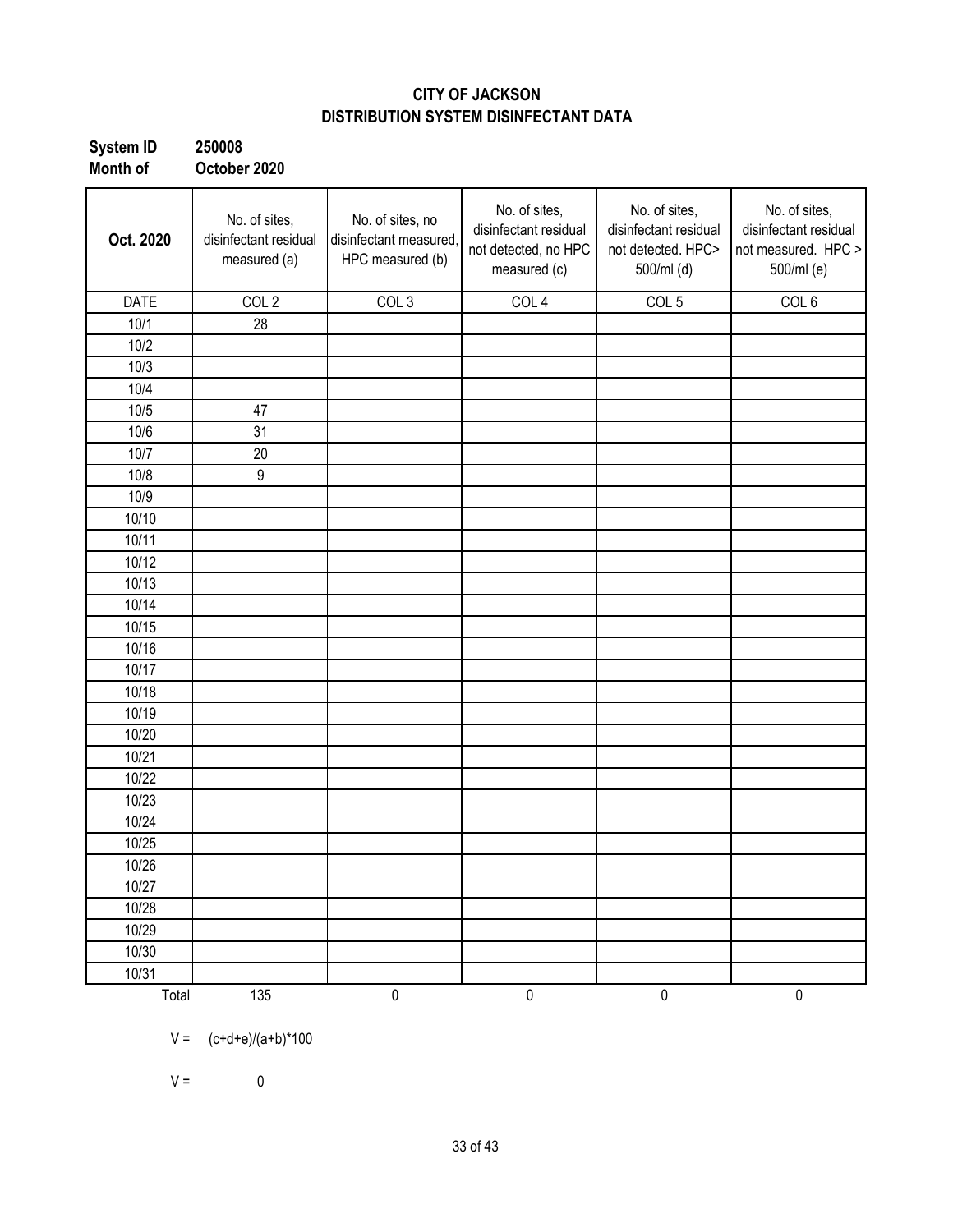**CITY OF JACKSON**
**DISTRIBUTION SYSTEM DISINFECTANT DATA**

**System ID** **250008**
**Month of** **October 2020**

| Oct. 2020 | No. of sites, disinfectant residual measured (a) | No. of sites, no disinfectant measured, HPC measured (b) | No. of sites, disinfectant residual not detected, no HPC measured (c) | No. of sites, disinfectant residual not detected. HPC> 500/ml (d) | No. of sites, disinfectant residual not measured. HPC > 500/ml (e) |
|---|---|---|---|---|---|
| DATE | COL 2 | COL 3 | COL 4 | COL 5 | COL 6 |
| 10/1 | 28 | | | | |
| 10/2 | | | | | |
| 10/3 | | | | | |
| 10/4 | | | | | |
| 10/5 | 47 | | | | |
| 10/6 | 31 | | | | |
| 10/7 | 20 | | | | |
| 10/8 | 9 | | | | |
| 10/9 | | | | | |
| 10/10 | | | | | |
| 10/11 | | | | | |
| 10/12 | | | | | |
| 10/13 | | | | | |
| 10/14 | | | | | |
| 10/15 | | | | | |
| 10/16 | | | | | |
| 10/17 | | | | | |
| 10/18 | | | | | |
| 10/19 | | | | | |
| 10/20 | | | | | |
| 10/21 | | | | | |
| 10/22 | | | | | |
| 10/23 | | | | | |
| 10/24 | | | | | |
| 10/25 | | | | | |
| 10/26 | | | | | |
| 10/27 | | | | | |
| 10/28 | | | | | |
| 10/29 | | | | | |
| 10/30 | | | | | |
| 10/31 | | | | | |
| Total | 135 | 0 | 0 | 0 | 0 |

$V = (c+d+e)/(a+b)*100$

$V = 0$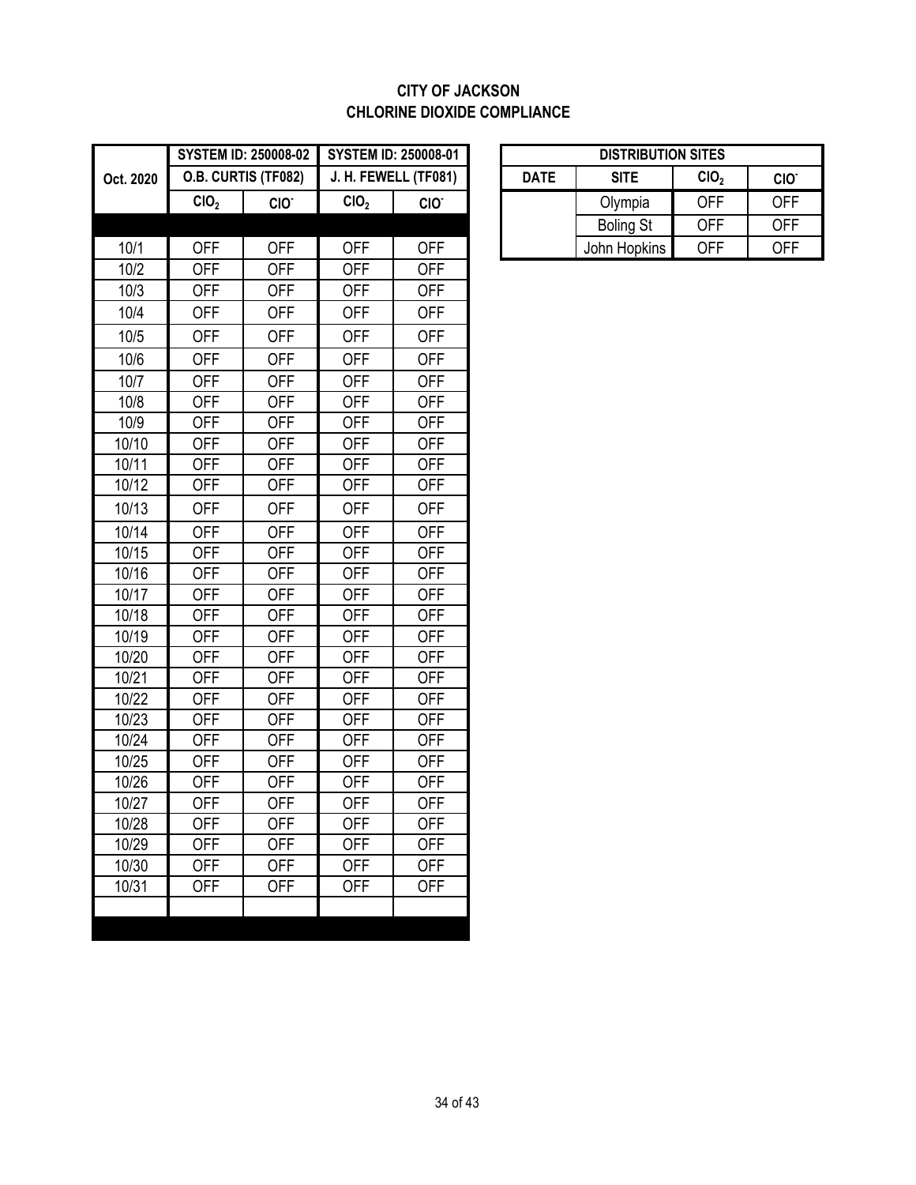# CITY OF JACKSON
## CHLORINE DIOXIDE COMPLIANCE

| Oct. 2020 | SYSTEM ID: 250008-02 | | SYSTEM ID: 250008-01 | |
|---|---|---|---|---|
| | O.B. CURTIS (TF082) | | J. H. FEWELL (TF081) | |
| | $ClO_2$ | $ClO^-$ | $ClO_2$ | $ClO^-$ |
| 10/1 | OFF | OFF | OFF | OFF |
| 10/2 | OFF | OFF | OFF | OFF |
| 10/3 | OFF | OFF | OFF | OFF |
| 10/4 | OFF | OFF | OFF | OFF |
| 10/5 | OFF | OFF | OFF | OFF |
| 10/6 | OFF | OFF | OFF | OFF |
| 10/7 | OFF | OFF | OFF | OFF |
| 10/8 | OFF | OFF | OFF | OFF |
| 10/9 | OFF | OFF | OFF | OFF |
| 10/10 | OFF | OFF | OFF | OFF |
| 10/11 | OFF | OFF | OFF | OFF |
| 10/12 | OFF | OFF | OFF | OFF |
| 10/13 | OFF | OFF | OFF | OFF |
| 10/14 | OFF | OFF | OFF | OFF |
| 10/15 | OFF | OFF | OFF | OFF |
| 10/16 | OFF | OFF | OFF | OFF |
| 10/17 | OFF | OFF | OFF | OFF |
| 10/18 | OFF | OFF | OFF | OFF |
| 10/19 | OFF | OFF | OFF | OFF |
| 10/20 | OFF | OFF | OFF | OFF |
| 10/21 | OFF | OFF | OFF | OFF |
| 10/22 | OFF | OFF | OFF | OFF |
| 10/23 | OFF | OFF | OFF | OFF |
| 10/24 | OFF | OFF | OFF | OFF |
| 10/25 | OFF | OFF | OFF | OFF |
| 10/26 | OFF | OFF | OFF | OFF |
| 10/27 | OFF | OFF | OFF | OFF |
| 10/28 | OFF | OFF | OFF | OFF |
| 10/29 | OFF | OFF | OFF | OFF |
| 10/30 | OFF | OFF | OFF | OFF |
| 10/31 | OFF | OFF | OFF | OFF |

| DISTRIBUTION SITES | | | |
|---|---|---|---|
| DATE | SITE | $ClO_2$ | $ClO^-$ |
| | Olympia | OFF | OFF |
| | Boling St | OFF | OFF |
| | John Hopkins | OFF | OFF |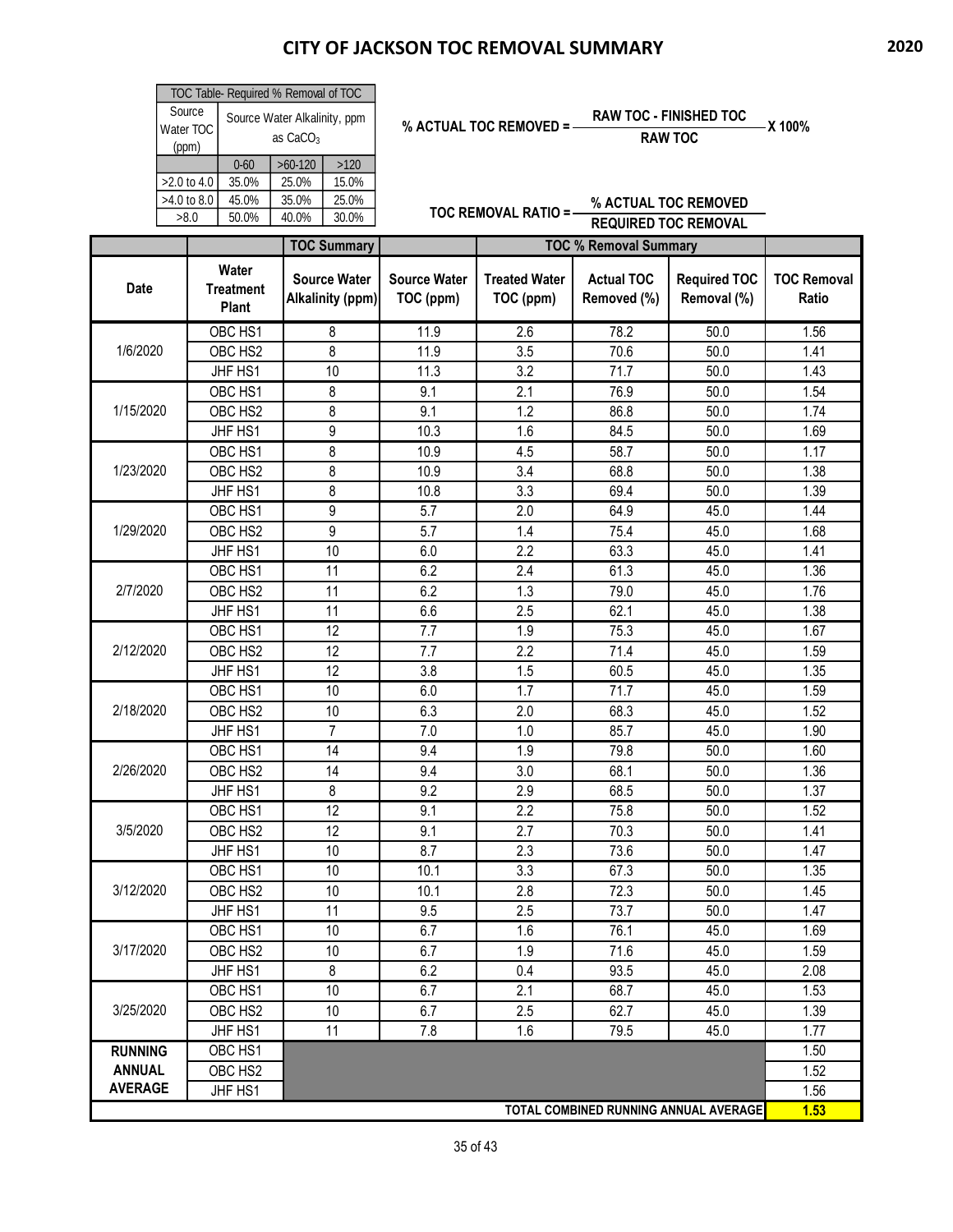# CITY OF JACKSON TOC REMOVAL SUMMARY

**2020**

| TOC Table- Required % Removal of TOC | | | |
|---|---|---|---|
| Source Water TOC (ppm) | Source Water Alkalinity, ppm as $CaCO_3$ | | |
| | 0-60 | >60-120 | >120 |
| >2.0 to 4.0 | 35.0% | 25.0% | 15.0% |
| >4.0 to 8.0 | 45.0% | 35.0% | 25.0% |
| >8.0 | 50.0% | 40.0% | 30.0% |

$$\text{\% ACTUAL TOC REMOVED} = \frac{\text{RAW TOC - FINISHED TOC}}{\text{RAW TOC}} \times 100\%$$

$$\text{TOC REMOVAL RATIO} = \frac{\text{\% ACTUAL TOC REMOVED}}{\text{REQUIRED TOC REMOVAL}}$$

| | | TOC Summary | | TOC % Removal Summary | | | |
|---|---|---|---|---|---|---|---|
| Date | Water Treatment Plant | Source Water Alkalinity (ppm) | Source Water TOC (ppm) | Treated Water TOC (ppm) | Actual TOC Removed (%) | Required TOC Removal (%) | TOC Removal Ratio |
| 1/6/2020 | OBC HS1 | 8 | 11.9 | 2.6 | 78.2 | 50.0 | 1.56 |
| | OBC HS2 | 8 | 11.9 | 3.5 | 70.6 | 50.0 | 1.41 |
| | JHF HS1 | 10 | 11.3 | 3.2 | 71.7 | 50.0 | 1.43 |
| 1/15/2020 | OBC HS1 | 8 | 9.1 | 2.1 | 76.9 | 50.0 | 1.54 |
| | OBC HS2 | 8 | 9.1 | 1.2 | 86.8 | 50.0 | 1.74 |
| | JHF HS1 | 9 | 10.3 | 1.6 | 84.5 | 50.0 | 1.69 |
| 1/23/2020 | OBC HS1 | 8 | 10.9 | 4.5 | 58.7 | 50.0 | 1.17 |
| | OBC HS2 | 8 | 10.9 | 3.4 | 68.8 | 50.0 | 1.38 |
| | JHF HS1 | 8 | 10.8 | 3.3 | 69.4 | 50.0 | 1.39 |
| 1/29/2020 | OBC HS1 | 9 | 5.7 | 2.0 | 64.9 | 45.0 | 1.44 |
| | OBC HS2 | 9 | 5.7 | 1.4 | 75.4 | 45.0 | 1.68 |
| | JHF HS1 | 10 | 6.0 | 2.2 | 63.3 | 45.0 | 1.41 |
| 2/7/2020 | OBC HS1 | 11 | 6.2 | 2.4 | 61.3 | 45.0 | 1.36 |
| | OBC HS2 | 11 | 6.2 | 1.3 | 79.0 | 45.0 | 1.76 |
| | JHF HS1 | 11 | 6.6 | 2.5 | 62.1 | 45.0 | 1.38 |
| 2/12/2020 | OBC HS1 | 12 | 7.7 | 1.9 | 75.3 | 45.0 | 1.67 |
| | OBC HS2 | 12 | 7.7 | 2.2 | 71.4 | 45.0 | 1.59 |
| | JHF HS1 | 12 | 3.8 | 1.5 | 60.5 | 45.0 | 1.35 |
| 2/18/2020 | OBC HS1 | 10 | 6.0 | 1.7 | 71.7 | 45.0 | 1.59 |
| | OBC HS2 | 10 | 6.3 | 2.0 | 68.3 | 45.0 | 1.52 |
| | JHF HS1 | 7 | 7.0 | 1.0 | 85.7 | 45.0 | 1.90 |
| 2/26/2020 | OBC HS1 | 14 | 9.4 | 1.9 | 79.8 | 50.0 | 1.60 |
| | OBC HS2 | 14 | 9.4 | 3.0 | 68.1 | 50.0 | 1.36 |
| | JHF HS1 | 8 | 9.2 | 2.9 | 68.5 | 50.0 | 1.37 |
| 3/5/2020 | OBC HS1 | 12 | 9.1 | 2.2 | 75.8 | 50.0 | 1.52 |
| | OBC HS2 | 12 | 9.1 | 2.7 | 70.3 | 50.0 | 1.41 |
| | JHF HS1 | 10 | 8.7 | 2.3 | 73.6 | 50.0 | 1.47 |
| 3/12/2020 | OBC HS1 | 10 | 10.1 | 3.3 | 67.3 | 50.0 | 1.35 |
| | OBC HS2 | 10 | 10.1 | 2.8 | 72.3 | 50.0 | 1.45 |
| | JHF HS1 | 11 | 9.5 | 2.5 | 73.7 | 50.0 | 1.47 |
| 3/17/2020 | OBC HS1 | 10 | 6.7 | 1.6 | 76.1 | 45.0 | 1.69 |
| | OBC HS2 | 10 | 6.7 | 1.9 | 71.6 | 45.0 | 1.59 |
| | JHF HS1 | 8 | 6.2 | 0.4 | 93.5 | 45.0 | 2.08 |
| 3/25/2020 | OBC HS1 | 10 | 6.7 | 2.1 | 68.7 | 45.0 | 1.53 |
| | OBC HS2 | 10 | 6.7 | 2.5 | 62.7 | 45.0 | 1.39 |
| | JHF HS1 | 11 | 7.8 | 1.6 | 79.5 | 45.0 | 1.77 |
| **RUNNING ANNUAL AVERAGE** | OBC HS1 | | | | | | 1.50 |
| | OBC HS2 | | | | | | 1.52 |
| | JHF HS1 | | | | | | 1.56 |
| **TOTAL COMBINED RUNNING ANNUAL AVERAGE** | | | | | | | **1.53** |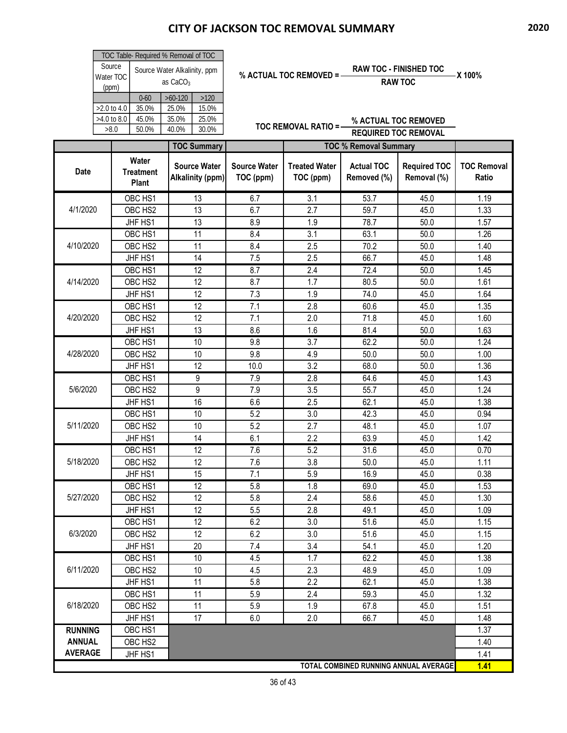# CITY OF JACKSON TOC REMOVAL SUMMARY

2020

| TOC Table- Required % Removal of TOC | | | |
|---|---|---|---|
| Source Water TOC (ppm) | Source Water Alkalinity, ppm as $CaCO_3$ | | |
| | 0-60 | >60-120 | >120 |
| >2.0 to 4.0 | 35.0% | 25.0% | 15.0% |
| >4.0 to 8.0 | 45.0% | 35.0% | 25.0% |
| >8.0 | 50.0% | 40.0% | 30.0% |

$$\% \text{ ACTUAL TOC REMOVED} = \frac{\text{RAW TOC - FINISHED TOC}}{\text{RAW TOC}} \times 100\%$$

$$\text{TOC REMOVAL RATIO} = \frac{\% \text{ ACTUAL TOC REMOVED}}{\text{REQUIRED TOC REMOVAL}}$$

| | | TOC Summary | | TOC % Removal Summary | | | |
|---|---|---|---|---|---|---|---|
| Date | Water Treatment Plant | Source Water Alkalinity (ppm) | Source Water TOC (ppm) | Treated Water TOC (ppm) | Actual TOC Removed (%) | Required TOC Removal (%) | TOC Removal Ratio |
| 4/1/2020 | OBC HS1 | 13 | 6.7 | 3.1 | 53.7 | 45.0 | 1.19 |
| | OBC HS2 | 13 | 6.7 | 2.7 | 59.7 | 45.0 | 1.33 |
| | JHF HS1 | 13 | 8.9 | 1.9 | 78.7 | 50.0 | 1.57 |
| 4/10/2020 | OBC HS1 | 11 | 8.4 | 3.1 | 63.1 | 50.0 | 1.26 |
| | OBC HS2 | 11 | 8.4 | 2.5 | 70.2 | 50.0 | 1.40 |
| | JHF HS1 | 14 | 7.5 | 2.5 | 66.7 | 45.0 | 1.48 |
| 4/14/2020 | OBC HS1 | 12 | 8.7 | 2.4 | 72.4 | 50.0 | 1.45 |
| | OBC HS2 | 12 | 8.7 | 1.7 | 80.5 | 50.0 | 1.61 |
| | JHF HS1 | 12 | 7.3 | 1.9 | 74.0 | 45.0 | 1.64 |
| 4/20/2020 | OBC HS1 | 12 | 7.1 | 2.8 | 60.6 | 45.0 | 1.35 |
| | OBC HS2 | 12 | 7.1 | 2.0 | 71.8 | 45.0 | 1.60 |
| | JHF HS1 | 13 | 8.6 | 1.6 | 81.4 | 50.0 | 1.63 |
| 4/28/2020 | OBC HS1 | 10 | 9.8 | 3.7 | 62.2 | 50.0 | 1.24 |
| | OBC HS2 | 10 | 9.8 | 4.9 | 50.0 | 50.0 | 1.00 |
| | JHF HS1 | 12 | 10.0 | 3.2 | 68.0 | 50.0 | 1.36 |
| 5/6/2020 | OBC HS1 | 9 | 7.9 | 2.8 | 64.6 | 45.0 | 1.43 |
| | OBC HS2 | 9 | 7.9 | 3.5 | 55.7 | 45.0 | 1.24 |
| | JHF HS1 | 16 | 6.6 | 2.5 | 62.1 | 45.0 | 1.38 |
| 5/11/2020 | OBC HS1 | 10 | 5.2 | 3.0 | 42.3 | 45.0 | 0.94 |
| | OBC HS2 | 10 | 5.2 | 2.7 | 48.1 | 45.0 | 1.07 |
| | JHF HS1 | 14 | 6.1 | 2.2 | 63.9 | 45.0 | 1.42 |
| 5/18/2020 | OBC HS1 | 12 | 7.6 | 5.2 | 31.6 | 45.0 | 0.70 |
| | OBC HS2 | 12 | 7.6 | 3.8 | 50.0 | 45.0 | 1.11 |
| | JHF HS1 | 15 | 7.1 | 5.9 | 16.9 | 45.0 | 0.38 |
| 5/27/2020 | OBC HS1 | 12 | 5.8 | 1.8 | 69.0 | 45.0 | 1.53 |
| | OBC HS2 | 12 | 5.8 | 2.4 | 58.6 | 45.0 | 1.30 |
| | JHF HS1 | 12 | 5.5 | 2.8 | 49.1 | 45.0 | 1.09 |
| 6/3/2020 | OBC HS1 | 12 | 6.2 | 3.0 | 51.6 | 45.0 | 1.15 |
| | OBC HS2 | 12 | 6.2 | 3.0 | 51.6 | 45.0 | 1.15 |
| | JHF HS1 | 20 | 7.4 | 3.4 | 54.1 | 45.0 | 1.20 |
| 6/11/2020 | OBC HS1 | 10 | 4.5 | 1.7 | 62.2 | 45.0 | 1.38 |
| | OBC HS2 | 10 | 4.5 | 2.3 | 48.9 | 45.0 | 1.09 |
| | JHF HS1 | 11 | 5.8 | 2.2 | 62.1 | 45.0 | 1.38 |
| 6/18/2020 | OBC HS1 | 11 | 5.9 | 2.4 | 59.3 | 45.0 | 1.32 |
| | OBC HS2 | 11 | 5.9 | 1.9 | 67.8 | 45.0 | 1.51 |
| | JHF HS1 | 17 | 6.0 | 2.0 | 66.7 | 45.0 | 1.48 |
| RUNNING ANNUAL AVERAGE | OBC HS1 | | | | | | 1.37 |
| | OBC HS2 | | | | | | 1.40 |
| | JHF HS1 | | | | | | 1.41 |
| TOTAL COMBINED RUNNING ANNUAL AVERAGE | | | | | | | **1.41** |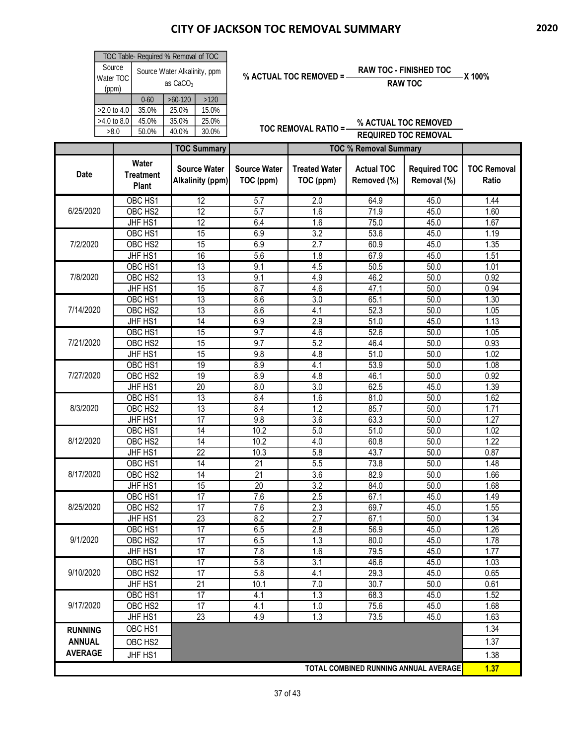# CITY OF JACKSON TOC REMOVAL SUMMARY

2020

| TOC Table- Required % Removal of TOC | | | |
|---|---|---|---|
| Source Water TOC (ppm) | Source Water Alkalinity, ppm as $CaCO_3$ | | |
| | 0-60 | >60-120 | >120 |
| >2.0 to 4.0 | 35.0% | 25.0% | 15.0% |
| >4.0 to 8.0 | 45.0% | 35.0% | 25.0% |
| >8.0 | 50.0% | 40.0% | 30.0% |

$$\% \text{ ACTUAL TOC REMOVED} = \frac{\text{RAW TOC - FINISHED TOC}}{\text{RAW TOC}} \times 100\%$$

$$\text{TOC REMOVAL RATIO} = \frac{\% \text{ ACTUAL TOC REMOVED}}{\text{REQUIRED TOC REMOVAL}}$$

| | | TOC Summary | | TOC % Removal Summary | | | |
|---|---|---|---|---|---|---|---|
| Date | Water Treatment Plant | Source Water Alkalinity (ppm) | Source Water TOC (ppm) | Treated Water TOC (ppm) | Actual TOC Removed (%) | Required TOC Removal (%) | TOC Removal Ratio |
| 6/25/2020 | OBC HS1 | 12 | 5.7 | 2.0 | 64.9 | 45.0 | 1.44 |
| | OBC HS2 | 12 | 5.7 | 1.6 | 71.9 | 45.0 | 1.60 |
| | JHF HS1 | 12 | 6.4 | 1.6 | 75.0 | 45.0 | 1.67 |
| 7/2/2020 | OBC HS1 | 15 | 6.9 | 3.2 | 53.6 | 45.0 | 1.19 |
| | OBC HS2 | 15 | 6.9 | 2.7 | 60.9 | 45.0 | 1.35 |
| | JHF HS1 | 16 | 5.6 | 1.8 | 67.9 | 45.0 | 1.51 |
| 7/8/2020 | OBC HS1 | 13 | 9.1 | 4.5 | 50.5 | 50.0 | 1.01 |
| | OBC HS2 | 13 | 9.1 | 4.9 | 46.2 | 50.0 | 0.92 |
| | JHF HS1 | 15 | 8.7 | 4.6 | 47.1 | 50.0 | 0.94 |
| 7/14/2020 | OBC HS1 | 13 | 8.6 | 3.0 | 65.1 | 50.0 | 1.30 |
| | OBC HS2 | 13 | 8.6 | 4.1 | 52.3 | 50.0 | 1.05 |
| | JHF HS1 | 14 | 6.9 | 2.9 | 51.0 | 45.0 | 1.13 |
| 7/21/2020 | OBC HS1 | 15 | 9.7 | 4.6 | 52.6 | 50.0 | 1.05 |
| | OBC HS2 | 15 | 9.7 | 5.2 | 46.4 | 50.0 | 0.93 |
| | JHF HS1 | 15 | 9.8 | 4.8 | 51.0 | 50.0 | 1.02 |
| 7/27/2020 | OBC HS1 | 19 | 8.9 | 4.1 | 53.9 | 50.0 | 1.08 |
| | OBC HS2 | 19 | 8.9 | 4.8 | 46.1 | 50.0 | 0.92 |
| | JHF HS1 | 20 | 8.0 | 3.0 | 62.5 | 45.0 | 1.39 |
| 8/3/2020 | OBC HS1 | 13 | 8.4 | 1.6 | 81.0 | 50.0 | 1.62 |
| | OBC HS2 | 13 | 8.4 | 1.2 | 85.7 | 50.0 | 1.71 |
| | JHF HS1 | 17 | 9.8 | 3.6 | 63.3 | 50.0 | 1.27 |
| 8/12/2020 | OBC HS1 | 14 | 10.2 | 5.0 | 51.0 | 50.0 | 1.02 |
| | OBC HS2 | 14 | 10.2 | 4.0 | 60.8 | 50.0 | 1.22 |
| | JHF HS1 | 22 | 10.3 | 5.8 | 43.7 | 50.0 | 0.87 |
| 8/17/2020 | OBC HS1 | 14 | 21 | 5.5 | 73.8 | 50.0 | 1.48 |
| | OBC HS2 | 14 | 21 | 3.6 | 82.9 | 50.0 | 1.66 |
| | JHF HS1 | 15 | 20 | 3.2 | 84.0 | 50.0 | 1.68 |
| 8/25/2020 | OBC HS1 | 17 | 7.6 | 2.5 | 67.1 | 45.0 | 1.49 |
| | OBC HS2 | 17 | 7.6 | 2.3 | 69.7 | 45.0 | 1.55 |
| | JHF HS1 | 23 | 8.2 | 2.7 | 67.1 | 50.0 | 1.34 |
| 9/1/2020 | OBC HS1 | 17 | 6.5 | 2.8 | 56.9 | 45.0 | 1.26 |
| | OBC HS2 | 17 | 6.5 | 1.3 | 80.0 | 45.0 | 1.78 |
| | JHF HS1 | 17 | 7.8 | 1.6 | 79.5 | 45.0 | 1.77 |
| 9/10/2020 | OBC HS1 | 17 | 5.8 | 3.1 | 46.6 | 45.0 | 1.03 |
| | OBC HS2 | 17 | 5.8 | 4.1 | 29.3 | 45.0 | 0.65 |
| | JHF HS1 | 21 | 10.1 | 7.0 | 30.7 | 50.0 | 0.61 |
| 9/17/2020 | OBC HS1 | 17 | 4.1 | 1.3 | 68.3 | 45.0 | 1.52 |
| | OBC HS2 | 17 | 4.1 | 1.0 | 75.6 | 45.0 | 1.68 |
| | JHF HS1 | 23 | 4.9 | 1.3 | 73.5 | 45.0 | 1.63 |
| RUNNING ANNUAL AVERAGE | OBC HS1 | | | | | | 1.34 |
| | OBC HS2 | | | | | | 1.37 |
| | JHF HS1 | | | | | | 1.38 |
| TOTAL COMBINED RUNNING ANNUAL AVERAGE | | | | | | | **1.37** |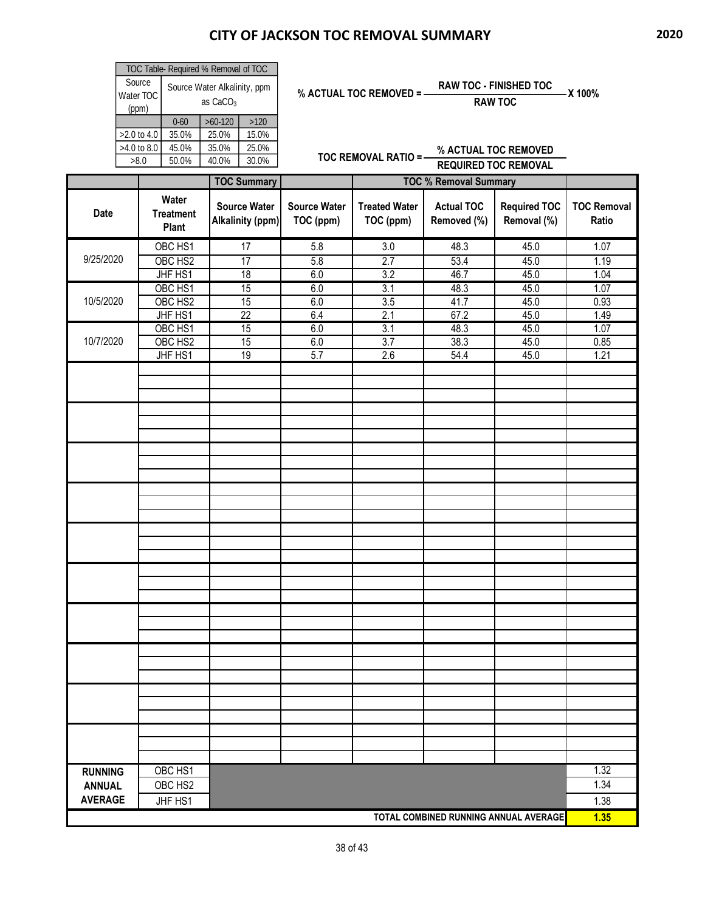# CITY OF JACKSON TOC REMOVAL SUMMARY

2020

| TOC Table- Required % Removal of TOC | | | |
|---|---|---|---|
| Source Water TOC (ppm) | Source Water Alkalinity, ppm as $CaCO_3$ | | |
| | 0-60 | >60-120 | >120 |
| >2.0 to 4.0 | 35.0% | 25.0% | 15.0% |
| >4.0 to 8.0 | 45.0% | 35.0% | 25.0% |
| >8.0 | 50.0% | 40.0% | 30.0% |

$$\% \text{ ACTUAL TOC REMOVED} = \frac{\text{RAW TOC - FINISHED TOC}}{\text{RAW TOC}} \times 100\%$$

$$\text{TOC REMOVAL RATIO} = \frac{\% \text{ ACTUAL TOC REMOVED}}{\text{REQUIRED TOC REMOVAL}}$$

| | | TOC Summary | | TOC % Removal Summary | | | |
|---|---|---|---|---|---|---|---|
| Date | Water Treatment Plant | Source Water Alkalinity (ppm) | Source Water TOC (ppm) | Treated Water TOC (ppm) | Actual TOC Removed (%) | Required TOC Removal (%) | TOC Removal Ratio |
| 9/25/2020 | OBC HS1 | 17 | 5.8 | 3.0 | 48.3 | 45.0 | 1.07 |
| | OBC HS2 | 17 | 5.8 | 2.7 | 53.4 | 45.0 | 1.19 |
| | JHF HS1 | 18 | 6.0 | 3.2 | 46.7 | 45.0 | 1.04 |
| 10/5/2020 | OBC HS1 | 15 | 6.0 | 3.1 | 48.3 | 45.0 | 1.07 |
| | OBC HS2 | 15 | 6.0 | 3.5 | 41.7 | 45.0 | 0.93 |
| | JHF HS1 | 22 | 6.4 | 2.1 | 67.2 | 45.0 | 1.49 |
| 10/7/2020 | OBC HS1 | 15 | 6.0 | 3.1 | 48.3 | 45.0 | 1.07 |
| | OBC HS2 | 15 | 6.0 | 3.7 | 38.3 | 45.0 | 0.85 |
| | JHF HS1 | 19 | 5.7 | 2.6 | 54.4 | 45.0 | 1.21 |
| RUNNING ANNUAL AVERAGE | OBC HS1 | | | | | | 1.32 |
| | OBC HS2 | | | | | | 1.34 |
| | JHF HS1 | | | | | | 1.38 |
| TOTAL COMBINED RUNNING ANNUAL AVERAGE | | | | | | | **1.35** |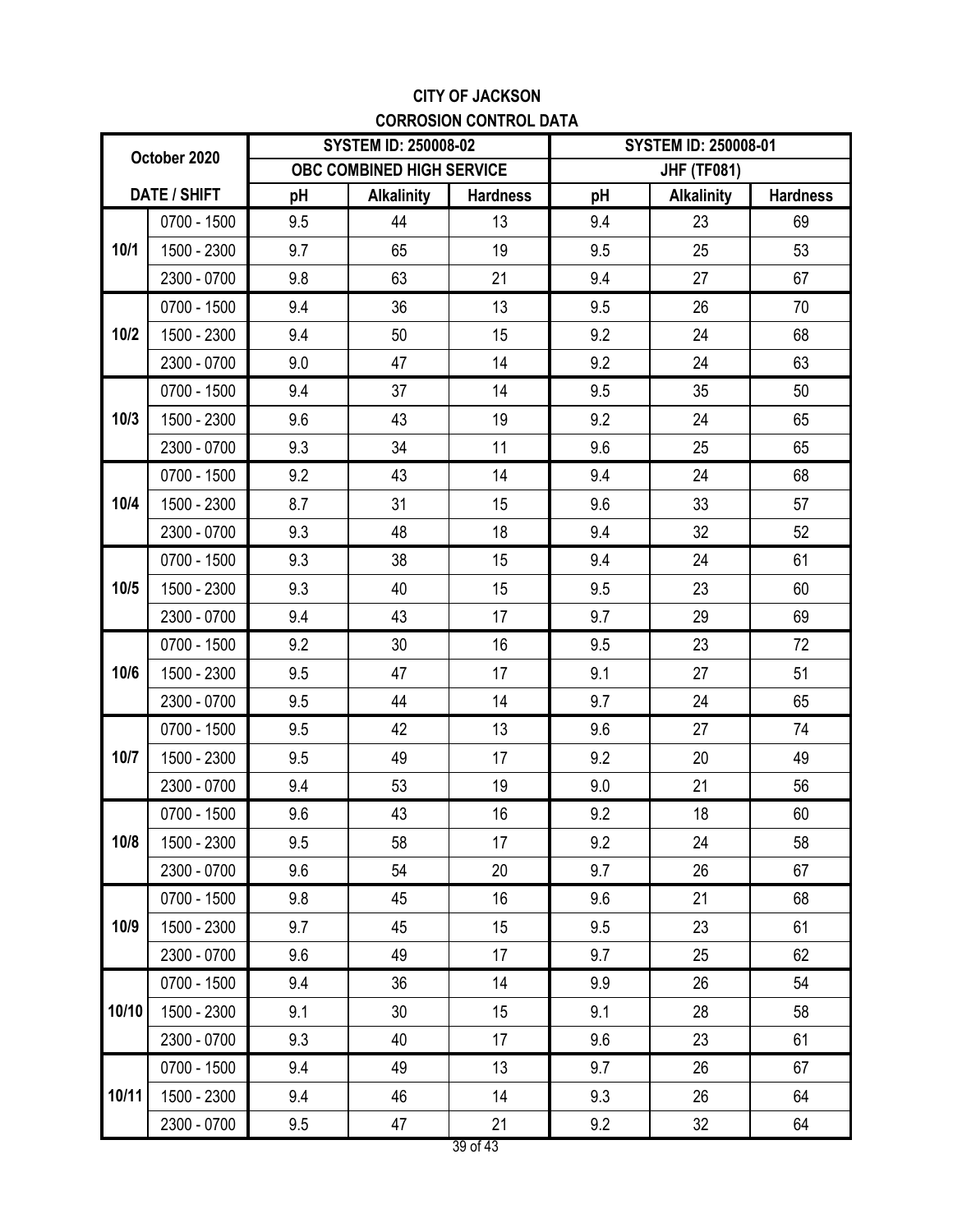**CITY OF JACKSON**

**CORROSION CONTROL DATA**

| October 2020 | | SYSTEM ID: 250008-02 | | | SYSTEM ID: 250008-01 | | |
|---|---|---|---|---|---|---|---|
| | | OBC COMBINED HIGH SERVICE | | | JHF (TF081) | | |
| DATE / SHIFT | | pH | Alkalinity | Hardness | pH | Alkalinity | Hardness |
| 10/1 | 0700 - 1500 | 9.5 | 44 | 13 | 9.4 | 23 | 69 |
| | 1500 - 2300 | 9.7 | 65 | 19 | 9.5 | 25 | 53 |
| | 2300 - 0700 | 9.8 | 63 | 21 | 9.4 | 27 | 67 |
| 10/2 | 0700 - 1500 | 9.4 | 36 | 13 | 9.5 | 26 | 70 |
| | 1500 - 2300 | 9.4 | 50 | 15 | 9.2 | 24 | 68 |
| | 2300 - 0700 | 9.0 | 47 | 14 | 9.2 | 24 | 63 |
| 10/3 | 0700 - 1500 | 9.4 | 37 | 14 | 9.5 | 35 | 50 |
| | 1500 - 2300 | 9.6 | 43 | 19 | 9.2 | 24 | 65 |
| | 2300 - 0700 | 9.3 | 34 | 11 | 9.6 | 25 | 65 |
| 10/4 | 0700 - 1500 | 9.2 | 43 | 14 | 9.4 | 24 | 68 |
| | 1500 - 2300 | 8.7 | 31 | 15 | 9.6 | 33 | 57 |
| | 2300 - 0700 | 9.3 | 48 | 18 | 9.4 | 32 | 52 |
| 10/5 | 0700 - 1500 | 9.3 | 38 | 15 | 9.4 | 24 | 61 |
| | 1500 - 2300 | 9.3 | 40 | 15 | 9.5 | 23 | 60 |
| | 2300 - 0700 | 9.4 | 43 | 17 | 9.7 | 29 | 69 |
| 10/6 | 0700 - 1500 | 9.2 | 30 | 16 | 9.5 | 23 | 72 |
| | 1500 - 2300 | 9.5 | 47 | 17 | 9.1 | 27 | 51 |
| | 2300 - 0700 | 9.5 | 44 | 14 | 9.7 | 24 | 65 |
| 10/7 | 0700 - 1500 | 9.5 | 42 | 13 | 9.6 | 27 | 74 |
| | 1500 - 2300 | 9.5 | 49 | 17 | 9.2 | 20 | 49 |
| | 2300 - 0700 | 9.4 | 53 | 19 | 9.0 | 21 | 56 |
| 10/8 | 0700 - 1500 | 9.6 | 43 | 16 | 9.2 | 18 | 60 |
| | 1500 - 2300 | 9.5 | 58 | 17 | 9.2 | 24 | 58 |
| | 2300 - 0700 | 9.6 | 54 | 20 | 9.7 | 26 | 67 |
| 10/9 | 0700 - 1500 | 9.8 | 45 | 16 | 9.6 | 21 | 68 |
| | 1500 - 2300 | 9.7 | 45 | 15 | 9.5 | 23 | 61 |
| | 2300 - 0700 | 9.6 | 49 | 17 | 9.7 | 25 | 62 |
| 10/10 | 0700 - 1500 | 9.4 | 36 | 14 | 9.9 | 26 | 54 |
| | 1500 - 2300 | 9.1 | 30 | 15 | 9.1 | 28 | 58 |
| | 2300 - 0700 | 9.3 | 40 | 17 | 9.6 | 23 | 61 |
| 10/11 | 0700 - 1500 | 9.4 | 49 | 13 | 9.7 | 26 | 67 |
| | 1500 - 2300 | 9.4 | 46 | 14 | 9.3 | 26 | 64 |
| | 2300 - 0700 | 9.5 | 47 | 21 | 9.2 | 32 | 64 |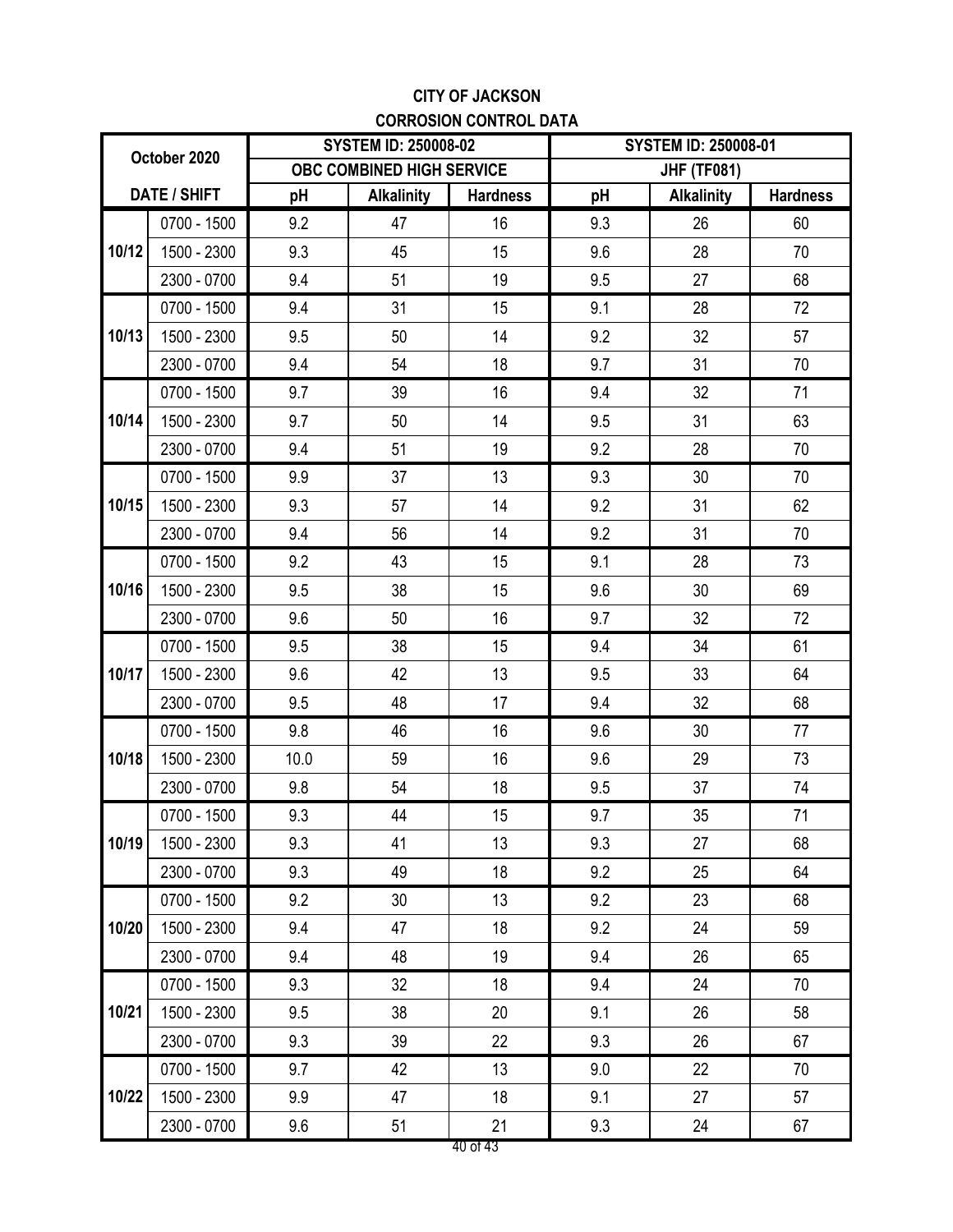# CITY OF JACKSON

## CORROSION CONTROL DATA

| October 2020 | | SYSTEM ID: 250008-02 | | | SYSTEM ID: 250008-01 | | |
|---|---|---|---|---|---|---|---|
| | | OBC COMBINED HIGH SERVICE | | | JHF (TF081) | | |
| DATE / SHIFT | | pH | Alkalinity | Hardness | pH | Alkalinity | Hardness |
| 10/12 | 0700 - 1500 | 9.2 | 47 | 16 | 9.3 | 26 | 60 |
| | 1500 - 2300 | 9.3 | 45 | 15 | 9.6 | 28 | 70 |
| | 2300 - 0700 | 9.4 | 51 | 19 | 9.5 | 27 | 68 |
| 10/13 | 0700 - 1500 | 9.4 | 31 | 15 | 9.1 | 28 | 72 |
| | 1500 - 2300 | 9.5 | 50 | 14 | 9.2 | 32 | 57 |
| | 2300 - 0700 | 9.4 | 54 | 18 | 9.7 | 31 | 70 |
| 10/14 | 0700 - 1500 | 9.7 | 39 | 16 | 9.4 | 32 | 71 |
| | 1500 - 2300 | 9.7 | 50 | 14 | 9.5 | 31 | 63 |
| | 2300 - 0700 | 9.4 | 51 | 19 | 9.2 | 28 | 70 |
| 10/15 | 0700 - 1500 | 9.9 | 37 | 13 | 9.3 | 30 | 70 |
| | 1500 - 2300 | 9.3 | 57 | 14 | 9.2 | 31 | 62 |
| | 2300 - 0700 | 9.4 | 56 | 14 | 9.2 | 31 | 70 |
| 10/16 | 0700 - 1500 | 9.2 | 43 | 15 | 9.1 | 28 | 73 |
| | 1500 - 2300 | 9.5 | 38 | 15 | 9.6 | 30 | 69 |
| | 2300 - 0700 | 9.6 | 50 | 16 | 9.7 | 32 | 72 |
| 10/17 | 0700 - 1500 | 9.5 | 38 | 15 | 9.4 | 34 | 61 |
| | 1500 - 2300 | 9.6 | 42 | 13 | 9.5 | 33 | 64 |
| | 2300 - 0700 | 9.5 | 48 | 17 | 9.4 | 32 | 68 |
| 10/18 | 0700 - 1500 | 9.8 | 46 | 16 | 9.6 | 30 | 77 |
| | 1500 - 2300 | 10.0 | 59 | 16 | 9.6 | 29 | 73 |
| | 2300 - 0700 | 9.8 | 54 | 18 | 9.5 | 37 | 74 |
| 10/19 | 0700 - 1500 | 9.3 | 44 | 15 | 9.7 | 35 | 71 |
| | 1500 - 2300 | 9.3 | 41 | 13 | 9.3 | 27 | 68 |
| | 2300 - 0700 | 9.3 | 49 | 18 | 9.2 | 25 | 64 |
| 10/20 | 0700 - 1500 | 9.2 | 30 | 13 | 9.2 | 23 | 68 |
| | 1500 - 2300 | 9.4 | 47 | 18 | 9.2 | 24 | 59 |
| | 2300 - 0700 | 9.4 | 48 | 19 | 9.4 | 26 | 65 |
| 10/21 | 0700 - 1500 | 9.3 | 32 | 18 | 9.4 | 24 | 70 |
| | 1500 - 2300 | 9.5 | 38 | 20 | 9.1 | 26 | 58 |
| | 2300 - 0700 | 9.3 | 39 | 22 | 9.3 | 26 | 67 |
| 10/22 | 0700 - 1500 | 9.7 | 42 | 13 | 9.0 | 22 | 70 |
| | 1500 - 2300 | 9.9 | 47 | 18 | 9.1 | 27 | 57 |
| | 2300 - 0700 | 9.6 | 51 | 21 | 9.3 | 24 | 67 |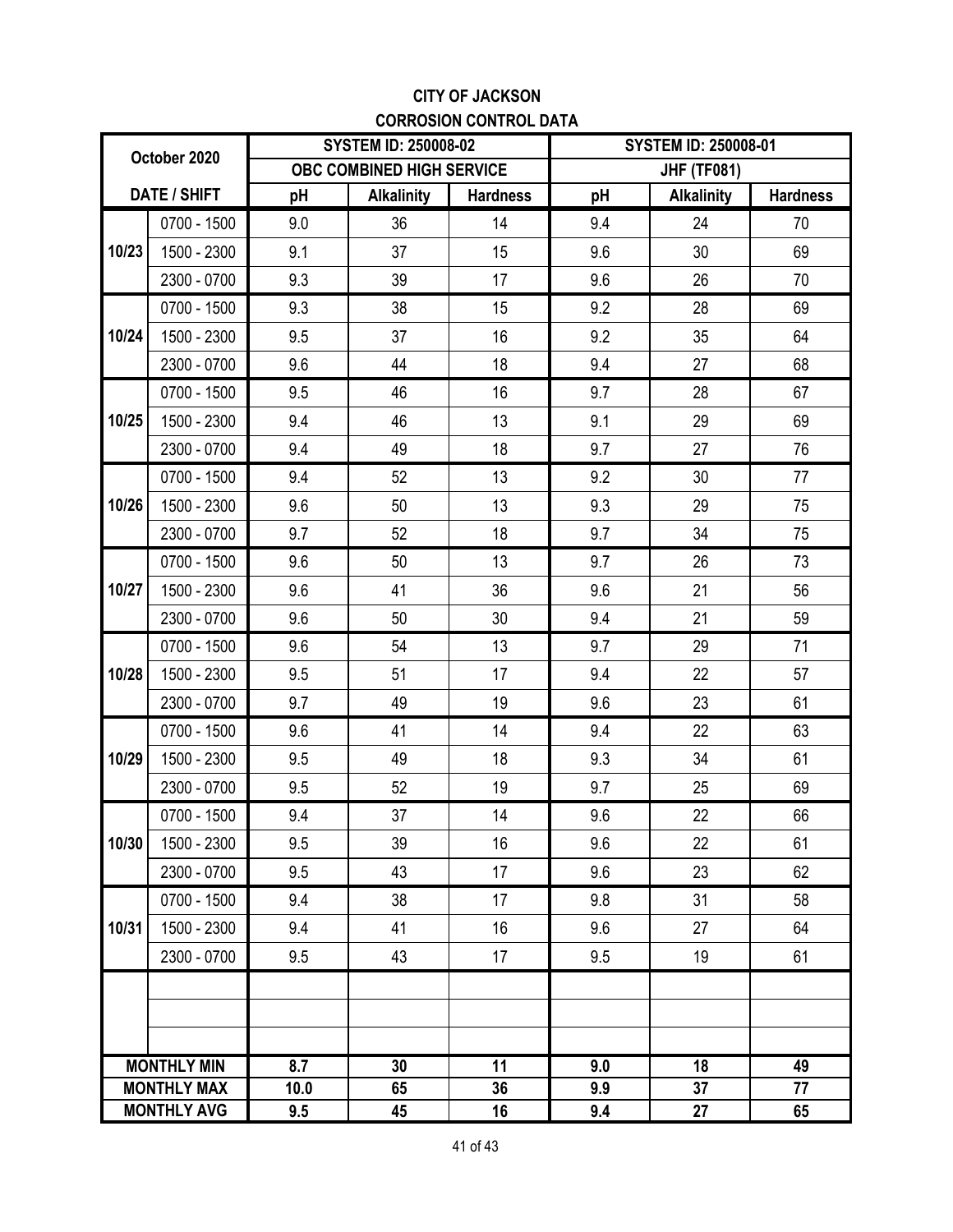# CITY OF JACKSON

## CORROSION CONTROL DATA

| October 2020 | | SYSTEM ID: 250008-02 | | | SYSTEM ID: 250008-01 | | |
|---|---|---|---|---|---|---|---|
| | | OBC COMBINED HIGH SERVICE | | | JHF (TF081) | | |
| DATE / SHIFT | | pH | Alkalinity | Hardness | pH | Alkalinity | Hardness |
| 10/23 | 0700 - 1500 | 9.0 | 36 | 14 | 9.4 | 24 | 70 |
| | 1500 - 2300 | 9.1 | 37 | 15 | 9.6 | 30 | 69 |
| | 2300 - 0700 | 9.3 | 39 | 17 | 9.6 | 26 | 70 |
| 10/24 | 0700 - 1500 | 9.3 | 38 | 15 | 9.2 | 28 | 69 |
| | 1500 - 2300 | 9.5 | 37 | 16 | 9.2 | 35 | 64 |
| | 2300 - 0700 | 9.6 | 44 | 18 | 9.4 | 27 | 68 |
| 10/25 | 0700 - 1500 | 9.5 | 46 | 16 | 9.7 | 28 | 67 |
| | 1500 - 2300 | 9.4 | 46 | 13 | 9.1 | 29 | 69 |
| | 2300 - 0700 | 9.4 | 49 | 18 | 9.7 | 27 | 76 |
| 10/26 | 0700 - 1500 | 9.4 | 52 | 13 | 9.2 | 30 | 77 |
| | 1500 - 2300 | 9.6 | 50 | 13 | 9.3 | 29 | 75 |
| | 2300 - 0700 | 9.7 | 52 | 18 | 9.7 | 34 | 75 |
| 10/27 | 0700 - 1500 | 9.6 | 50 | 13 | 9.7 | 26 | 73 |
| | 1500 - 2300 | 9.6 | 41 | 36 | 9.6 | 21 | 56 |
| | 2300 - 0700 | 9.6 | 50 | 30 | 9.4 | 21 | 59 |
| 10/28 | 0700 - 1500 | 9.6 | 54 | 13 | 9.7 | 29 | 71 |
| | 1500 - 2300 | 9.5 | 51 | 17 | 9.4 | 22 | 57 |
| | 2300 - 0700 | 9.7 | 49 | 19 | 9.6 | 23 | 61 |
| 10/29 | 0700 - 1500 | 9.6 | 41 | 14 | 9.4 | 22 | 63 |
| | 1500 - 2300 | 9.5 | 49 | 18 | 9.3 | 34 | 61 |
| | 2300 - 0700 | 9.5 | 52 | 19 | 9.7 | 25 | 69 |
| 10/30 | 0700 - 1500 | 9.4 | 37 | 14 | 9.6 | 22 | 66 |
| | 1500 - 2300 | 9.5 | 39 | 16 | 9.6 | 22 | 61 |
| | 2300 - 0700 | 9.5 | 43 | 17 | 9.6 | 23 | 62 |
| 10/31 | 0700 - 1500 | 9.4 | 38 | 17 | 9.8 | 31 | 58 |
| | 1500 - 2300 | 9.4 | 41 | 16 | 9.6 | 27 | 64 |
| | 2300 - 0700 | 9.5 | 43 | 17 | 9.5 | 19 | 61 |
| | | | | | | | |
| | | | | | | | |
| | | | | | | | |
| **MONTHLY MIN** | | **8.7** | **30** | **11** | **9.0** | **18** | **49** |
| **MONTHLY MAX** | | **10.0** | **65** | **36** | **9.9** | **37** | **77** |
| **MONTHLY AVG** | | **9.5** | **45** | **16** | **9.4** | **27** | **65** |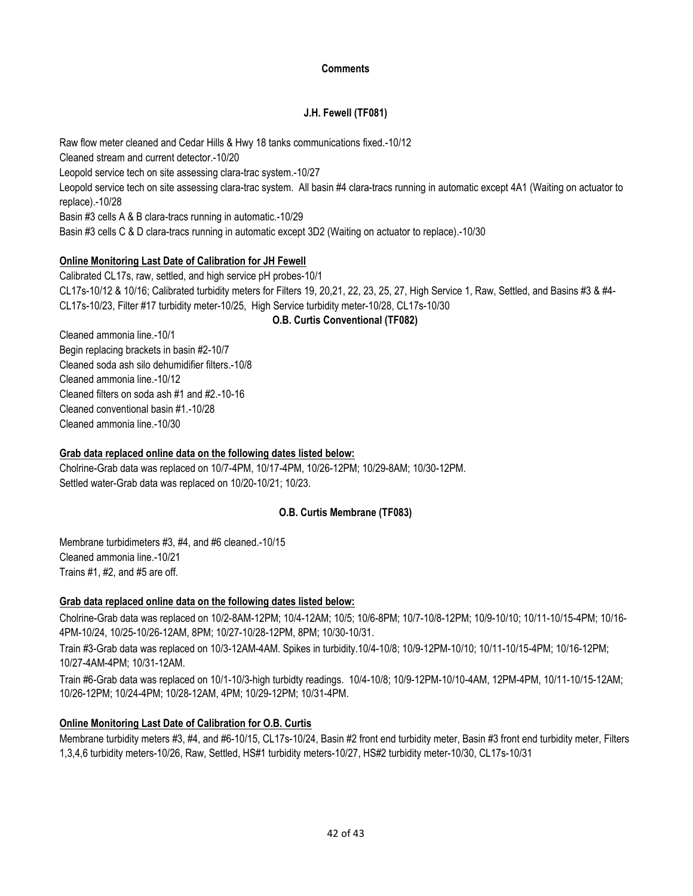## Comments

### J.H. Fewell (TF081)

Raw flow meter cleaned and Cedar Hills & Hwy 18 tanks communications fixed.-10/12

Cleaned stream and current detector.-10/20

Leopold service tech on site assessing clara-trac system.-10/27

Leopold service tech on site assessing clara-trac system. All basin #4 clara-tracs running in automatic except 4A1 (Waiting on actuator to replace).-10/28

Basin #3 cells A & B clara-tracs running in automatic.-10/29

Basin #3 cells C & D clara-tracs running in automatic except 3D2 (Waiting on actuator to replace).-10/30

**Online Monitoring Last Date of Calibration for JH Fewell**

Calibrated CL17s, raw, settled, and high service pH probes-10/1

CL17s-10/12 & 10/16; Calibrated turbidity meters for Filters 19, 20,21, 22, 23, 25, 27, High Service 1, Raw, Settled, and Basins #3 & #4-CL17s-10/23, Filter #17 turbidity meter-10/25, High Service turbidity meter-10/28, CL17s-10/30

### O.B. Curtis Conventional (TF082)

Cleaned ammonia line.-10/1

Begin replacing brackets in basin #2-10/7

Cleaned soda ash silo dehumidifier filters.-10/8

Cleaned ammonia line.-10/12

Cleaned filters on soda ash #1 and #2.-10-16

Cleaned conventional basin #1.-10/28

Cleaned ammonia line.-10/30

**Grab data replaced online data on the following dates listed below:**

Cholrine-Grab data was replaced on 10/7-4PM, 10/17-4PM, 10/26-12PM; 10/29-8AM; 10/30-12PM.

Settled water-Grab data was replaced on 10/20-10/21; 10/23.

### O.B. Curtis Membrane (TF083)

Membrane turbidimeters #3, #4, and #6 cleaned.-10/15

Cleaned ammonia line.-10/21

Trains #1, #2, and #5 are off.

**Grab data replaced online data on the following dates listed below:**

Cholrine-Grab data was replaced on 10/2-8AM-12PM; 10/4-12AM; 10/5; 10/6-8PM; 10/7-10/8-12PM; 10/9-10/10; 10/11-10/15-4PM; 10/16-4PM-10/24, 10/25-10/26-12AM, 8PM; 10/27-10/28-12PM, 8PM; 10/30-10/31.

Train #3-Grab data was replaced on 10/3-12AM-4AM. Spikes in turbidity.10/4-10/8; 10/9-12PM-10/10; 10/11-10/15-4PM; 10/16-12PM; 10/27-4AM-4PM; 10/31-12AM.

Train #6-Grab data was replaced on 10/1-10/3-high turbidty readings. 10/4-10/8; 10/9-12PM-10/10-4AM, 12PM-4PM, 10/11-10/15-12AM; 10/26-12PM; 10/24-4PM; 10/28-12AM, 4PM; 10/29-12PM; 10/31-4PM.

**Online Monitoring Last Date of Calibration for O.B. Curtis**

Membrane turbidity meters #3, #4, and #6-10/15, CL17s-10/24, Basin #2 front end turbidity meter, Basin #3 front end turbidity meter, Filters 1,3,4,6 turbidity meters-10/26, Raw, Settled, HS#1 turbidity meters-10/27, HS#2 turbidity meter-10/30, CL17s-10/31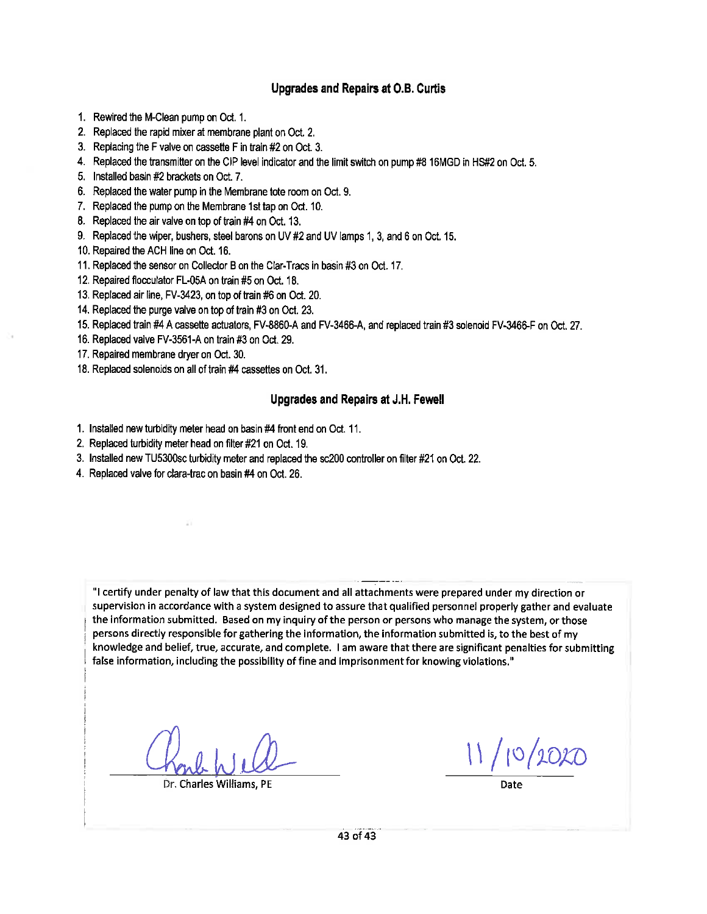## Upgrades and Repairs at O.B. Curtis

1. Rewired the M-Clean pump on Oct. 1.
2. Replaced the rapid mixer at membrane plant on Oct. 2.
3. Replacing the F valve on cassette F in train #2 on Oct. 3.
4. Replaced the transmitter on the CIP level indicator and the limit switch on pump #8 16MGD in HS#2 on Oct. 5.
5. Installed basin #2 brackets on Oct. 7.
6. Replaced the water pump in the Membrane tote room on Oct. 9.
7. Replaced the pump on the Membrane 1st tap on Oct. 10.
8. Replaced the air valve on top of train #4 on Oct. 13.
9. Replaced the wiper, bushers, steel barons on UV #2 and UV lamps 1, 3, and 6 on Oct. 15.
10. Repaired the ACH line on Oct. 16.
11. Replaced the sensor on Collector B on the Clar-Tracs in basin #3 on Oct. 17.
12. Repaired flocculator FL-05A on train #5 on Oct. 18.
13. Replaced air line, FV-3423, on top of train #6 on Oct. 20.
14. Replaced the purge valve on top of train #3 on Oct. 23.
15. Replaced train #4 A cassette actuators, FV-8860-A and FV-3466-A, and replaced train #3 solenoid FV-3466-F on Oct. 27.
16. Replaced valve FV-3561-A on train #3 on Oct. 29.
17. Repaired membrane dryer on Oct. 30.
18. Replaced solenoids on all of train #4 cassettes on Oct. 31.

## Upgrades and Repairs at J.H. Fewell

1. Installed new turbidity meter head on basin #4 front end on Oct. 11.
2. Replaced turbidity meter head on filter #21 on Oct. 19.
3. Installed new TU5300sc turbidity meter and replaced the sc200 controller on filter #21 on Oct. 22.
4. Replaced valve for clara-trac on basin #4 on Oct. 26.

"I certify under penalty of law that this document and all attachments were prepared under my direction or supervision in accordance with a system designed to assure that qualified personnel properly gather and evaluate the information submitted. Based on my inquiry of the person or persons who manage the system, or those persons directly responsible for gathering the information, the information submitted is, to the best of my knowledge and belief, true, accurate, and complete. I am aware that there are significant penalties for submitting false information, including the possibility of fine and imprisonment for knowing violations."

Dr. Charles Williams, PE

11/10/2020

Date